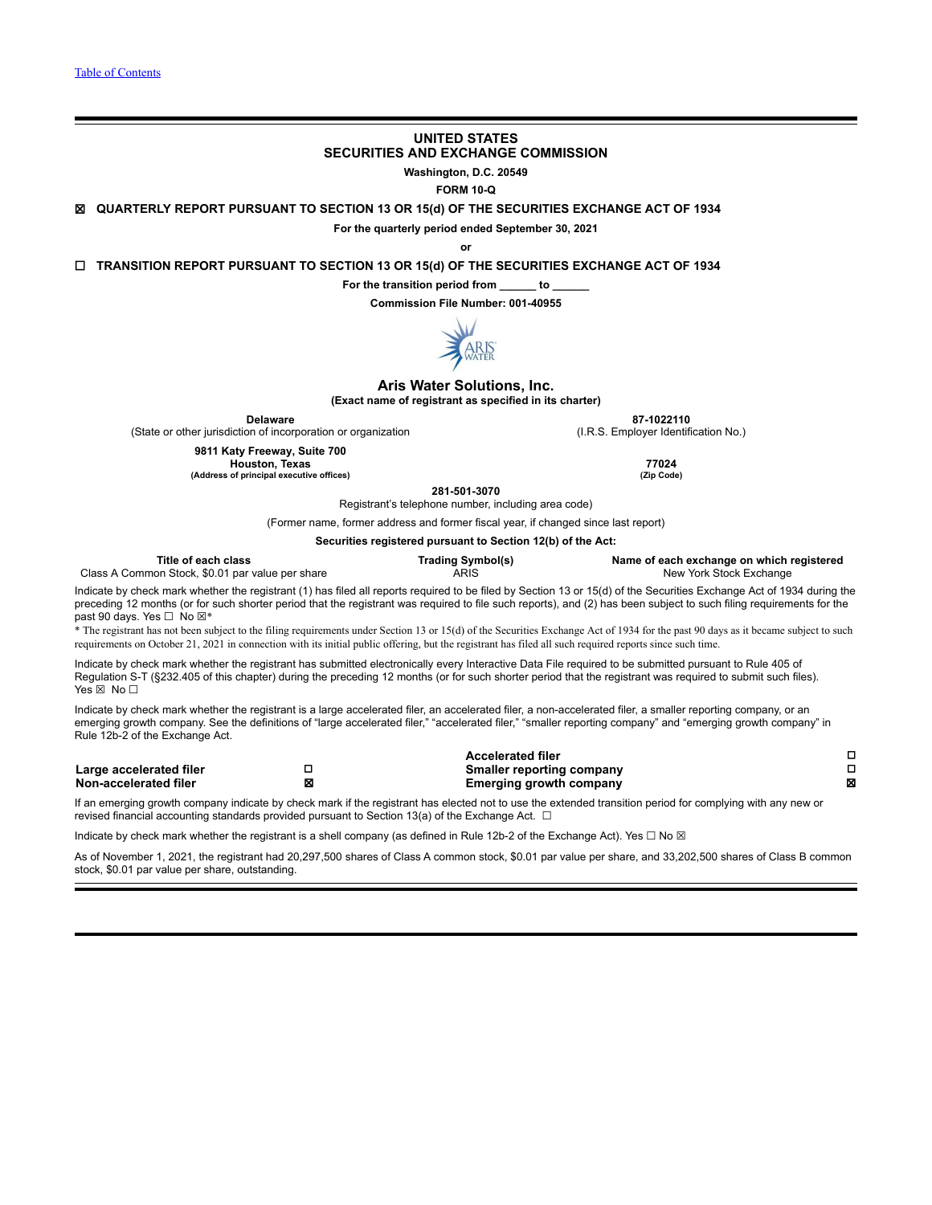# UNITED STATES
# SECURITIES AND EXCHANGE COMMISSION

**Washington, D.C. 20549**

**FORM 10-Q**

☒ **QUARTERLY REPORT PURSUANT TO SECTION 13 OR 15(d) OF THE SECURITIES EXCHANGE ACT OF 1934**

**For the quarterly period ended September 30, 2021**

**or**

☐ **TRANSITION REPORT PURSUANT TO SECTION 13 OR 15(d) OF THE SECURITIES EXCHANGE ACT OF 1934**

**For the transition period from ______ to ______**

**Commission File Number: 001-40955**

## Aris Water Solutions, Inc.

**(Exact name of registrant as specified in its charter)**

| **Delaware** | **87-1022110** |
|---|---|
| (State or other jurisdiction of incorporation or organization | (I.R.S. Employer Identification No.) |
| **9811 Katy Freeway, Suite 700** **Houston, Texas** | **77024** |
| **(Address of principal executive offices)** | **(Zip Code)** |

**281-501-3070**
Registrant's telephone number, including area code)

(Former name, former address and former fiscal year, if changed since last report)

**Securities registered pursuant to Section 12(b) of the Act:**

| Title of each class | Trading Symbol(s) | Name of each exchange on which registered |
|---|---|---|
| Class A Common Stock, $0.01 par value per share | ARIS | New York Stock Exchange |

Indicate by check mark whether the registrant (1) has filed all reports required to be filed by Section 13 or 15(d) of the Securities Exchange Act of 1934 during the preceding 12 months (or for such shorter period that the registrant was required to file such reports), and (2) has been subject to such filing requirements for the past 90 days. Yes ☐ No ☒*

* The registrant has not been subject to the filing requirements under Section 13 or 15(d) of the Securities Exchange Act of 1934 for the past 90 days as it became subject to such requirements on October 21, 2021 in connection with its initial public offering, but the registrant has filed all such required reports since such time.

Indicate by check mark whether the registrant has submitted electronically every Interactive Data File required to be submitted pursuant to Rule 405 of Regulation S-T (§232.405 of this chapter) during the preceding 12 months (or for such shorter period that the registrant was required to submit such files). Yes ☒ No ☐

Indicate by check mark whether the registrant is a large accelerated filer, an accelerated filer, a non-accelerated filer, a smaller reporting company, or an emerging growth company. See the definitions of "large accelerated filer," "accelerated filer," "smaller reporting company" and "emerging growth company" in Rule 12b-2 of the Exchange Act.

| | | | |
|---|---|---|---|
| | | **Accelerated filer** | ☐ |
| **Large accelerated filer** | ☐ | **Smaller reporting company** | ☐ |
| **Non-accelerated filer** | ☒ | **Emerging growth company** | ☒ |

If an emerging growth company indicate by check mark if the registrant has elected not to use the extended transition period for complying with any new or revised financial accounting standards provided pursuant to Section 13(a) of the Exchange Act. ☐

Indicate by check mark whether the registrant is a shell company (as defined in Rule 12b-2 of the Exchange Act). Yes ☐ No ☒

As of November 1, 2021, the registrant had 20,297,500 shares of Class A common stock, $0.01 par value per share, and 33,202,500 shares of Class B common stock, $0.01 par value per share, outstanding.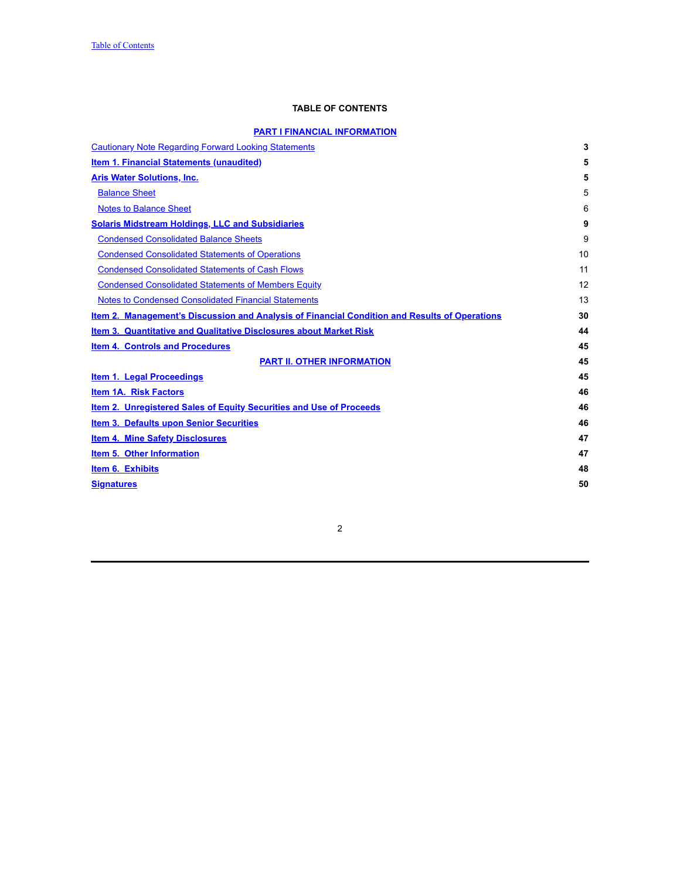## TABLE OF CONTENTS

| PART I FINANCIAL INFORMATION | |
|---|---|
| Cautionary Note Regarding Forward Looking Statements | 3 |
| **Item 1. Financial Statements (unaudited)** | **5** |
| **Aris Water Solutions, Inc.** | **5** |
| Balance Sheet | 5 |
| Notes to Balance Sheet | 6 |
| **Solaris Midstream Holdings, LLC and Subsidiaries** | **9** |
| Condensed Consolidated Balance Sheets | 9 |
| Condensed Consolidated Statements of Operations | 10 |
| Condensed Consolidated Statements of Cash Flows | 11 |
| Condensed Consolidated Statements of Members Equity | 12 |
| Notes to Condensed Consolidated Financial Statements | 13 |
| **Item 2. Management's Discussion and Analysis of Financial Condition and Results of Operations** | **30** |
| **Item 3. Quantitative and Qualitative Disclosures about Market Risk** | **44** |
| **Item 4. Controls and Procedures** | **45** |
| **PART II. OTHER INFORMATION** | **45** |
| **Item 1. Legal Proceedings** | **45** |
| **Item 1A. Risk Factors** | **46** |
| **Item 2. Unregistered Sales of Equity Securities and Use of Proceeds** | **46** |
| **Item 3. Defaults upon Senior Securities** | **46** |
| **Item 4. Mine Safety Disclosures** | **47** |
| **Item 5. Other Information** | **47** |
| **Item 6. Exhibits** | **48** |
| **Signatures** | **50** |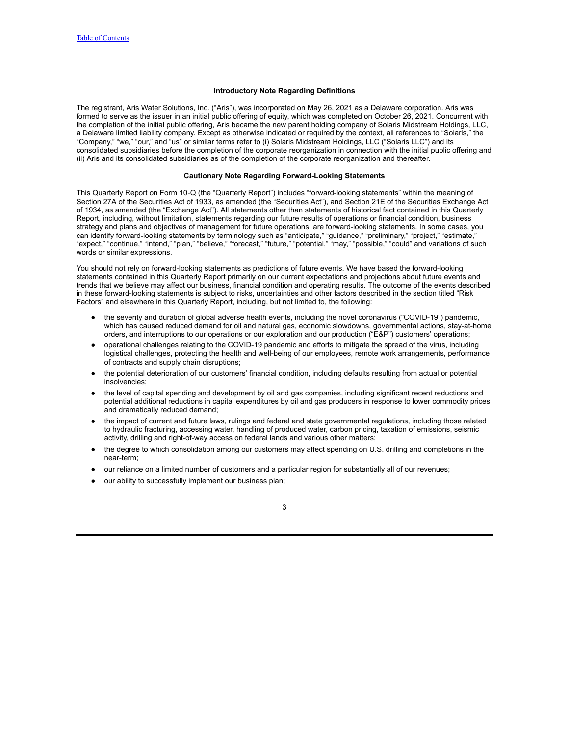### Introductory Note Regarding Definitions

The registrant, Aris Water Solutions, Inc. ("Aris"), was incorporated on May 26, 2021 as a Delaware corporation. Aris was formed to serve as the issuer in an initial public offering of equity, which was completed on October 26, 2021. Concurrent with the completion of the initial public offering, Aris became the new parent holding company of Solaris Midstream Holdings, LLC, a Delaware limited liability company. Except as otherwise indicated or required by the context, all references to "Solaris," the "Company," "we," "our," and "us" or similar terms refer to (i) Solaris Midstream Holdings, LLC ("Solaris LLC") and its consolidated subsidiaries before the completion of the corporate reorganization in connection with the initial public offering and (ii) Aris and its consolidated subsidiaries as of the completion of the corporate reorganization and thereafter.

### Cautionary Note Regarding Forward-Looking Statements

This Quarterly Report on Form 10-Q (the "Quarterly Report") includes "forward-looking statements" within the meaning of Section 27A of the Securities Act of 1933, as amended (the "Securities Act"), and Section 21E of the Securities Exchange Act of 1934, as amended (the "Exchange Act"). All statements other than statements of historical fact contained in this Quarterly Report, including, without limitation, statements regarding our future results of operations or financial condition, business strategy and plans and objectives of management for future operations, are forward-looking statements. In some cases, you can identify forward-looking statements by terminology such as "anticipate," "guidance," "preliminary," "project," "estimate," "expect," "continue," "intend," "plan," "believe," "forecast," "future," "potential," "may," "possible," "could" and variations of such words or similar expressions.

You should not rely on forward-looking statements as predictions of future events. We have based the forward-looking statements contained in this Quarterly Report primarily on our current expectations and projections about future events and trends that we believe may affect our business, financial condition and operating results. The outcome of the events described in these forward-looking statements is subject to risks, uncertainties and other factors described in the section titled "Risk Factors" and elsewhere in this Quarterly Report, including, but not limited to, the following:

- the severity and duration of global adverse health events, including the novel coronavirus ("COVID-19") pandemic, which has caused reduced demand for oil and natural gas, economic slowdowns, governmental actions, stay-at-home orders, and interruptions to our operations or our exploration and our production ("E&P") customers' operations;
- operational challenges relating to the COVID-19 pandemic and efforts to mitigate the spread of the virus, including logistical challenges, protecting the health and well-being of our employees, remote work arrangements, performance of contracts and supply chain disruptions;
- the potential deterioration of our customers' financial condition, including defaults resulting from actual or potential insolvencies;
- the level of capital spending and development by oil and gas companies, including significant recent reductions and potential additional reductions in capital expenditures by oil and gas producers in response to lower commodity prices and dramatically reduced demand;
- the impact of current and future laws, rulings and federal and state governmental regulations, including those related to hydraulic fracturing, accessing water, handling of produced water, carbon pricing, taxation of emissions, seismic activity, drilling and right-of-way access on federal lands and various other matters;
- the degree to which consolidation among our customers may affect spending on U.S. drilling and completions in the near-term;
- our reliance on a limited number of customers and a particular region for substantially all of our revenues;
- our ability to successfully implement our business plan;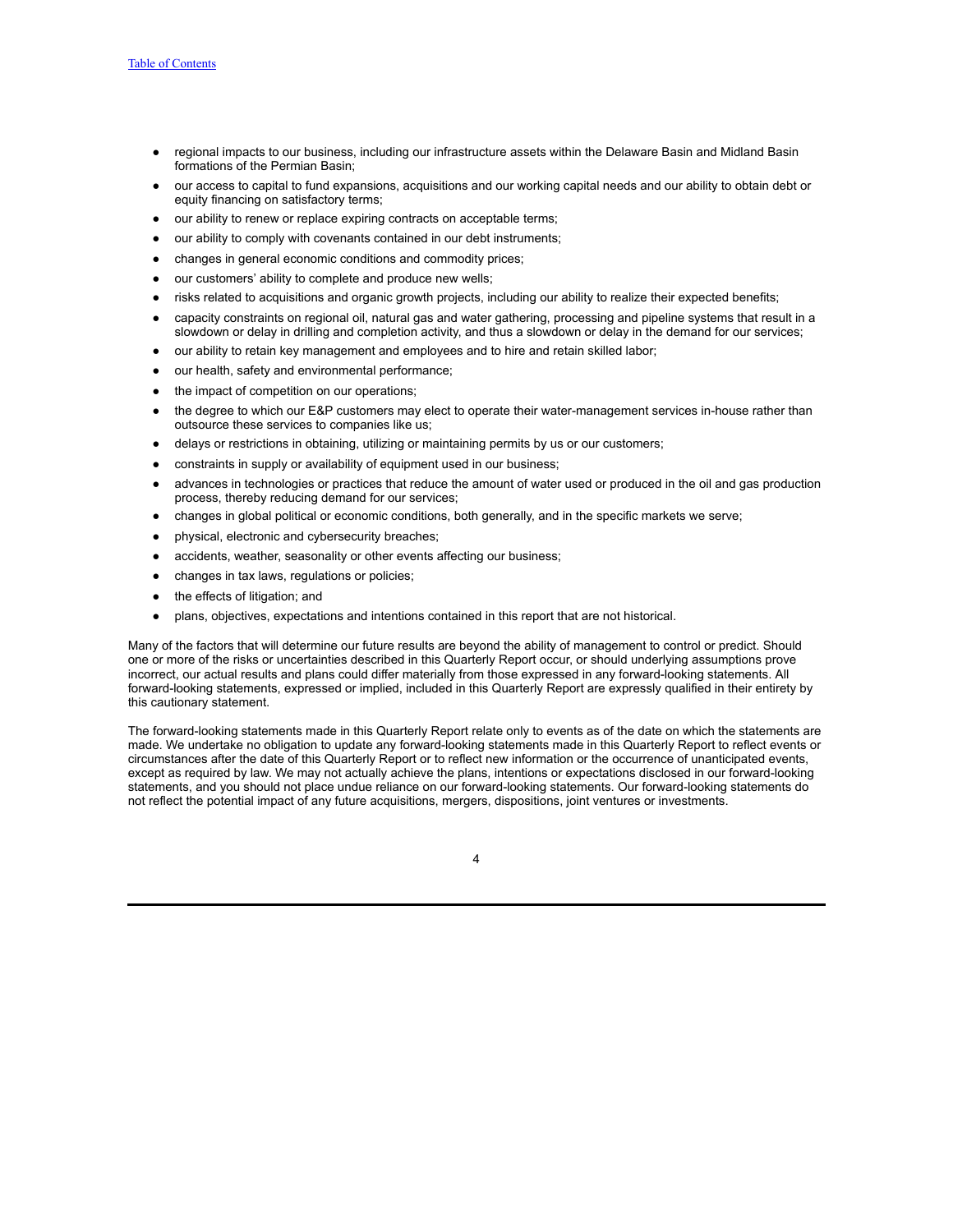- regional impacts to our business, including our infrastructure assets within the Delaware Basin and Midland Basin formations of the Permian Basin;
- our access to capital to fund expansions, acquisitions and our working capital needs and our ability to obtain debt or equity financing on satisfactory terms;
- our ability to renew or replace expiring contracts on acceptable terms;
- our ability to comply with covenants contained in our debt instruments;
- changes in general economic conditions and commodity prices;
- our customers' ability to complete and produce new wells;
- risks related to acquisitions and organic growth projects, including our ability to realize their expected benefits;
- capacity constraints on regional oil, natural gas and water gathering, processing and pipeline systems that result in a slowdown or delay in drilling and completion activity, and thus a slowdown or delay in the demand for our services;
- our ability to retain key management and employees and to hire and retain skilled labor;
- our health, safety and environmental performance;
- the impact of competition on our operations;
- the degree to which our E&P customers may elect to operate their water-management services in-house rather than outsource these services to companies like us;
- delays or restrictions in obtaining, utilizing or maintaining permits by us or our customers;
- constraints in supply or availability of equipment used in our business;
- advances in technologies or practices that reduce the amount of water used or produced in the oil and gas production process, thereby reducing demand for our services;
- changes in global political or economic conditions, both generally, and in the specific markets we serve;
- physical, electronic and cybersecurity breaches;
- accidents, weather, seasonality or other events affecting our business;
- changes in tax laws, regulations or policies;
- the effects of litigation; and
- plans, objectives, expectations and intentions contained in this report that are not historical.

Many of the factors that will determine our future results are beyond the ability of management to control or predict. Should one or more of the risks or uncertainties described in this Quarterly Report occur, or should underlying assumptions prove incorrect, our actual results and plans could differ materially from those expressed in any forward-looking statements. All forward-looking statements, expressed or implied, included in this Quarterly Report are expressly qualified in their entirety by this cautionary statement.

The forward-looking statements made in this Quarterly Report relate only to events as of the date on which the statements are made. We undertake no obligation to update any forward-looking statements made in this Quarterly Report to reflect events or circumstances after the date of this Quarterly Report or to reflect new information or the occurrence of unanticipated events, except as required by law. We may not actually achieve the plans, intentions or expectations disclosed in our forward-looking statements, and you should not place undue reliance on our forward-looking statements. Our forward-looking statements do not reflect the potential impact of any future acquisitions, mergers, dispositions, joint ventures or investments.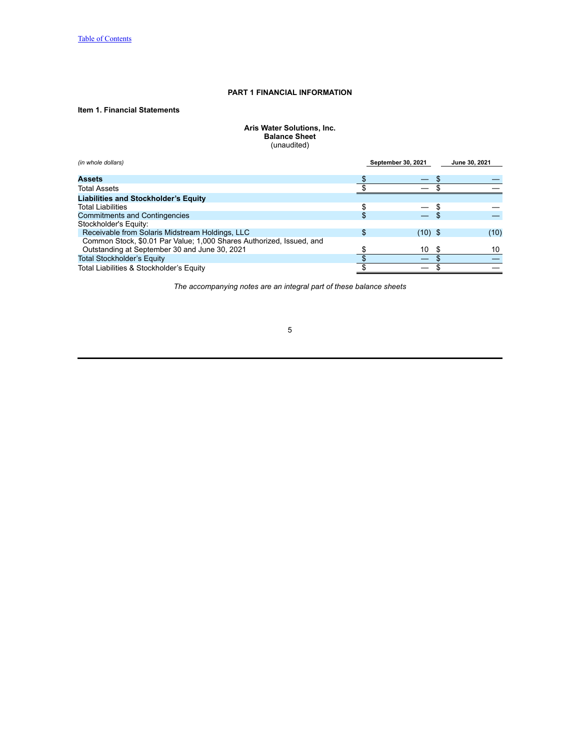[Table of Contents](#)

## PART 1 FINANCIAL INFORMATION

### Item 1. Financial Statements

**Aris Water Solutions, Inc.**
**Balance Sheet**
(unaudited)

| *(in whole dollars)* | September 30, 2021 | June 30, 2021 |
|---|---|---|
| **Assets** | $ — | $ — |
| Total Assets | $ — | $ — |
| **Liabilities and Stockholder's Equity** | | |
| Total Liabilities | $ — | $ — |
| Commitments and Contingencies | $ — | $ — |
| Stockholder's Equity: | | |
| Receivable from Solaris Midstream Holdings, LLC | $ (10) | $ (10) |
| Common Stock, $0.01 Par Value; 1,000 Shares Authorized, Issued, and Outstanding at September 30 and June 30, 2021 | $ 10 | $ 10 |
| Total Stockholder's Equity | $ — | $ — |
| Total Liabilities & Stockholder's Equity | $ — | $ — |

*The accompanying notes are an integral part of these balance sheets*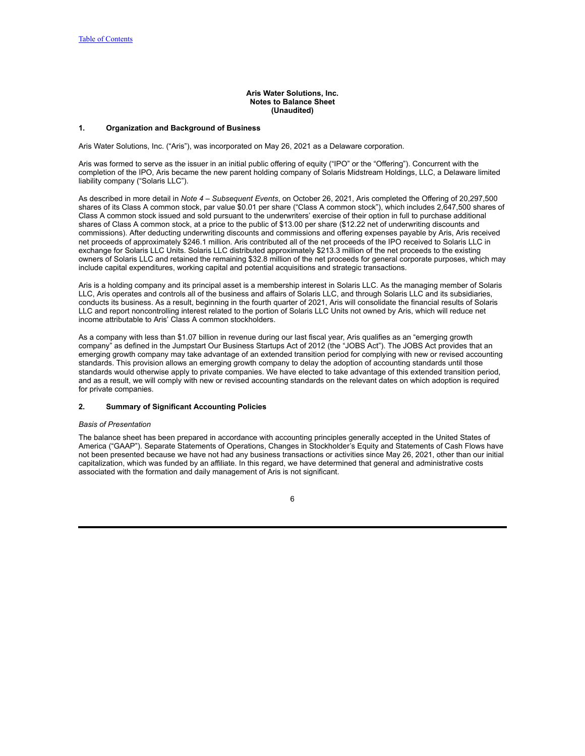**Aris Water Solutions, Inc.**
**Notes to Balance Sheet**
**(Unaudited)**

## 1. Organization and Background of Business

Aris Water Solutions, Inc. ("Aris"), was incorporated on May 26, 2021 as a Delaware corporation.

Aris was formed to serve as the issuer in an initial public offering of equity ("IPO" or the "Offering"). Concurrent with the completion of the IPO, Aris became the new parent holding company of Solaris Midstream Holdings, LLC, a Delaware limited liability company ("Solaris LLC").

As described in more detail in *Note 4 – Subsequent Events*, on October 26, 2021, Aris completed the Offering of 20,297,500 shares of its Class A common stock, par value $0.01 per share ("Class A common stock"), which includes 2,647,500 shares of Class A common stock issued and sold pursuant to the underwriters' exercise of their option in full to purchase additional shares of Class A common stock, at a price to the public of $13.00 per share ($12.22 net of underwriting discounts and commissions). After deducting underwriting discounts and commissions and offering expenses payable by Aris, Aris received net proceeds of approximately $246.1 million. Aris contributed all of the net proceeds of the IPO received to Solaris LLC in exchange for Solaris LLC Units. Solaris LLC distributed approximately $213.3 million of the net proceeds to the existing owners of Solaris LLC and retained the remaining $32.8 million of the net proceeds for general corporate purposes, which may include capital expenditures, working capital and potential acquisitions and strategic transactions.

Aris is a holding company and its principal asset is a membership interest in Solaris LLC. As the managing member of Solaris LLC, Aris operates and controls all of the business and affairs of Solaris LLC, and through Solaris LLC and its subsidiaries, conducts its business. As a result, beginning in the fourth quarter of 2021, Aris will consolidate the financial results of Solaris LLC and report noncontrolling interest related to the portion of Solaris LLC Units not owned by Aris, which will reduce net income attributable to Aris' Class A common stockholders.

As a company with less than $1.07 billion in revenue during our last fiscal year, Aris qualifies as an "emerging growth company" as defined in the Jumpstart Our Business Startups Act of 2012 (the "JOBS Act"). The JOBS Act provides that an emerging growth company may take advantage of an extended transition period for complying with new or revised accounting standards. This provision allows an emerging growth company to delay the adoption of accounting standards until those standards would otherwise apply to private companies. We have elected to take advantage of this extended transition period, and as a result, we will comply with new or revised accounting standards on the relevant dates on which adoption is required for private companies.

## 2. Summary of Significant Accounting Policies

*Basis of Presentation*

The balance sheet has been prepared in accordance with accounting principles generally accepted in the United States of America ("GAAP"). Separate Statements of Operations, Changes in Stockholder's Equity and Statements of Cash Flows have not been presented because we have not had any business transactions or activities since May 26, 2021, other than our initial capitalization, which was funded by an affiliate. In this regard, we have determined that general and administrative costs associated with the formation and daily management of Aris is not significant.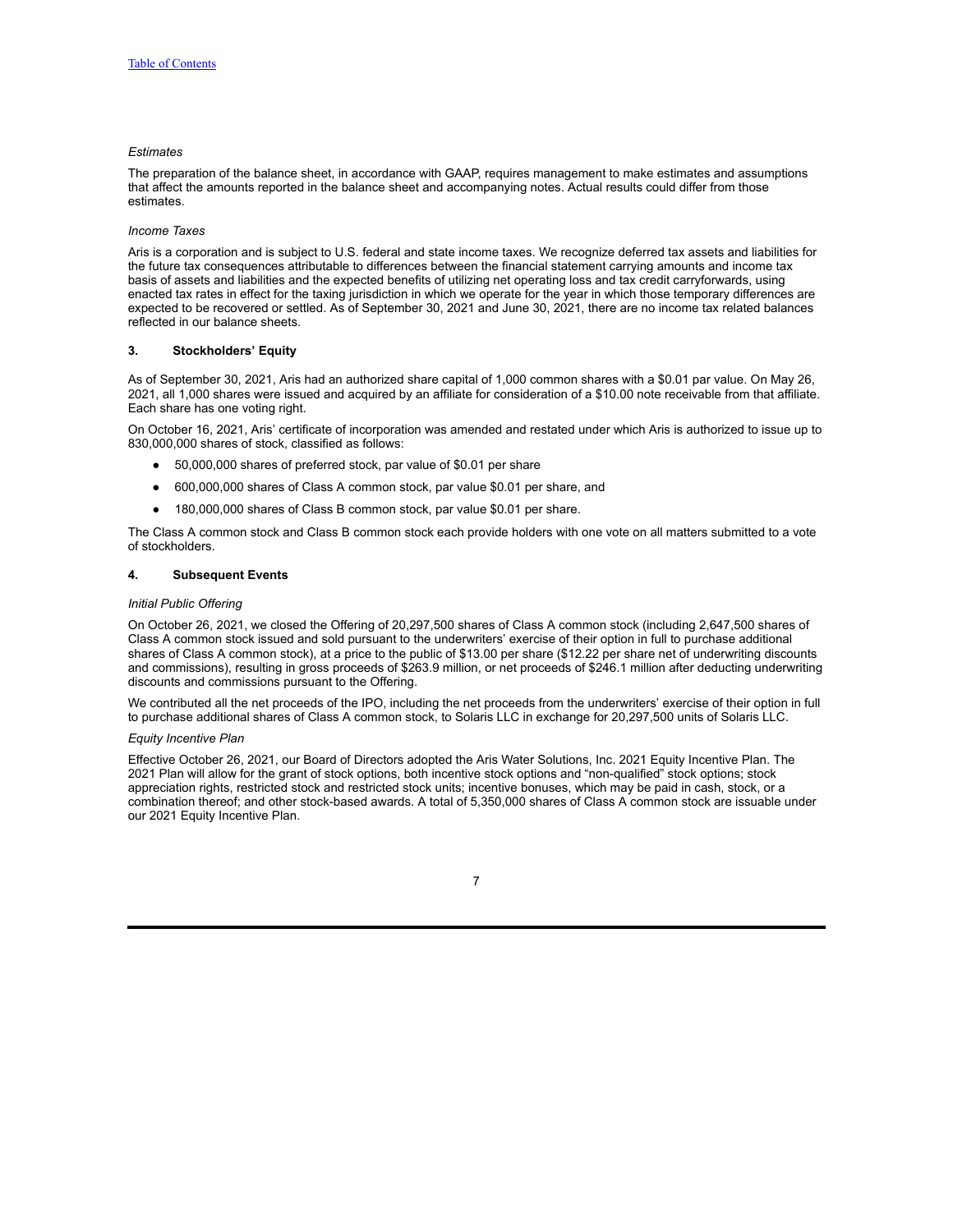*Estimates*

The preparation of the balance sheet, in accordance with GAAP, requires management to make estimates and assumptions that affect the amounts reported in the balance sheet and accompanying notes. Actual results could differ from those estimates.

*Income Taxes*

Aris is a corporation and is subject to U.S. federal and state income taxes. We recognize deferred tax assets and liabilities for the future tax consequences attributable to differences between the financial statement carrying amounts and income tax basis of assets and liabilities and the expected benefits of utilizing net operating loss and tax credit carryforwards, using enacted tax rates in effect for the taxing jurisdiction in which we operate for the year in which those temporary differences are expected to be recovered or settled. As of September 30, 2021 and June 30, 2021, there are no income tax related balances reflected in our balance sheets.

### 3. Stockholders' Equity

As of September 30, 2021, Aris had an authorized share capital of 1,000 common shares with a $0.01 par value. On May 26, 2021, all 1,000 shares were issued and acquired by an affiliate for consideration of a $10.00 note receivable from that affiliate. Each share has one voting right.

On October 16, 2021, Aris' certificate of incorporation was amended and restated under which Aris is authorized to issue up to 830,000,000 shares of stock, classified as follows:

- 50,000,000 shares of preferred stock, par value of $0.01 per share
- 600,000,000 shares of Class A common stock, par value $0.01 per share, and
- 180,000,000 shares of Class B common stock, par value $0.01 per share.

The Class A common stock and Class B common stock each provide holders with one vote on all matters submitted to a vote of stockholders.

### 4. Subsequent Events

*Initial Public Offering*

On October 26, 2021, we closed the Offering of 20,297,500 shares of Class A common stock (including 2,647,500 shares of Class A common stock issued and sold pursuant to the underwriters' exercise of their option in full to purchase additional shares of Class A common stock), at a price to the public of $13.00 per share ($12.22 per share net of underwriting discounts and commissions), resulting in gross proceeds of $263.9 million, or net proceeds of $246.1 million after deducting underwriting discounts and commissions pursuant to the Offering.

We contributed all the net proceeds of the IPO, including the net proceeds from the underwriters' exercise of their option in full to purchase additional shares of Class A common stock, to Solaris LLC in exchange for 20,297,500 units of Solaris LLC.

*Equity Incentive Plan*

Effective October 26, 2021, our Board of Directors adopted the Aris Water Solutions, Inc. 2021 Equity Incentive Plan. The 2021 Plan will allow for the grant of stock options, both incentive stock options and "non-qualified" stock options; stock appreciation rights, restricted stock and restricted stock units; incentive bonuses, which may be paid in cash, stock, or a combination thereof; and other stock-based awards. A total of 5,350,000 shares of Class A common stock are issuable under our 2021 Equity Incentive Plan.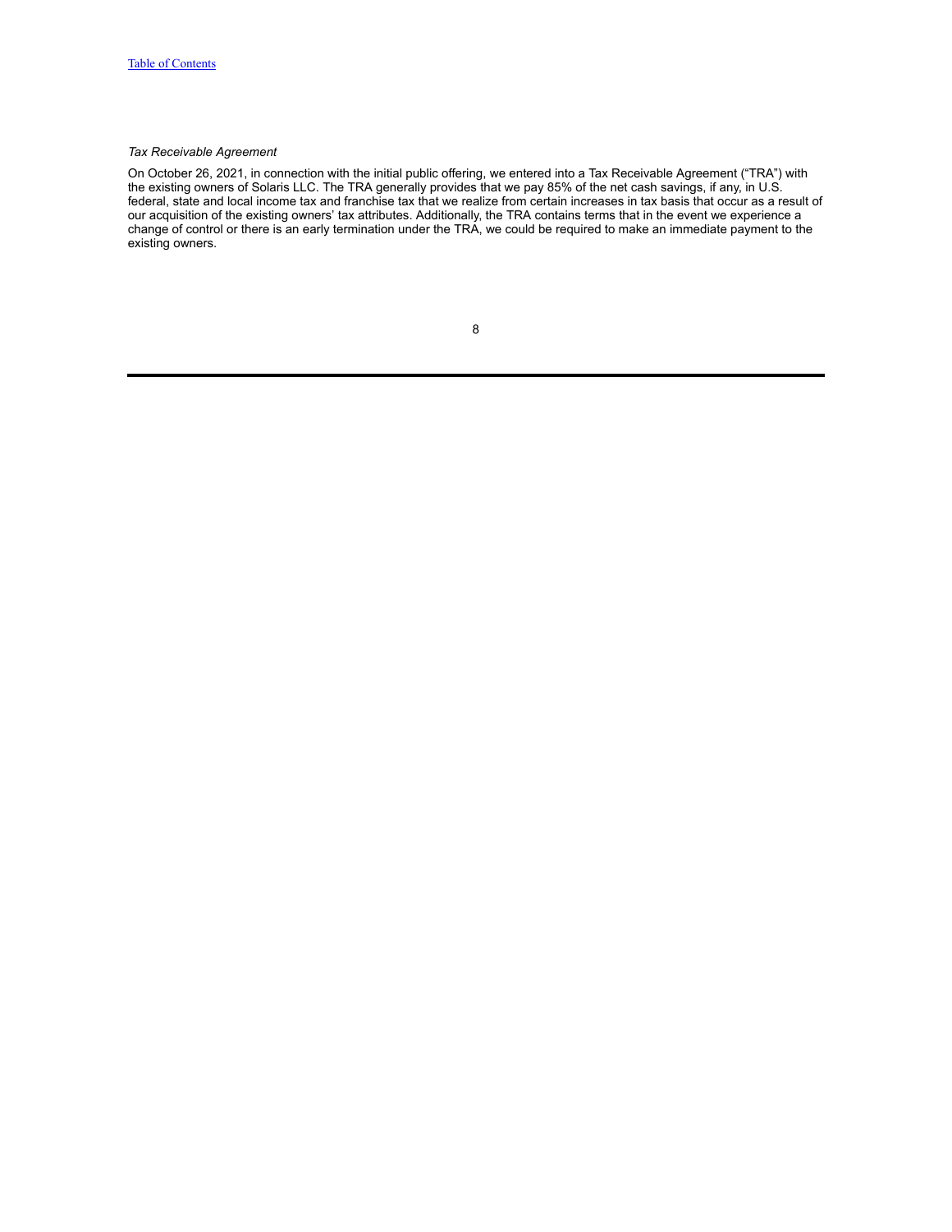*Tax Receivable Agreement*

On October 26, 2021, in connection with the initial public offering, we entered into a Tax Receivable Agreement ("TRA") with the existing owners of Solaris LLC. The TRA generally provides that we pay 85% of the net cash savings, if any, in U.S. federal, state and local income tax and franchise tax that we realize from certain increases in tax basis that occur as a result of our acquisition of the existing owners' tax attributes. Additionally, the TRA contains terms that in the event we experience a change of control or there is an early termination under the TRA, we could be required to make an immediate payment to the existing owners.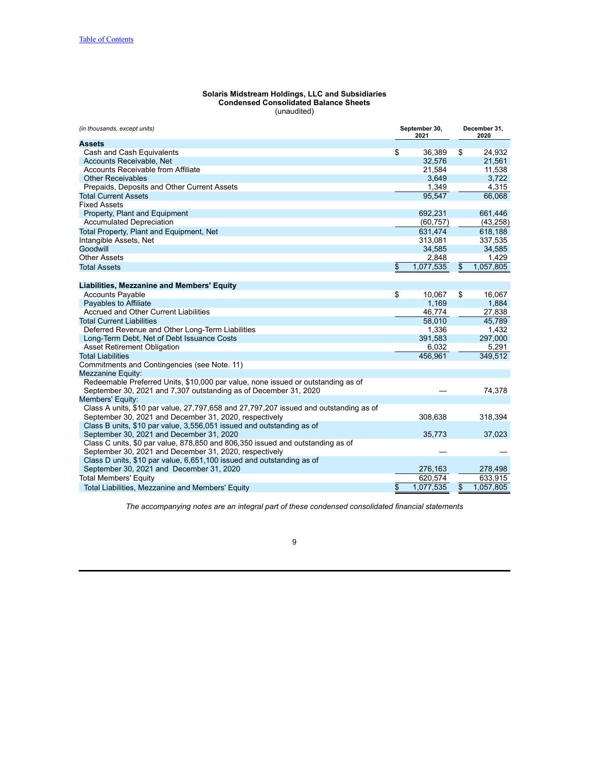Table of Contents

**Solaris Midstream Holdings, LLC and Subsidiaries**
**Condensed Consolidated Balance Sheets**
(unaudited)

| *(in thousands, except units)* | September 30, 2021 | December 31, 2020 |
|---|---|---|
| **Assets** | | |
| Cash and Cash Equivalents | $ 36,389 | $ 24,932 |
| Accounts Receivable, Net | 32,576 | 21,561 |
| Accounts Receivable from Affiliate | 21,584 | 11,538 |
| Other Receivables | 3,649 | 3,722 |
| Prepaids, Deposits and Other Current Assets | 1,349 | 4,315 |
| Total Current Assets | 95,547 | 66,068 |
| Fixed Assets | | |
| Property, Plant and Equipment | 692,231 | 661,446 |
| Accumulated Depreciation | (60,757) | (43,258) |
| Total Property, Plant and Equipment, Net | 631,474 | 618,188 |
| Intangible Assets, Net | 313,081 | 337,535 |
| Goodwill | 34,585 | 34,585 |
| Other Assets | 2,848 | 1,429 |
| Total Assets | $ 1,077,535 | $ 1,057,805 |
| | | |
| **Liabilities, Mezzanine and Members' Equity** | | |
| Accounts Payable | $ 10,067 | $ 16,067 |
| Payables to Affiliate | 1,169 | 1,884 |
| Accrued and Other Current Liabilities | 46,774 | 27,838 |
| Total Current Liabilities | 58,010 | 45,789 |
| Deferred Revenue and Other Long-Term Liabilities | 1,336 | 1,432 |
| Long-Term Debt, Net of Debt Issuance Costs | 391,583 | 297,000 |
| Asset Retirement Obligation | 6,032 | 5,291 |
| Total Liabilities | 456,961 | 349,512 |
| Commitments and Contingencies (see Note. 11) | | |
| Mezzanine Equity: | | |
| Redeemable Preferred Units, $10,000 par value, none issued or outstanding as of September 30, 2021 and 7,307 outstanding as of December 31, 2020 | — | 74,378 |
| Members' Equity: | | |
| Class A units, $10 par value, 27,797,658 and 27,797,207 issued and outstanding as of September 30, 2021 and December 31, 2020, respectively | 308,638 | 318,394 |
| Class B units, $10 par value, 3,556,051 issued and outstanding as of September 30, 2021 and December 31, 2020 | 35,773 | 37,023 |
| Class C units, $0 par value, 878,850 and 806,350 issued and outstanding as of September 30, 2021 and December 31, 2020, respectively | — | — |
| Class D units, $10 par value, 6,651,100 issued and outstanding as of September 30, 2021 and December 31, 2020 | 276,163 | 278,498 |
| Total Members' Equity | 620,574 | 633,915 |
| Total Liabilities, Mezzanine and Members' Equity | $ 1,077,535 | $ 1,057,805 |

*The accompanying notes are an integral part of these condensed consolidated financial statements*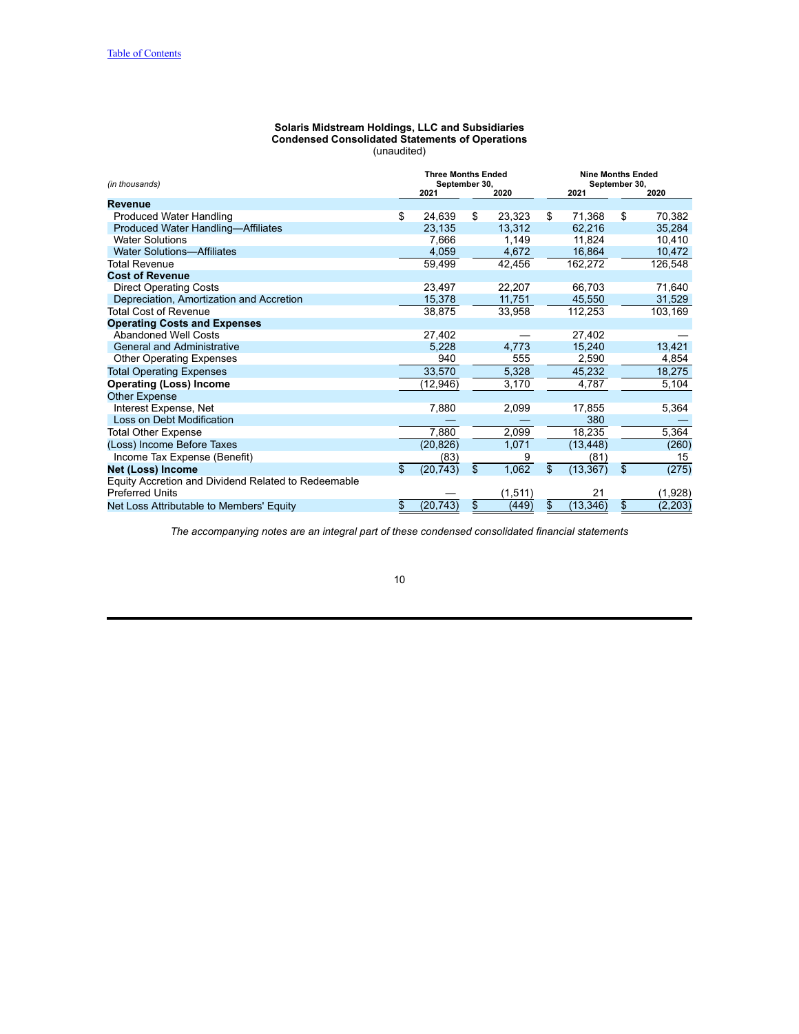Table of Contents

**Solaris Midstream Holdings, LLC and Subsidiaries**
**Condensed Consolidated Statements of Operations**
(unaudited)

| *(in thousands)* | Three Months Ended September 30, 2021 | Three Months Ended September 30, 2020 | Nine Months Ended September 30, 2021 | Nine Months Ended September 30, 2020 |
|---|---|---|---|---|
| **Revenue** | | | | |
| Produced Water Handling | $ 24,639 | $ 23,323 | $ 71,368 | $ 70,382 |
| Produced Water Handling—Affiliates | 23,135 | 13,312 | 62,216 | 35,284 |
| Water Solutions | 7,666 | 1,149 | 11,824 | 10,410 |
| Water Solutions—Affiliates | 4,059 | 4,672 | 16,864 | 10,472 |
| Total Revenue | 59,499 | 42,456 | 162,272 | 126,548 |
| **Cost of Revenue** | | | | |
| Direct Operating Costs | 23,497 | 22,207 | 66,703 | 71,640 |
| Depreciation, Amortization and Accretion | 15,378 | 11,751 | 45,550 | 31,529 |
| Total Cost of Revenue | 38,875 | 33,958 | 112,253 | 103,169 |
| **Operating Costs and Expenses** | | | | |
| Abandoned Well Costs | 27,402 | — | 27,402 | — |
| General and Administrative | 5,228 | 4,773 | 15,240 | 13,421 |
| Other Operating Expenses | 940 | 555 | 2,590 | 4,854 |
| Total Operating Expenses | 33,570 | 5,328 | 45,232 | 18,275 |
| **Operating (Loss) Income** | (12,946) | 3,170 | 4,787 | 5,104 |
| Other Expense | | | | |
| Interest Expense, Net | 7,880 | 2,099 | 17,855 | 5,364 |
| Loss on Debt Modification | — | — | 380 | — |
| Total Other Expense | 7,880 | 2,099 | 18,235 | 5,364 |
| (Loss) Income Before Taxes | (20,826) | 1,071 | (13,448) | (260) |
| Income Tax Expense (Benefit) | (83) | 9 | (81) | 15 |
| **Net (Loss) Income** | $ (20,743) | $ 1,062 | $ (13,367) | $ (275) |
| Equity Accretion and Dividend Related to Redeemable Preferred Units | — | (1,511) | 21 | (1,928) |
| Net Loss Attributable to Members' Equity | $ (20,743) | $ (449) | $ (13,346) | $ (2,203) |

*The accompanying notes are an integral part of these condensed consolidated financial statements*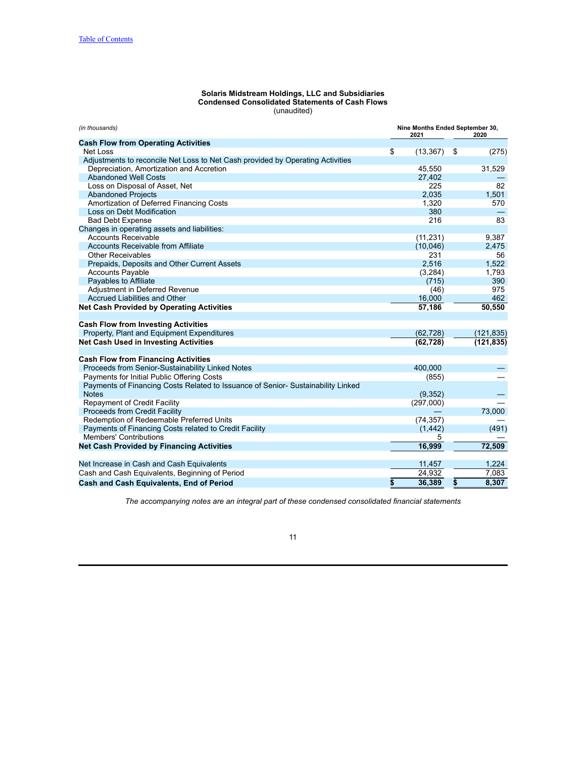**Solaris Midstream Holdings, LLC and Subsidiaries**
**Condensed Consolidated Statements of Cash Flows**
(unaudited)

| *(in thousands)* | Nine Months Ended September 30, 2021 | 2020 |
|---|---|---|
| **Cash Flow from Operating Activities** | | |
| Net Loss | $ (13,367) | $ (275) |
| Adjustments to reconcile Net Loss to Net Cash provided by Operating Activities | | |
| Depreciation, Amortization and Accretion | 45,550 | 31,529 |
| Abandoned Well Costs | 27,402 | — |
| Loss on Disposal of Asset, Net | 225 | 82 |
| Abandoned Projects | 2,035 | 1,501 |
| Amortization of Deferred Financing Costs | 1,320 | 570 |
| Loss on Debt Modification | 380 | — |
| Bad Debt Expense | 216 | 83 |
| Changes in operating assets and liabilities: | | |
| Accounts Receivable | (11,231) | 9,387 |
| Accounts Receivable from Affiliate | (10,046) | 2,475 |
| Other Receivables | 231 | 56 |
| Prepaids, Deposits and Other Current Assets | 2,516 | 1,522 |
| Accounts Payable | (3,284) | 1,793 |
| Payables to Affiliate | (715) | 390 |
| Adjustment in Deferred Revenue | (46) | 975 |
| Accrued Liabilities and Other | 16,000 | 462 |
| **Net Cash Provided by Operating Activities** | **57,186** | **50,550** |
| | | |
| **Cash Flow from Investing Activities** | | |
| Property, Plant and Equipment Expenditures | (62,728) | (121,835) |
| **Net Cash Used in Investing Activities** | **(62,728)** | **(121,835)** |
| | | |
| **Cash Flow from Financing Activities** | | |
| Proceeds from Senior-Sustainability Linked Notes | 400,000 | — |
| Payments for Initial Public Offering Costs | (855) | — |
| Payments of Financing Costs Related to Issuance of Senior- Sustainability Linked Notes | (9,352) | — |
| Repayment of Credit Facility | (297,000) | — |
| Proceeds from Credit Facility | — | 73,000 |
| Redemption of Redeemable Preferred Units | (74,357) | — |
| Payments of Financing Costs related to Credit Facility | (1,442) | (491) |
| Members' Contributions | 5 | — |
| **Net Cash Provided by Financing Activities** | **16,999** | **72,509** |
| | | |
| Net Increase in Cash and Cash Equivalents | 11,457 | 1,224 |
| Cash and Cash Equivalents, Beginning of Period | 24,932 | 7,083 |
| **Cash and Cash Equivalents, End of Period** | **$ 36,389** | **$ 8,307** |

*The accompanying notes are an integral part of these condensed consolidated financial statements*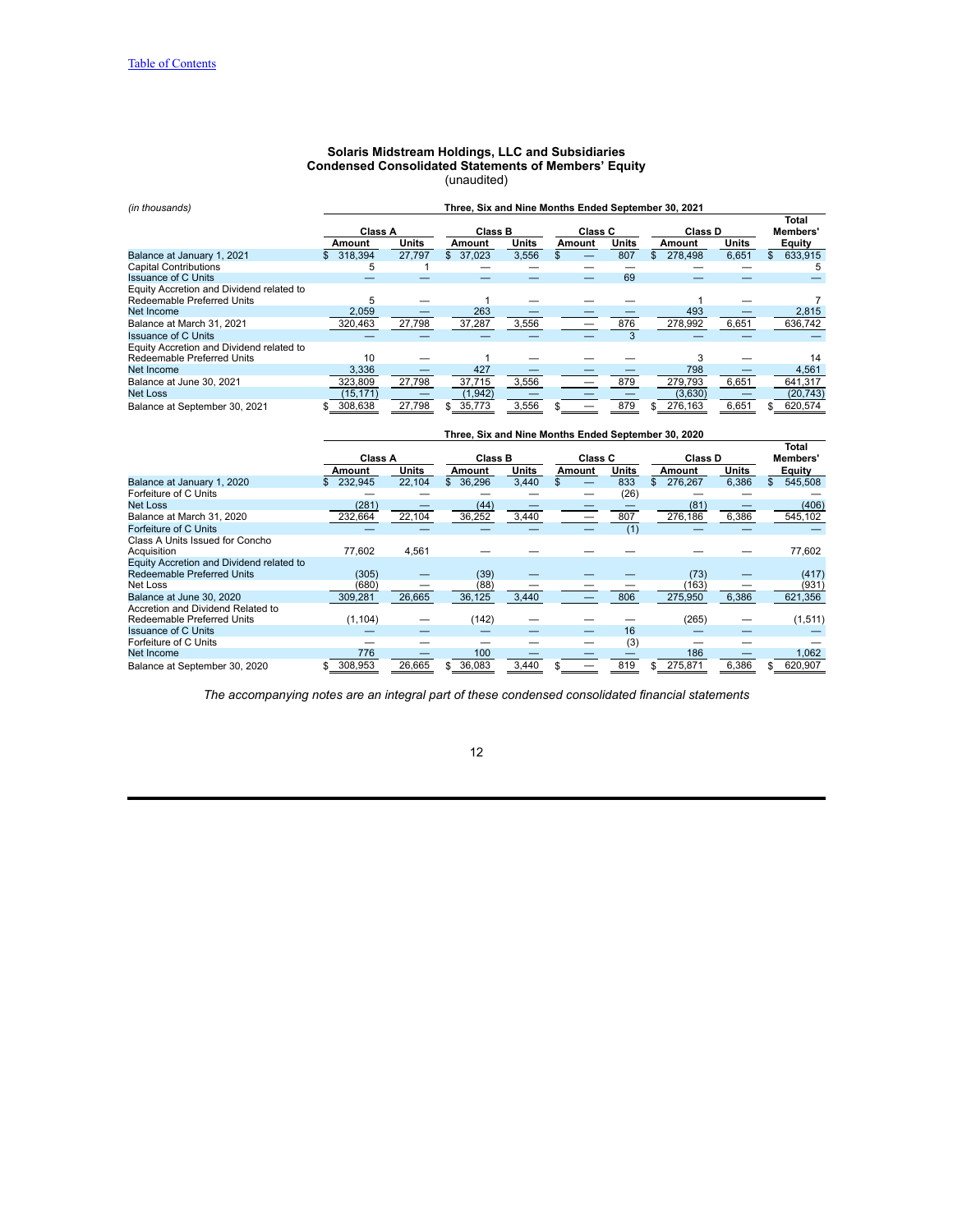[Table of Contents](#)

**Solaris Midstream Holdings, LLC and Subsidiaries**
**Condensed Consolidated Statements of Members' Equity**
(unaudited)

| *(in thousands)* | Three, Six and Nine Months Ended September 30, 2021 | | | | | | | | |
|---|---|---|---|---|---|---|---|---|---|
| | Class A | | Class B | | Class C | | Class D | | Total Members' |
| | Amount | Units | Amount | Units | Amount | Units | Amount | Units | Equity |
| Balance at January 1, 2021 | $ 318,394 | 27,797 | $ 37,023 | 3,556 | $ — | 807 | $ 278,498 | 6,651 | $ 633,915 |
| Capital Contributions | 5 | 1 | — | — | — | — | — | — | 5 |
| Issuance of C Units | — | — | — | — | — | 69 | — | — | — |
| Equity Accretion and Dividend related to Redeemable Preferred Units | 5 | — | 1 | — | — | — | 1 | — | 7 |
| Net Income | 2,059 | — | 263 | — | — | — | 493 | — | 2,815 |
| Balance at March 31, 2021 | 320,463 | 27,798 | 37,287 | 3,556 | — | 876 | 278,992 | 6,651 | 636,742 |
| Issuance of C Units | — | — | — | — | — | 3 | — | — | — |
| Equity Accretion and Dividend related to Redeemable Preferred Units | 10 | — | 1 | — | — | — | 3 | — | 14 |
| Net Income | 3,336 | — | 427 | — | — | — | 798 | — | 4,561 |
| Balance at June 30, 2021 | 323,809 | 27,798 | 37,715 | 3,556 | — | 879 | 279,793 | 6,651 | 641,317 |
| Net Loss | (15,171) | — | (1,942) | — | — | — | (3,630) | — | (20,743) |
| Balance at September 30, 2021 | $ 308,638 | 27,798 | $ 35,773 | 3,556 | $ — | 879 | $ 276,163 | 6,651 | $ 620,574 |

| | Three, Six and Nine Months Ended September 30, 2020 | | | | | | | | |
|---|---|---|---|---|---|---|---|---|---|
| | Class A | | Class B | | Class C | | Class D | | Total Members' |
| | Amount | Units | Amount | Units | Amount | Units | Amount | Units | Equity |
| Balance at January 1, 2020 | $ 232,945 | 22,104 | $ 36,296 | 3,440 | $ — | 833 | $ 276,267 | 6,386 | $ 545,508 |
| Forfeiture of C Units | — | — | — | — | — | (26) | — | — | — |
| Net Loss | (281) | — | (44) | — | — | — | (81) | — | (406) |
| Balance at March 31, 2020 | 232,664 | 22,104 | 36,252 | 3,440 | — | 807 | 276,186 | 6,386 | 545,102 |
| Forfeiture of C Units | — | — | — | — | — | (1) | — | — | — |
| Class A Units Issued for Concho Acquisition | 77,602 | 4,561 | — | — | — | — | — | — | 77,602 |
| Equity Accretion and Dividend related to Redeemable Preferred Units | (305) | — | (39) | — | — | — | (73) | — | (417) |
| Net Loss | (680) | — | (88) | — | — | — | (163) | — | (931) |
| Balance at June 30, 2020 | 309,281 | 26,665 | 36,125 | 3,440 | — | 806 | 275,950 | 6,386 | 621,356 |
| Accretion and Dividend Related to Redeemable Preferred Units | (1,104) | — | (142) | — | — | — | (265) | — | (1,511) |
| Issuance of C Units | — | — | — | — | — | 16 | — | — | — |
| Forfeiture of C Units | — | — | — | — | — | (3) | — | — | — |
| Net Income | 776 | — | 100 | — | — | — | 186 | — | 1,062 |
| Balance at September 30, 2020 | $ 308,953 | 26,665 | $ 36,083 | 3,440 | $ — | 819 | $ 275,871 | 6,386 | $ 620,907 |

*The accompanying notes are an integral part of these condensed consolidated financial statements*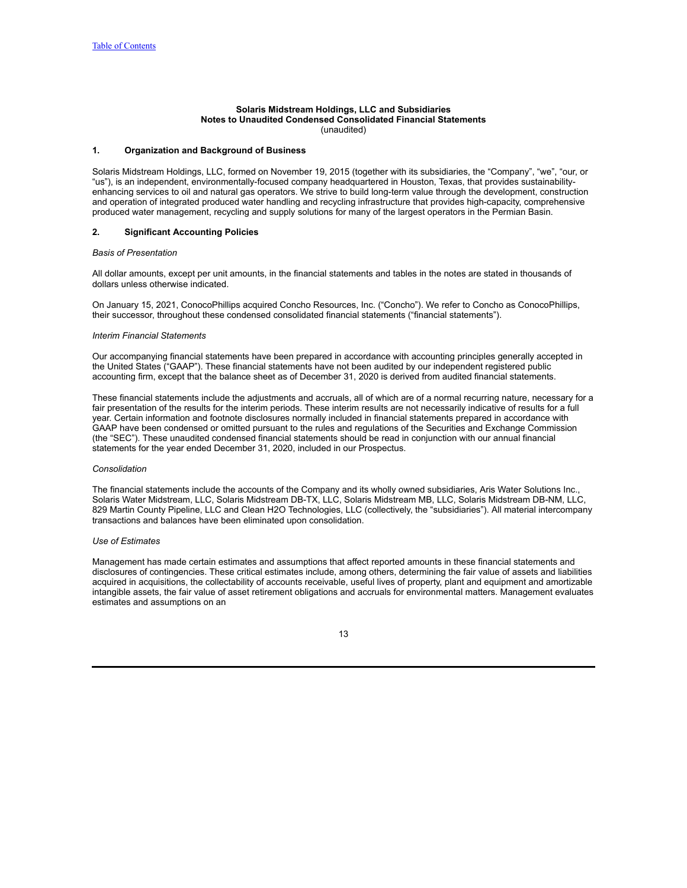**Solaris Midstream Holdings, LLC and Subsidiaries**
**Notes to Unaudited Condensed Consolidated Financial Statements**
(unaudited)

## 1. Organization and Background of Business

Solaris Midstream Holdings, LLC, formed on November 19, 2015 (together with its subsidiaries, the "Company", "we", "our, or "us"), is an independent, environmentally-focused company headquartered in Houston, Texas, that provides sustainability-enhancing services to oil and natural gas operators. We strive to build long-term value through the development, construction and operation of integrated produced water handling and recycling infrastructure that provides high-capacity, comprehensive produced water management, recycling and supply solutions for many of the largest operators in the Permian Basin.

## 2. Significant Accounting Policies

*Basis of Presentation*

All dollar amounts, except per unit amounts, in the financial statements and tables in the notes are stated in thousands of dollars unless otherwise indicated.

On January 15, 2021, ConocoPhillips acquired Concho Resources, Inc. ("Concho"). We refer to Concho as ConocoPhillips, their successor, throughout these condensed consolidated financial statements ("financial statements").

*Interim Financial Statements*

Our accompanying financial statements have been prepared in accordance with accounting principles generally accepted in the United States ("GAAP"). These financial statements have not been audited by our independent registered public accounting firm, except that the balance sheet as of December 31, 2020 is derived from audited financial statements.

These financial statements include the adjustments and accruals, all of which are of a normal recurring nature, necessary for a fair presentation of the results for the interim periods. These interim results are not necessarily indicative of results for a full year. Certain information and footnote disclosures normally included in financial statements prepared in accordance with GAAP have been condensed or omitted pursuant to the rules and regulations of the Securities and Exchange Commission (the "SEC"). These unaudited condensed financial statements should be read in conjunction with our annual financial statements for the year ended December 31, 2020, included in our Prospectus.

*Consolidation*

The financial statements include the accounts of the Company and its wholly owned subsidiaries, Aris Water Solutions Inc., Solaris Water Midstream, LLC, Solaris Midstream DB-TX, LLC, Solaris Midstream MB, LLC, Solaris Midstream DB-NM, LLC, 829 Martin County Pipeline, LLC and Clean H2O Technologies, LLC (collectively, the "subsidiaries"). All material intercompany transactions and balances have been eliminated upon consolidation.

*Use of Estimates*

Management has made certain estimates and assumptions that affect reported amounts in these financial statements and disclosures of contingencies. These critical estimates include, among others, determining the fair value of assets and liabilities acquired in acquisitions, the collectability of accounts receivable, useful lives of property, plant and equipment and amortizable intangible assets, the fair value of asset retirement obligations and accruals for environmental matters. Management evaluates estimates and assumptions on an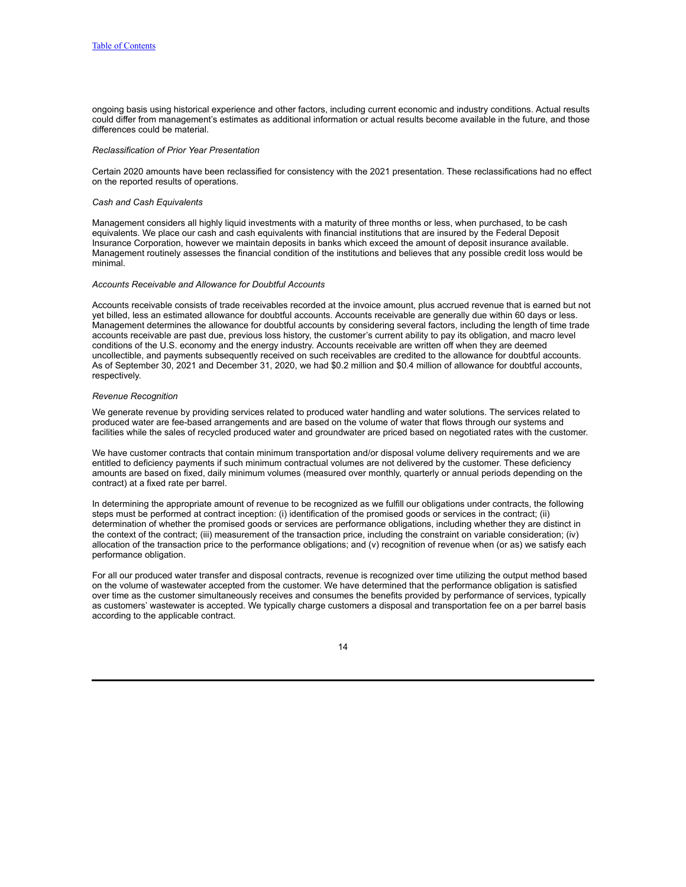ongoing basis using historical experience and other factors, including current economic and industry conditions. Actual results could differ from management's estimates as additional information or actual results become available in the future, and those differences could be material.

*Reclassification of Prior Year Presentation*

Certain 2020 amounts have been reclassified for consistency with the 2021 presentation. These reclassifications had no effect on the reported results of operations.

*Cash and Cash Equivalents*

Management considers all highly liquid investments with a maturity of three months or less, when purchased, to be cash equivalents. We place our cash and cash equivalents with financial institutions that are insured by the Federal Deposit Insurance Corporation, however we maintain deposits in banks which exceed the amount of deposit insurance available. Management routinely assesses the financial condition of the institutions and believes that any possible credit loss would be minimal.

*Accounts Receivable and Allowance for Doubtful Accounts*

Accounts receivable consists of trade receivables recorded at the invoice amount, plus accrued revenue that is earned but not yet billed, less an estimated allowance for doubtful accounts. Accounts receivable are generally due within 60 days or less. Management determines the allowance for doubtful accounts by considering several factors, including the length of time trade accounts receivable are past due, previous loss history, the customer's current ability to pay its obligation, and macro level conditions of the U.S. economy and the energy industry. Accounts receivable are written off when they are deemed uncollectible, and payments subsequently received on such receivables are credited to the allowance for doubtful accounts. As of September 30, 2021 and December 31, 2020, we had $0.2 million and $0.4 million of allowance for doubtful accounts, respectively.

*Revenue Recognition*

We generate revenue by providing services related to produced water handling and water solutions. The services related to produced water are fee-based arrangements and are based on the volume of water that flows through our systems and facilities while the sales of recycled produced water and groundwater are priced based on negotiated rates with the customer.

We have customer contracts that contain minimum transportation and/or disposal volume delivery requirements and we are entitled to deficiency payments if such minimum contractual volumes are not delivered by the customer. These deficiency amounts are based on fixed, daily minimum volumes (measured over monthly, quarterly or annual periods depending on the contract) at a fixed rate per barrel.

In determining the appropriate amount of revenue to be recognized as we fulfill our obligations under contracts, the following steps must be performed at contract inception: (i) identification of the promised goods or services in the contract; (ii) determination of whether the promised goods or services are performance obligations, including whether they are distinct in the context of the contract; (iii) measurement of the transaction price, including the constraint on variable consideration; (iv) allocation of the transaction price to the performance obligations; and (v) recognition of revenue when (or as) we satisfy each performance obligation.

For all our produced water transfer and disposal contracts, revenue is recognized over time utilizing the output method based on the volume of wastewater accepted from the customer. We have determined that the performance obligation is satisfied over time as the customer simultaneously receives and consumes the benefits provided by performance of services, typically as customers' wastewater is accepted. We typically charge customers a disposal and transportation fee on a per barrel basis according to the applicable contract.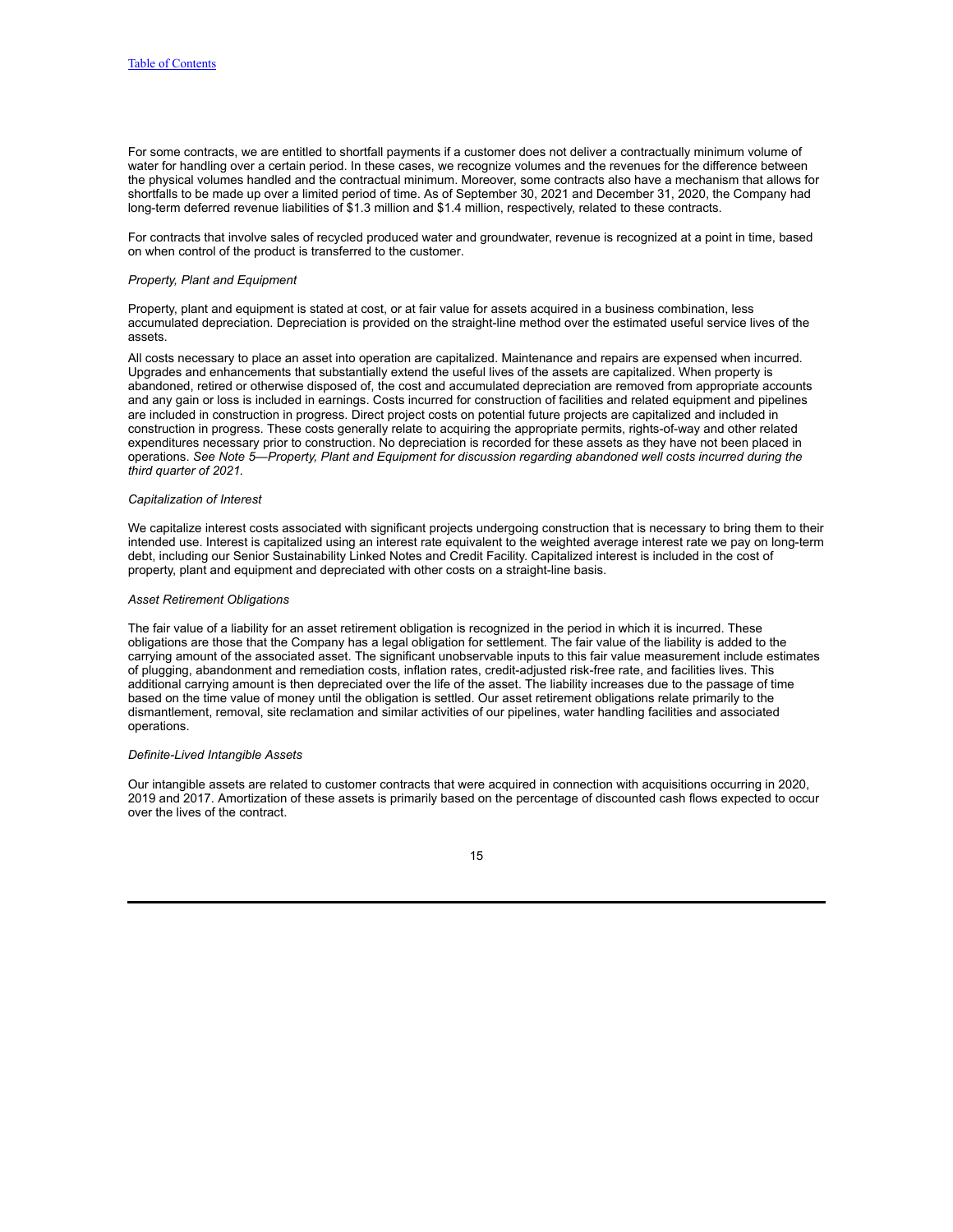For some contracts, we are entitled to shortfall payments if a customer does not deliver a contractually minimum volume of water for handling over a certain period. In these cases, we recognize volumes and the revenues for the difference between the physical volumes handled and the contractual minimum. Moreover, some contracts also have a mechanism that allows for shortfalls to be made up over a limited period of time. As of September 30, 2021 and December 31, 2020, the Company had long-term deferred revenue liabilities of $1.3 million and $1.4 million, respectively, related to these contracts.

For contracts that involve sales of recycled produced water and groundwater, revenue is recognized at a point in time, based on when control of the product is transferred to the customer.

*Property, Plant and Equipment*

Property, plant and equipment is stated at cost, or at fair value for assets acquired in a business combination, less accumulated depreciation. Depreciation is provided on the straight-line method over the estimated useful service lives of the assets.

All costs necessary to place an asset into operation are capitalized. Maintenance and repairs are expensed when incurred. Upgrades and enhancements that substantially extend the useful lives of the assets are capitalized. When property is abandoned, retired or otherwise disposed of, the cost and accumulated depreciation are removed from appropriate accounts and any gain or loss is included in earnings. Costs incurred for construction of facilities and related equipment and pipelines are included in construction in progress. Direct project costs on potential future projects are capitalized and included in construction in progress. These costs generally relate to acquiring the appropriate permits, rights-of-way and other related expenditures necessary prior to construction. No depreciation is recorded for these assets as they have not been placed in operations. *See Note 5—Property, Plant and Equipment for discussion regarding abandoned well costs incurred during the third quarter of 2021.*

*Capitalization of Interest*

We capitalize interest costs associated with significant projects undergoing construction that is necessary to bring them to their intended use. Interest is capitalized using an interest rate equivalent to the weighted average interest rate we pay on long-term debt, including our Senior Sustainability Linked Notes and Credit Facility. Capitalized interest is included in the cost of property, plant and equipment and depreciated with other costs on a straight-line basis.

*Asset Retirement Obligations*

The fair value of a liability for an asset retirement obligation is recognized in the period in which it is incurred. These obligations are those that the Company has a legal obligation for settlement. The fair value of the liability is added to the carrying amount of the associated asset. The significant unobservable inputs to this fair value measurement include estimates of plugging, abandonment and remediation costs, inflation rates, credit-adjusted risk-free rate, and facilities lives. This additional carrying amount is then depreciated over the life of the asset. The liability increases due to the passage of time based on the time value of money until the obligation is settled. Our asset retirement obligations relate primarily to the dismantlement, removal, site reclamation and similar activities of our pipelines, water handling facilities and associated operations.

*Definite-Lived Intangible Assets*

Our intangible assets are related to customer contracts that were acquired in connection with acquisitions occurring in 2020, 2019 and 2017. Amortization of these assets is primarily based on the percentage of discounted cash flows expected to occur over the lives of the contract.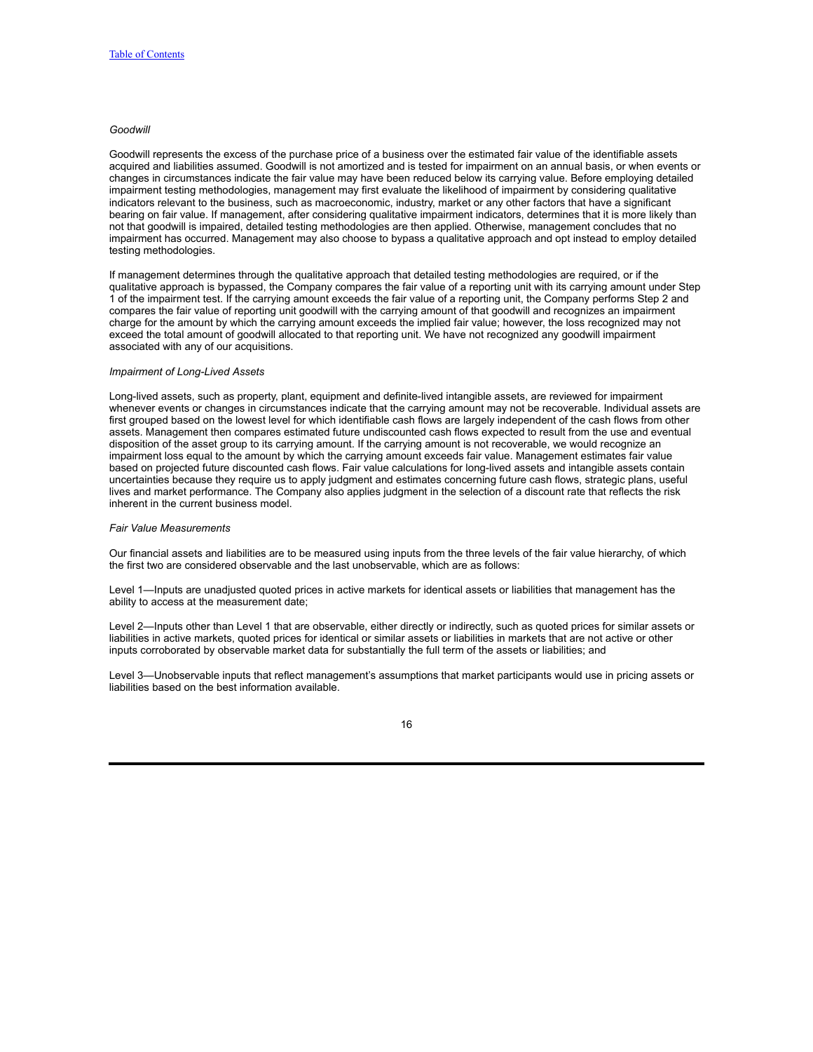*Goodwill*

Goodwill represents the excess of the purchase price of a business over the estimated fair value of the identifiable assets acquired and liabilities assumed. Goodwill is not amortized and is tested for impairment on an annual basis, or when events or changes in circumstances indicate the fair value may have been reduced below its carrying value. Before employing detailed impairment testing methodologies, management may first evaluate the likelihood of impairment by considering qualitative indicators relevant to the business, such as macroeconomic, industry, market or any other factors that have a significant bearing on fair value. If management, after considering qualitative impairment indicators, determines that it is more likely than not that goodwill is impaired, detailed testing methodologies are then applied. Otherwise, management concludes that no impairment has occurred. Management may also choose to bypass a qualitative approach and opt instead to employ detailed testing methodologies.

If management determines through the qualitative approach that detailed testing methodologies are required, or if the qualitative approach is bypassed, the Company compares the fair value of a reporting unit with its carrying amount under Step 1 of the impairment test. If the carrying amount exceeds the fair value of a reporting unit, the Company performs Step 2 and compares the fair value of reporting unit goodwill with the carrying amount of that goodwill and recognizes an impairment charge for the amount by which the carrying amount exceeds the implied fair value; however, the loss recognized may not exceed the total amount of goodwill allocated to that reporting unit. We have not recognized any goodwill impairment associated with any of our acquisitions.

*Impairment of Long-Lived Assets*

Long-lived assets, such as property, plant, equipment and definite-lived intangible assets, are reviewed for impairment whenever events or changes in circumstances indicate that the carrying amount may not be recoverable. Individual assets are first grouped based on the lowest level for which identifiable cash flows are largely independent of the cash flows from other assets. Management then compares estimated future undiscounted cash flows expected to result from the use and eventual disposition of the asset group to its carrying amount. If the carrying amount is not recoverable, we would recognize an impairment loss equal to the amount by which the carrying amount exceeds fair value. Management estimates fair value based on projected future discounted cash flows. Fair value calculations for long-lived assets and intangible assets contain uncertainties because they require us to apply judgment and estimates concerning future cash flows, strategic plans, useful lives and market performance. The Company also applies judgment in the selection of a discount rate that reflects the risk inherent in the current business model.

*Fair Value Measurements*

Our financial assets and liabilities are to be measured using inputs from the three levels of the fair value hierarchy, of which the first two are considered observable and the last unobservable, which are as follows:

Level 1—Inputs are unadjusted quoted prices in active markets for identical assets or liabilities that management has the ability to access at the measurement date;

Level 2—Inputs other than Level 1 that are observable, either directly or indirectly, such as quoted prices for similar assets or liabilities in active markets, quoted prices for identical or similar assets or liabilities in markets that are not active or other inputs corroborated by observable market data for substantially the full term of the assets or liabilities; and

Level 3—Unobservable inputs that reflect management's assumptions that market participants would use in pricing assets or liabilities based on the best information available.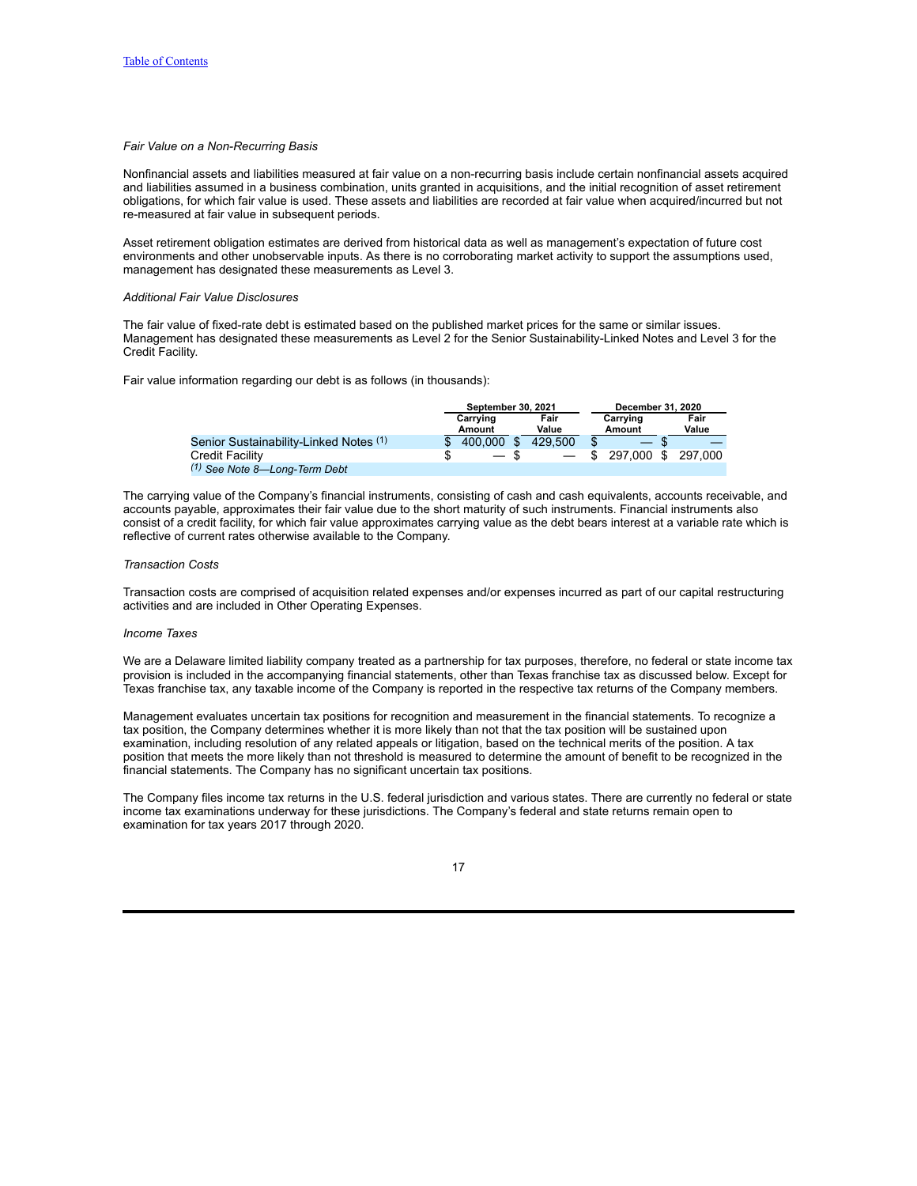*Fair Value on a Non-Recurring Basis*

Nonfinancial assets and liabilities measured at fair value on a non-recurring basis include certain nonfinancial assets acquired and liabilities assumed in a business combination, units granted in acquisitions, and the initial recognition of asset retirement obligations, for which fair value is used. These assets and liabilities are recorded at fair value when acquired/incurred but not re-measured at fair value in subsequent periods.

Asset retirement obligation estimates are derived from historical data as well as management's expectation of future cost environments and other unobservable inputs. As there is no corroborating market activity to support the assumptions used, management has designated these measurements as Level 3.

*Additional Fair Value Disclosures*

The fair value of fixed-rate debt is estimated based on the published market prices for the same or similar issues. Management has designated these measurements as Level 2 for the Senior Sustainability-Linked Notes and Level 3 for the Credit Facility.

Fair value information regarding our debt is as follows (in thousands):

| | September 30, 2021 | | December 31, 2020 | |
|---|---|---|---|---|
| | Carrying Amount | Fair Value | Carrying Amount | Fair Value |
| Senior Sustainability-Linked Notes [1] | $ 400,000 | $ 429,500 | $ — | $ — |
| Credit Facility | $ — | $ — | $ 297,000 | $ 297,000 |

[1] *See Note 8—Long-Term Debt*

The carrying value of the Company's financial instruments, consisting of cash and cash equivalents, accounts receivable, and accounts payable, approximates their fair value due to the short maturity of such instruments. Financial instruments also consist of a credit facility, for which fair value approximates carrying value as the debt bears interest at a variable rate which is reflective of current rates otherwise available to the Company.

*Transaction Costs*

Transaction costs are comprised of acquisition related expenses and/or expenses incurred as part of our capital restructuring activities and are included in Other Operating Expenses.

*Income Taxes*

We are a Delaware limited liability company treated as a partnership for tax purposes, therefore, no federal or state income tax provision is included in the accompanying financial statements, other than Texas franchise tax as discussed below. Except for Texas franchise tax, any taxable income of the Company is reported in the respective tax returns of the Company members.

Management evaluates uncertain tax positions for recognition and measurement in the financial statements. To recognize a tax position, the Company determines whether it is more likely than not that the tax position will be sustained upon examination, including resolution of any related appeals or litigation, based on the technical merits of the position. A tax position that meets the more likely than not threshold is measured to determine the amount of benefit to be recognized in the financial statements. The Company has no significant uncertain tax positions.

The Company files income tax returns in the U.S. federal jurisdiction and various states. There are currently no federal or state income tax examinations underway for these jurisdictions. The Company's federal and state returns remain open to examination for tax years 2017 through 2020.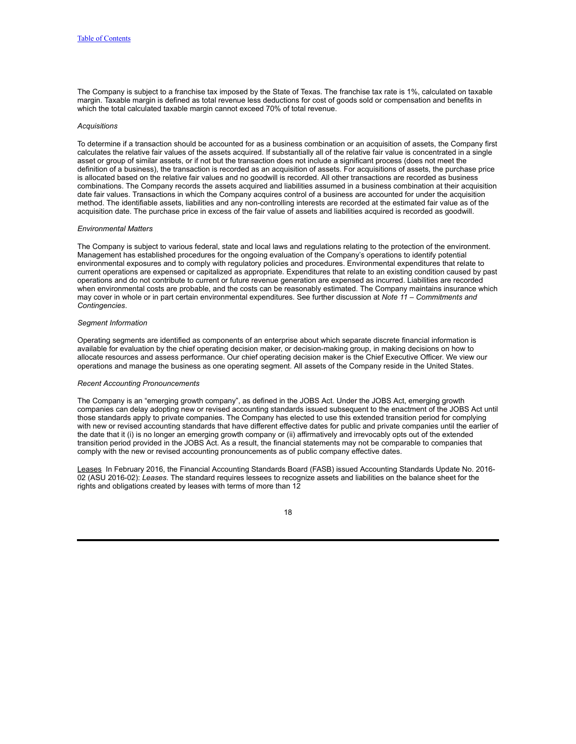The Company is subject to a franchise tax imposed by the State of Texas. The franchise tax rate is 1%, calculated on taxable margin. Taxable margin is defined as total revenue less deductions for cost of goods sold or compensation and benefits in which the total calculated taxable margin cannot exceed 70% of total revenue.

*Acquisitions*

To determine if a transaction should be accounted for as a business combination or an acquisition of assets, the Company first calculates the relative fair values of the assets acquired. If substantially all of the relative fair value is concentrated in a single asset or group of similar assets, or if not but the transaction does not include a significant process (does not meet the definition of a business), the transaction is recorded as an acquisition of assets. For acquisitions of assets, the purchase price is allocated based on the relative fair values and no goodwill is recorded. All other transactions are recorded as business combinations. The Company records the assets acquired and liabilities assumed in a business combination at their acquisition date fair values. Transactions in which the Company acquires control of a business are accounted for under the acquisition method. The identifiable assets, liabilities and any non-controlling interests are recorded at the estimated fair value as of the acquisition date. The purchase price in excess of the fair value of assets and liabilities acquired is recorded as goodwill.

*Environmental Matters*

The Company is subject to various federal, state and local laws and regulations relating to the protection of the environment. Management has established procedures for the ongoing evaluation of the Company's operations to identify potential environmental exposures and to comply with regulatory policies and procedures. Environmental expenditures that relate to current operations are expensed or capitalized as appropriate. Expenditures that relate to an existing condition caused by past operations and do not contribute to current or future revenue generation are expensed as incurred. Liabilities are recorded when environmental costs are probable, and the costs can be reasonably estimated. The Company maintains insurance which may cover in whole or in part certain environmental expenditures. See further discussion at *Note 11 – Commitments and Contingencies*.

*Segment Information*

Operating segments are identified as components of an enterprise about which separate discrete financial information is available for evaluation by the chief operating decision maker, or decision-making group, in making decisions on how to allocate resources and assess performance. Our chief operating decision maker is the Chief Executive Officer. We view our operations and manage the business as one operating segment. All assets of the Company reside in the United States.

*Recent Accounting Pronouncements*

The Company is an "emerging growth company", as defined in the JOBS Act. Under the JOBS Act, emerging growth companies can delay adopting new or revised accounting standards issued subsequent to the enactment of the JOBS Act until those standards apply to private companies. The Company has elected to use this extended transition period for complying with new or revised accounting standards that have different effective dates for public and private companies until the earlier of the date that it (i) is no longer an emerging growth company or (ii) affirmatively and irrevocably opts out of the extended transition period provided in the JOBS Act. As a result, the financial statements may not be comparable to companies that comply with the new or revised accounting pronouncements as of public company effective dates.

<u>Leases</u> In February 2016, the Financial Accounting Standards Board (FASB) issued Accounting Standards Update No. 2016-02 (ASU 2016-02): *Leases*. The standard requires lessees to recognize assets and liabilities on the balance sheet for the rights and obligations created by leases with terms of more than 12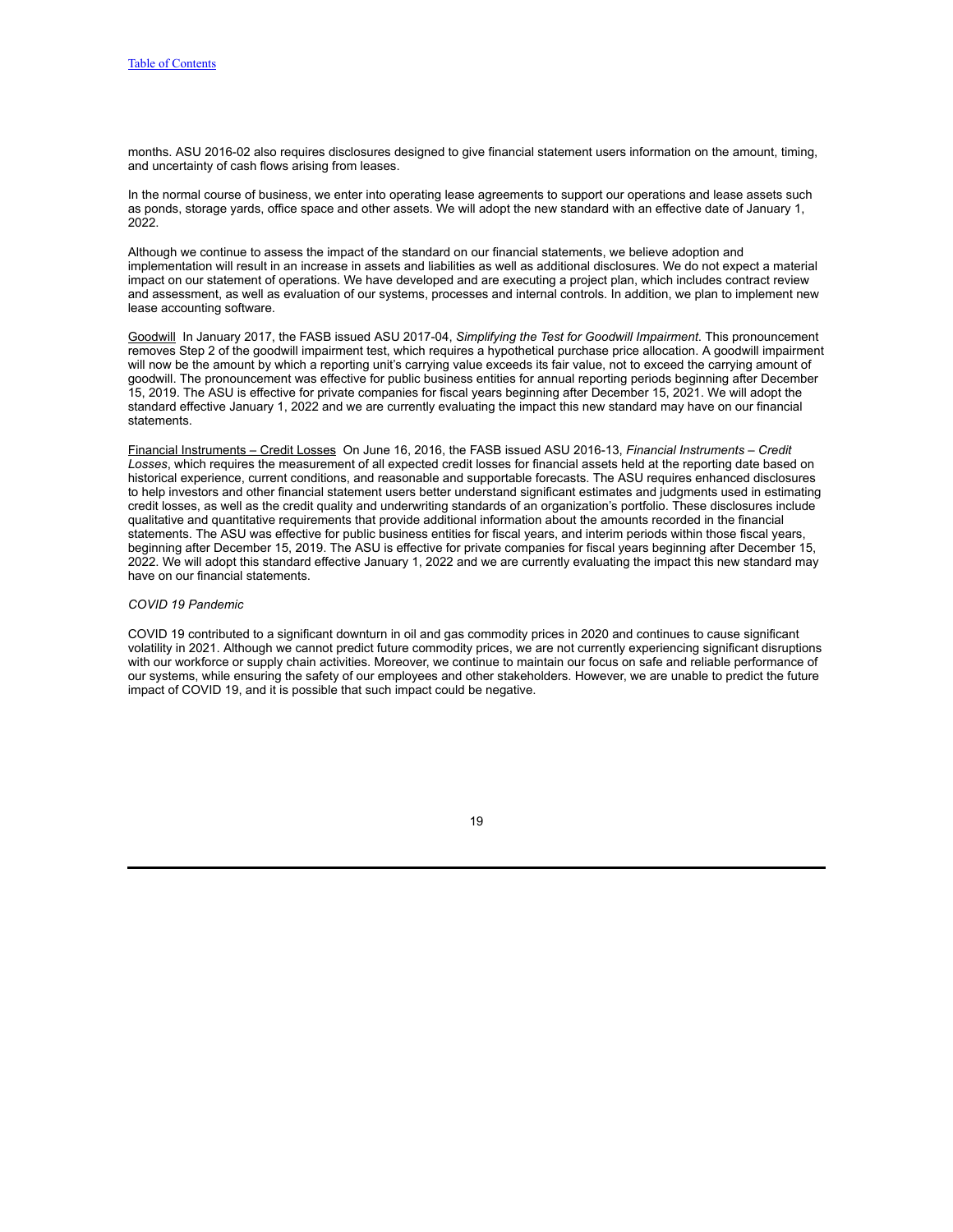months. ASU 2016-02 also requires disclosures designed to give financial statement users information on the amount, timing, and uncertainty of cash flows arising from leases.

In the normal course of business, we enter into operating lease agreements to support our operations and lease assets such as ponds, storage yards, office space and other assets. We will adopt the new standard with an effective date of January 1, 2022.

Although we continue to assess the impact of the standard on our financial statements, we believe adoption and implementation will result in an increase in assets and liabilities as well as additional disclosures. We do not expect a material impact on our statement of operations. We have developed and are executing a project plan, which includes contract review and assessment, as well as evaluation of our systems, processes and internal controls. In addition, we plan to implement new lease accounting software.

Goodwill In January 2017, the FASB issued ASU 2017-04, *Simplifying the Test for Goodwill Impairment*. This pronouncement removes Step 2 of the goodwill impairment test, which requires a hypothetical purchase price allocation. A goodwill impairment will now be the amount by which a reporting unit's carrying value exceeds its fair value, not to exceed the carrying amount of goodwill. The pronouncement was effective for public business entities for annual reporting periods beginning after December 15, 2019. The ASU is effective for private companies for fiscal years beginning after December 15, 2021. We will adopt the standard effective January 1, 2022 and we are currently evaluating the impact this new standard may have on our financial statements.

Financial Instruments – Credit Losses On June 16, 2016, the FASB issued ASU 2016-13, *Financial Instruments – Credit Losses*, which requires the measurement of all expected credit losses for financial assets held at the reporting date based on historical experience, current conditions, and reasonable and supportable forecasts. The ASU requires enhanced disclosures to help investors and other financial statement users better understand significant estimates and judgments used in estimating credit losses, as well as the credit quality and underwriting standards of an organization's portfolio. These disclosures include qualitative and quantitative requirements that provide additional information about the amounts recorded in the financial statements. The ASU was effective for public business entities for fiscal years, and interim periods within those fiscal years, beginning after December 15, 2019. The ASU is effective for private companies for fiscal years beginning after December 15, 2022. We will adopt this standard effective January 1, 2022 and we are currently evaluating the impact this new standard may have on our financial statements.

*COVID 19 Pandemic*

COVID 19 contributed to a significant downturn in oil and gas commodity prices in 2020 and continues to cause significant volatility in 2021. Although we cannot predict future commodity prices, we are not currently experiencing significant disruptions with our workforce or supply chain activities. Moreover, we continue to maintain our focus on safe and reliable performance of our systems, while ensuring the safety of our employees and other stakeholders. However, we are unable to predict the future impact of COVID 19, and it is possible that such impact could be negative.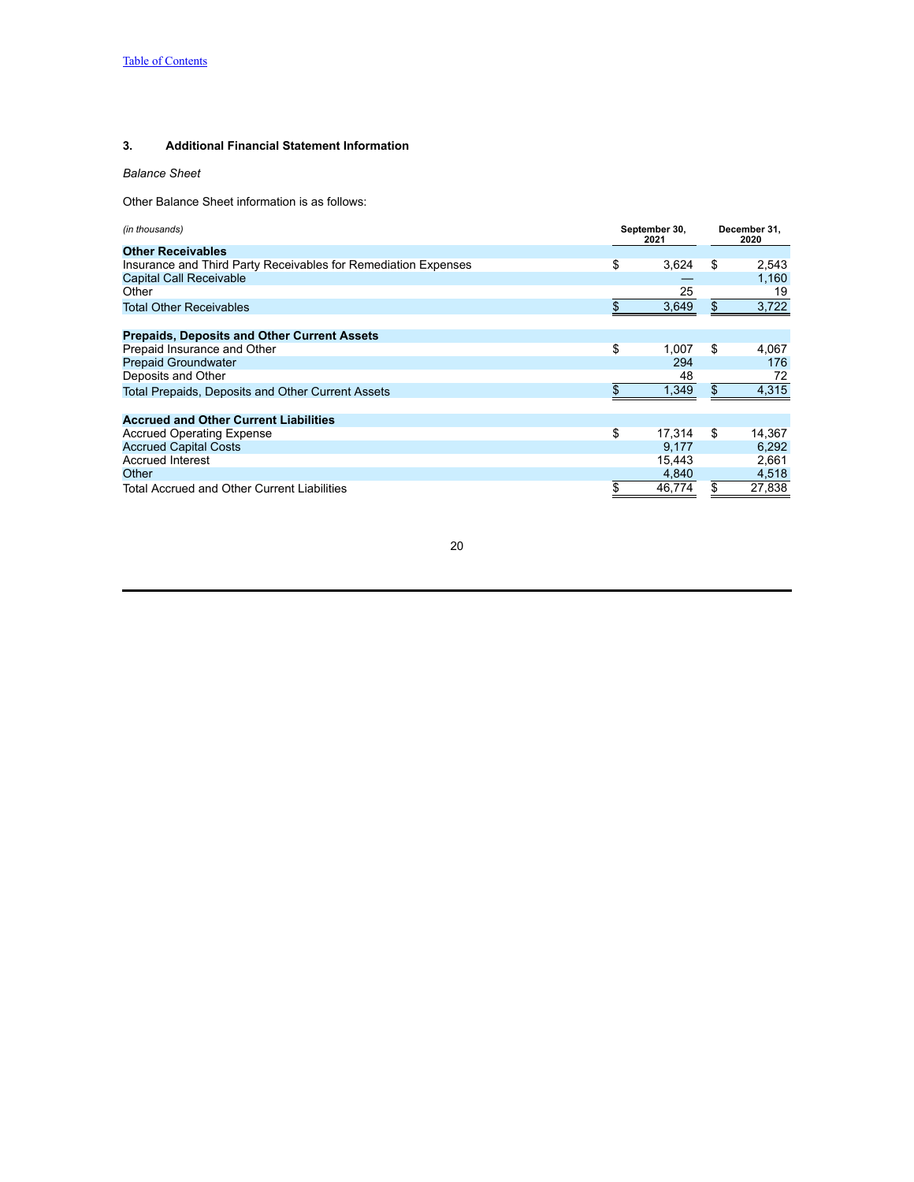### 3. Additional Financial Statement Information

*Balance Sheet*

Other Balance Sheet information is as follows:

| *(in thousands)* | September 30, 2021 | December 31, 2020 |
|---|---|---|
| **Other Receivables** | | |
| Insurance and Third Party Receivables for Remediation Expenses | $ 3,624 | $ 2,543 |
| Capital Call Receivable | — | 1,160 |
| Other | 25 | 19 |
| Total Other Receivables | $ 3,649 | $ 3,722 |
| | | |
| **Prepaids, Deposits and Other Current Assets** | | |
| Prepaid Insurance and Other | $ 1,007 | $ 4,067 |
| Prepaid Groundwater | 294 | 176 |
| Deposits and Other | 48 | 72 |
| Total Prepaids, Deposits and Other Current Assets | $ 1,349 | $ 4,315 |
| | | |
| **Accrued and Other Current Liabilities** | | |
| Accrued Operating Expense | $ 17,314 | $ 14,367 |
| Accrued Capital Costs | 9,177 | 6,292 |
| Accrued Interest | 15,443 | 2,661 |
| Other | 4,840 | 4,518 |
| Total Accrued and Other Current Liabilities | $ 46,774 | $ 27,838 |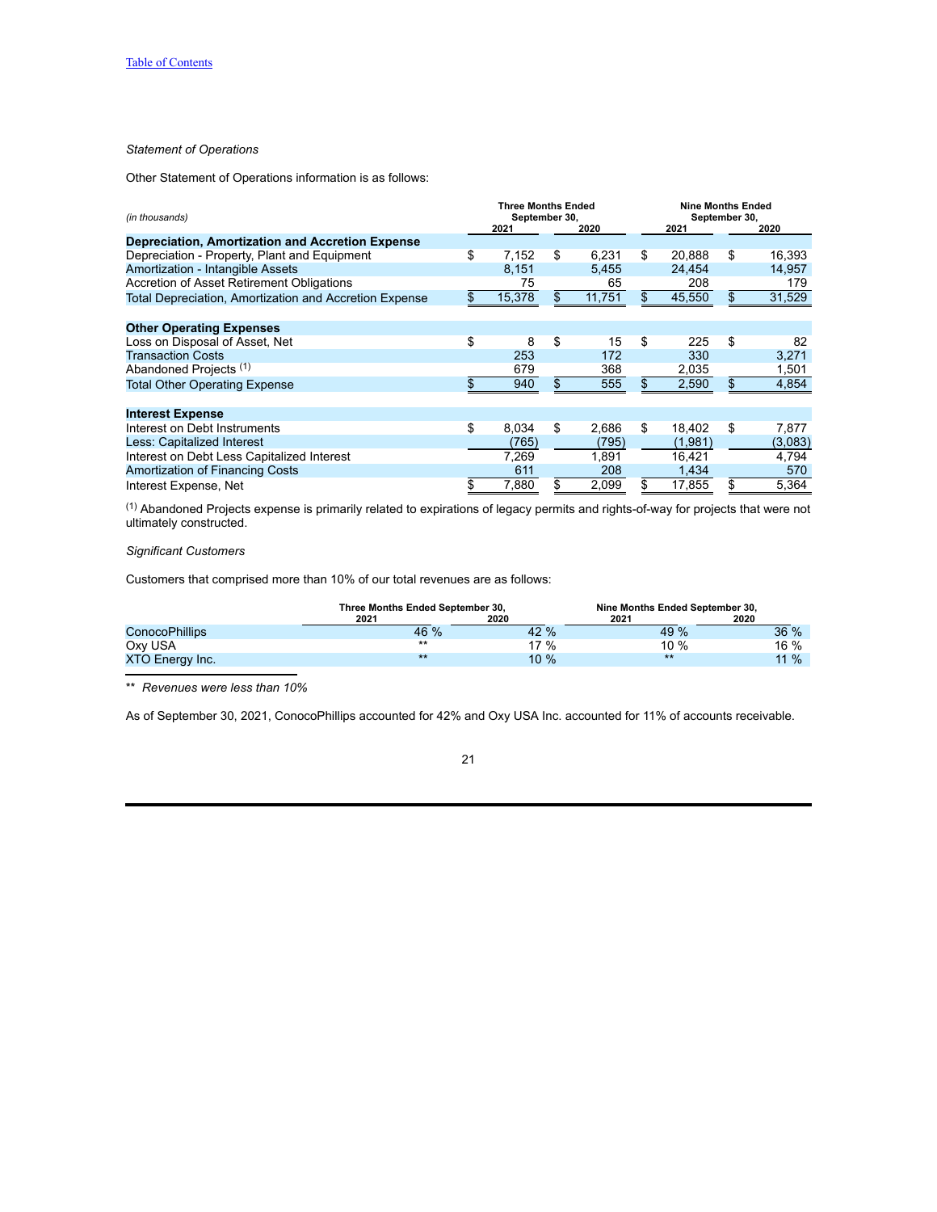*Statement of Operations*

Other Statement of Operations information is as follows:

| *(in thousands)* | Three Months Ended September 30, 2021 | Three Months Ended September 30, 2020 | Nine Months Ended September 30, 2021 | Nine Months Ended September 30, 2020 |
|---|---|---|---|---|
| **Depreciation, Amortization and Accretion Expense** | | | | |
| Depreciation - Property, Plant and Equipment | $ 7,152 | $ 6,231 | $ 20,888 | $ 16,393 |
| Amortization - Intangible Assets | 8,151 | 5,455 | 24,454 | 14,957 |
| Accretion of Asset Retirement Obligations | 75 | 65 | 208 | 179 |
| Total Depreciation, Amortization and Accretion Expense | $ 15,378 | $ 11,751 | $ 45,550 | $ 31,529 |
| | | | | |
| **Other Operating Expenses** | | | | |
| Loss on Disposal of Asset, Net | $ 8 | $ 15 | $ 225 | $ 82 |
| Transaction Costs | 253 | 172 | 330 | 3,271 |
| Abandoned Projects [1] | 679 | 368 | 2,035 | 1,501 |
| Total Other Operating Expense | $ 940 | $ 555 | $ 2,590 | $ 4,854 |
| | | | | |
| **Interest Expense** | | | | |
| Interest on Debt Instruments | $ 8,034 | $ 2,686 | $ 18,402 | $ 7,877 |
| Less: Capitalized Interest | (765) | (795) | (1,981) | (3,083) |
| Interest on Debt Less Capitalized Interest | 7,269 | 1,891 | 16,421 | 4,794 |
| Amortization of Financing Costs | 611 | 208 | 1,434 | 570 |
| Interest Expense, Net | $ 7,880 | $ 2,099 | $ 17,855 | $ 5,364 |

[1] Abandoned Projects expense is primarily related to expirations of legacy permits and rights-of-way for projects that were not ultimately constructed.

*Significant Customers*

Customers that comprised more than 10% of our total revenues are as follows:

| | Three Months Ended September 30, 2021 | Three Months Ended September 30, 2020 | Nine Months Ended September 30, 2021 | Nine Months Ended September 30, 2020 |
|---|---|---|---|---|
| ConocoPhillips | 46 % | 42 % | 49 % | 36 % |
| Oxy USA | ** | 17 % | 10 % | 16 % |
| XTO Energy Inc. | ** | 10 % | ** | 11 % |

** *Revenues were less than 10%*

As of September 30, 2021, ConocoPhillips accounted for 42% and Oxy USA Inc. accounted for 11% of accounts receivable.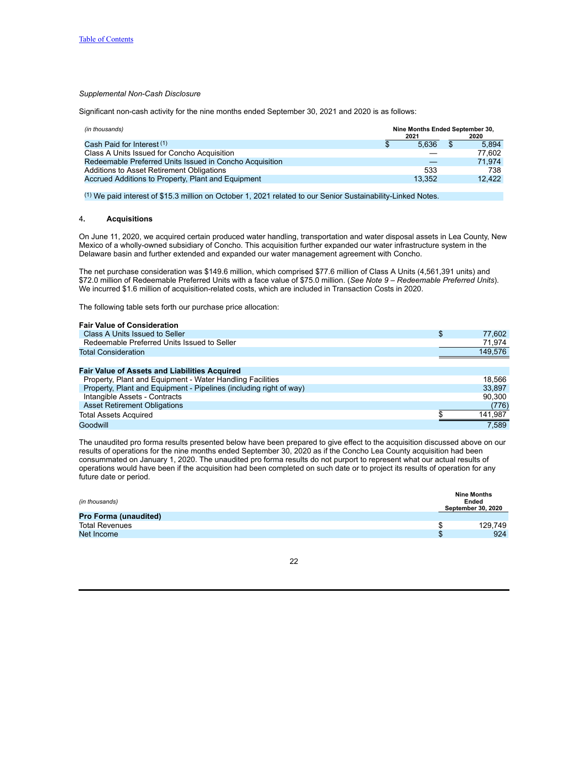*Supplemental Non-Cash Disclosure*

Significant non-cash activity for the nine months ended September 30, 2021 and 2020 is as follows:

| *(in thousands)* | Nine Months Ended September 30, 2021 | 2020 |
|---|---|---|
| Cash Paid for Interest [1] | $ 5,636 | $ 5,894 |
| Class A Units Issued for Concho Acquisition | — | 77,602 |
| Redeemable Preferred Units Issued in Concho Acquisition | — | 71,974 |
| Additions to Asset Retirement Obligations | 533 | 738 |
| Accrued Additions to Property, Plant and Equipment | 13,352 | 12,422 |

[1] We paid interest of $15.3 million on October 1, 2021 related to our Senior Sustainability-Linked Notes.

## 4. Acquisitions

On June 11, 2020, we acquired certain produced water handling, transportation and water disposal assets in Lea County, New Mexico of a wholly-owned subsidiary of Concho. This acquisition further expanded our water infrastructure system in the Delaware basin and further extended and expanded our water management agreement with Concho.

The net purchase consideration was $149.6 million, which comprised $77.6 million of Class A Units (4,561,391 units) and $72.0 million of Redeemable Preferred Units with a face value of $75.0 million. (*See Note 9 – Redeemable Preferred Units*). We incurred $1.6 million of acquisition-related costs, which are included in Transaction Costs in 2020.

The following table sets forth our purchase price allocation:

| | |
|---|---|
| **Fair Value of Consideration** | |
| Class A Units Issued to Seller | $ 77,602 |
| Redeemable Preferred Units Issued to Seller | 71,974 |
| Total Consideration | 149,576 |
| | |
| **Fair Value of Assets and Liabilities Acquired** | |
| Property, Plant and Equipment - Water Handling Facilities | 18,566 |
| Property, Plant and Equipment - Pipelines (including right of way) | 33,897 |
| Intangible Assets - Contracts | 90,300 |
| Asset Retirement Obligations | (776) |
| Total Assets Acquired | $ 141,987 |
| Goodwill | 7,589 |

The unaudited pro forma results presented below have been prepared to give effect to the acquisition discussed above on our results of operations for the nine months ended September 30, 2020 as if the Concho Lea County acquisition had been consummated on January 1, 2020. The unaudited pro forma results do not purport to represent what our actual results of operations would have been if the acquisition had been completed on such date or to project its results of operation for any future date or period.

| *(in thousands)* | Nine Months Ended September 30, 2020 |
|---|---|
| **Pro Forma (unaudited)** | |
| Total Revenues | $ 129,749 |
| Net Income | $ 924 |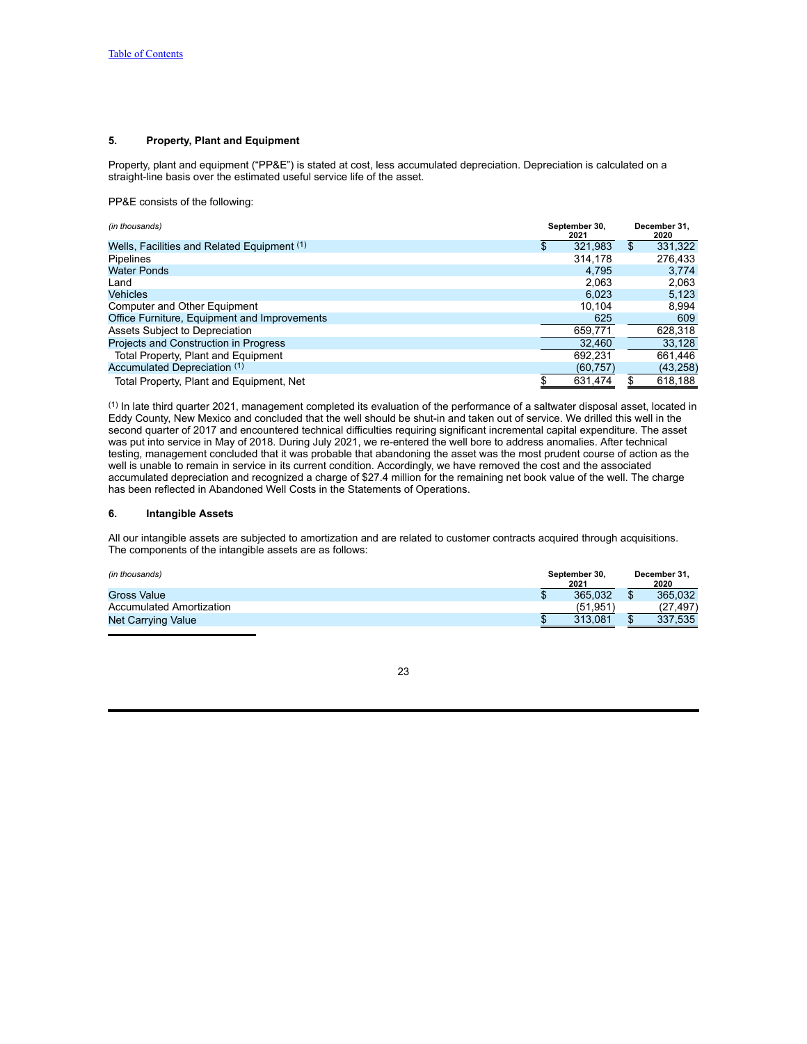## 5. Property, Plant and Equipment

Property, plant and equipment ("PP&E") is stated at cost, less accumulated depreciation. Depreciation is calculated on a straight-line basis over the estimated useful service life of the asset.

PP&E consists of the following:

| *(in thousands)* | September 30, 2021 | December 31, 2020 |
|---|---|---|
| Wells, Facilities and Related Equipment [1] | $ 321,983 | $ 331,322 |
| Pipelines | 314,178 | 276,433 |
| Water Ponds | 4,795 | 3,774 |
| Land | 2,063 | 2,063 |
| Vehicles | 6,023 | 5,123 |
| Computer and Other Equipment | 10,104 | 8,994 |
| Office Furniture, Equipment and Improvements | 625 | 609 |
| Assets Subject to Depreciation | 659,771 | 628,318 |
| Projects and Construction in Progress | 32,460 | 33,128 |
| Total Property, Plant and Equipment | 692,231 | 661,446 |
| Accumulated Depreciation [1] | (60,757) | (43,258) |
| Total Property, Plant and Equipment, Net | $ 631,474 | $ 618,188 |

[1] In late third quarter 2021, management completed its evaluation of the performance of a saltwater disposal asset, located in Eddy County, New Mexico and concluded that the well should be shut-in and taken out of service. We drilled this well in the second quarter of 2017 and encountered technical difficulties requiring significant incremental capital expenditure. The asset was put into service in May of 2018. During July 2021, we re-entered the well bore to address anomalies. After technical testing, management concluded that it was probable that abandoning the asset was the most prudent course of action as the well is unable to remain in service in its current condition. Accordingly, we have removed the cost and the associated accumulated depreciation and recognized a charge of $27.4 million for the remaining net book value of the well. The charge has been reflected in Abandoned Well Costs in the Statements of Operations.

## 6. Intangible Assets

All our intangible assets are subjected to amortization and are related to customer contracts acquired through acquisitions. The components of the intangible assets are as follows:

| *(in thousands)* | September 30, 2021 | December 31, 2020 |
|---|---|---|
| Gross Value | $ 365,032 | $ 365,032 |
| Accumulated Amortization | (51,951) | (27,497) |
| Net Carrying Value | $ 313,081 | $ 337,535 |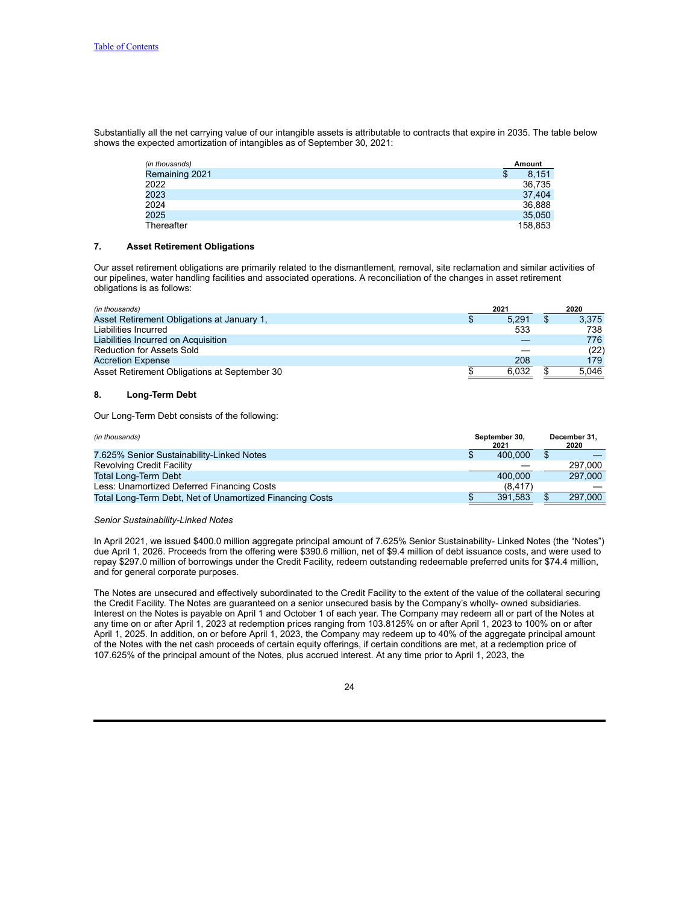Substantially all the net carrying value of our intangible assets is attributable to contracts that expire in 2035. The table below shows the expected amortization of intangibles as of September 30, 2021:

| *(in thousands)* | Amount |
|---|---|
| Remaining 2021 | $ 8,151 |
| 2022 | 36,735 |
| 2023 | 37,404 |
| 2024 | 36,888 |
| 2025 | 35,050 |
| Thereafter | 158,853 |

## 7. Asset Retirement Obligations

Our asset retirement obligations are primarily related to the dismantlement, removal, site reclamation and similar activities of our pipelines, water handling facilities and associated operations. A reconciliation of the changes in asset retirement obligations is as follows:

| *(in thousands)* | 2021 | 2020 |
|---|---|---|
| Asset Retirement Obligations at January 1, | $ 5,291 | $ 3,375 |
| Liabilities Incurred | 533 | 738 |
| Liabilities Incurred on Acquisition | — | 776 |
| Reduction for Assets Sold | — | (22) |
| Accretion Expense | 208 | 179 |
| Asset Retirement Obligations at September 30 | $ 6,032 | $ 5,046 |

## 8. Long-Term Debt

Our Long-Term Debt consists of the following:

| *(in thousands)* | September 30, 2021 | December 31, 2020 |
|---|---|---|
| 7.625% Senior Sustainability-Linked Notes | $ 400,000 | $ — |
| Revolving Credit Facility | — | 297,000 |
| Total Long-Term Debt | 400,000 | 297,000 |
| Less: Unamortized Deferred Financing Costs | (8,417) | — |
| Total Long-Term Debt, Net of Unamortized Financing Costs | $ 391,583 | $ 297,000 |

*Senior Sustainability-Linked Notes*

In April 2021, we issued $400.0 million aggregate principal amount of 7.625% Senior Sustainability- Linked Notes (the "Notes") due April 1, 2026. Proceeds from the offering were $390.6 million, net of $9.4 million of debt issuance costs, and were used to repay $297.0 million of borrowings under the Credit Facility, redeem outstanding redeemable preferred units for $74.4 million, and for general corporate purposes.

The Notes are unsecured and effectively subordinated to the Credit Facility to the extent of the value of the collateral securing the Credit Facility. The Notes are guaranteed on a senior unsecured basis by the Company's wholly- owned subsidiaries. Interest on the Notes is payable on April 1 and October 1 of each year. The Company may redeem all or part of the Notes at any time on or after April 1, 2023 at redemption prices ranging from 103.8125% on or after April 1, 2023 to 100% on or after April 1, 2025. In addition, on or before April 1, 2023, the Company may redeem up to 40% of the aggregate principal amount of the Notes with the net cash proceeds of certain equity offerings, if certain conditions are met, at a redemption price of 107.625% of the principal amount of the Notes, plus accrued interest. At any time prior to April 1, 2023, the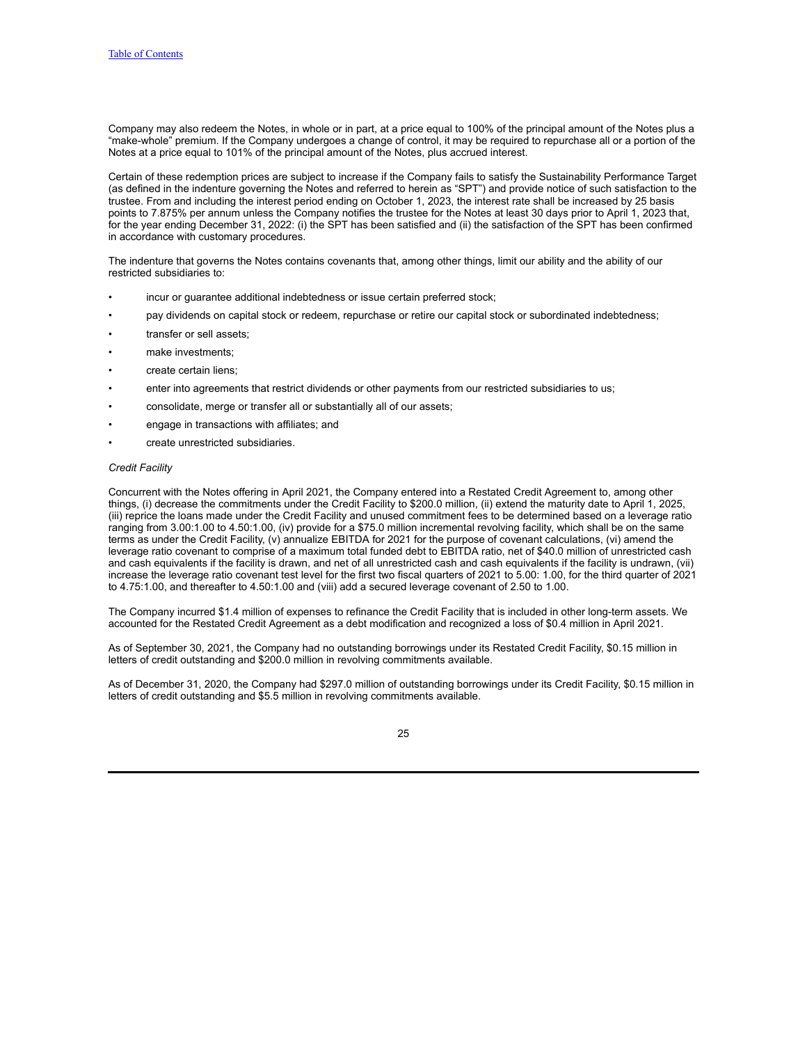Company may also redeem the Notes, in whole or in part, at a price equal to 100% of the principal amount of the Notes plus a "make-whole" premium. If the Company undergoes a change of control, it may be required to repurchase all or a portion of the Notes at a price equal to 101% of the principal amount of the Notes, plus accrued interest.

Certain of these redemption prices are subject to increase if the Company fails to satisfy the Sustainability Performance Target (as defined in the indenture governing the Notes and referred to herein as "SPT") and provide notice of such satisfaction to the trustee. From and including the interest period ending on October 1, 2023, the interest rate shall be increased by 25 basis points to 7.875% per annum unless the Company notifies the trustee for the Notes at least 30 days prior to April 1, 2023 that, for the year ending December 31, 2022: (i) the SPT has been satisfied and (ii) the satisfaction of the SPT has been confirmed in accordance with customary procedures.

The indenture that governs the Notes contains covenants that, among other things, limit our ability and the ability of our restricted subsidiaries to:

- incur or guarantee additional indebtedness or issue certain preferred stock;
- pay dividends on capital stock or redeem, repurchase or retire our capital stock or subordinated indebtedness;
- transfer or sell assets;
- make investments;
- create certain liens;
- enter into agreements that restrict dividends or other payments from our restricted subsidiaries to us;
- consolidate, merge or transfer all or substantially all of our assets;
- engage in transactions with affiliates; and
- create unrestricted subsidiaries.

*Credit Facility*

Concurrent with the Notes offering in April 2021, the Company entered into a Restated Credit Agreement to, among other things, (i) decrease the commitments under the Credit Facility to $200.0 million, (ii) extend the maturity date to April 1, 2025, (iii) reprice the loans made under the Credit Facility and unused commitment fees to be determined based on a leverage ratio ranging from 3.00:1.00 to 4.50:1.00, (iv) provide for a $75.0 million incremental revolving facility, which shall be on the same terms as under the Credit Facility, (v) annualize EBITDA for 2021 for the purpose of covenant calculations, (vi) amend the leverage ratio covenant to comprise of a maximum total funded debt to EBITDA ratio, net of $40.0 million of unrestricted cash and cash equivalents if the facility is drawn, and net of all unrestricted cash and cash equivalents if the facility is undrawn, (vii) increase the leverage ratio covenant test level for the first two fiscal quarters of 2021 to 5.00: 1.00, for the third quarter of 2021 to 4.75:1.00, and thereafter to 4.50:1.00 and (viii) add a secured leverage covenant of 2.50 to 1.00.

The Company incurred $1.4 million of expenses to refinance the Credit Facility that is included in other long-term assets. We accounted for the Restated Credit Agreement as a debt modification and recognized a loss of $0.4 million in April 2021.

As of September 30, 2021, the Company had no outstanding borrowings under its Restated Credit Facility, $0.15 million in letters of credit outstanding and $200.0 million in revolving commitments available.

As of December 31, 2020, the Company had $297.0 million of outstanding borrowings under its Credit Facility, $0.15 million in letters of credit outstanding and $5.5 million in revolving commitments available.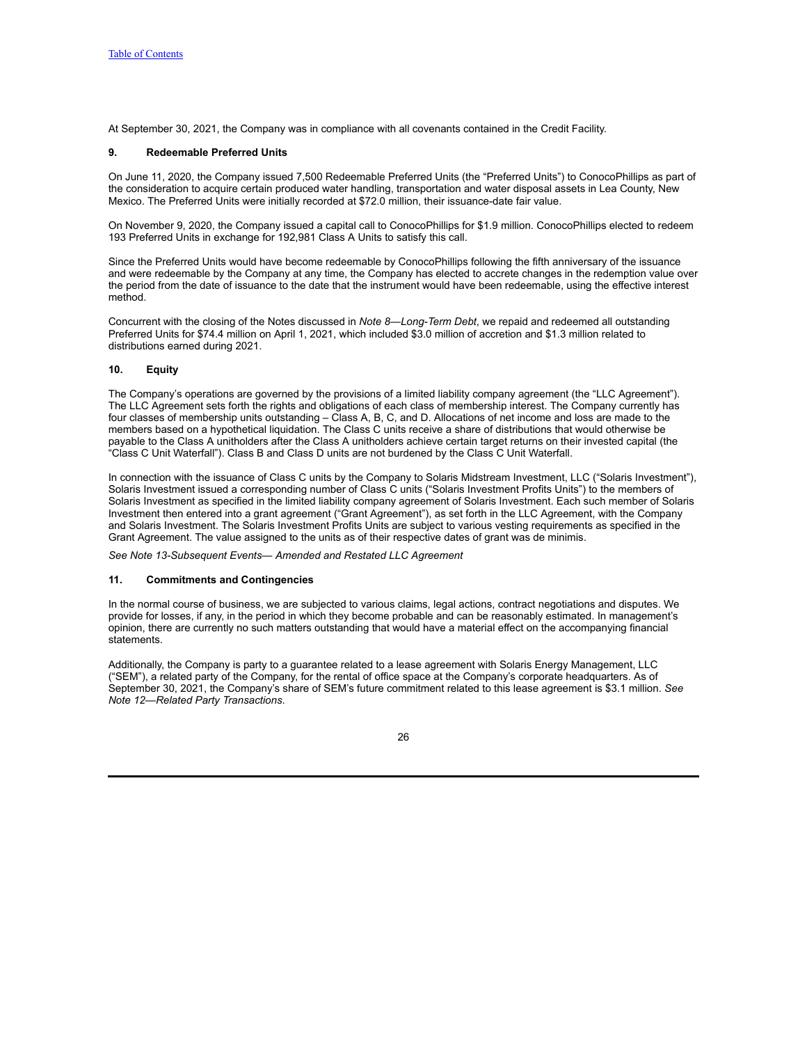At September 30, 2021, the Company was in compliance with all covenants contained in the Credit Facility.

## 9. Redeemable Preferred Units

On June 11, 2020, the Company issued 7,500 Redeemable Preferred Units (the "Preferred Units") to ConocoPhillips as part of the consideration to acquire certain produced water handling, transportation and water disposal assets in Lea County, New Mexico. The Preferred Units were initially recorded at $72.0 million, their issuance-date fair value.

On November 9, 2020, the Company issued a capital call to ConocoPhillips for $1.9 million. ConocoPhillips elected to redeem 193 Preferred Units in exchange for 192,981 Class A Units to satisfy this call.

Since the Preferred Units would have become redeemable by ConocoPhillips following the fifth anniversary of the issuance and were redeemable by the Company at any time, the Company has elected to accrete changes in the redemption value over the period from the date of issuance to the date that the instrument would have been redeemable, using the effective interest method.

Concurrent with the closing of the Notes discussed in *Note 8—Long-Term Debt*, we repaid and redeemed all outstanding Preferred Units for $74.4 million on April 1, 2021, which included $3.0 million of accretion and $1.3 million related to distributions earned during 2021.

## 10. Equity

The Company's operations are governed by the provisions of a limited liability company agreement (the "LLC Agreement"). The LLC Agreement sets forth the rights and obligations of each class of membership interest. The Company currently has four classes of membership units outstanding – Class A, B, C, and D. Allocations of net income and loss are made to the members based on a hypothetical liquidation. The Class C units receive a share of distributions that would otherwise be payable to the Class A unitholders after the Class A unitholders achieve certain target returns on their invested capital (the "Class C Unit Waterfall"). Class B and Class D units are not burdened by the Class C Unit Waterfall.

In connection with the issuance of Class C units by the Company to Solaris Midstream Investment, LLC ("Solaris Investment"), Solaris Investment issued a corresponding number of Class C units ("Solaris Investment Profits Units") to the members of Solaris Investment as specified in the limited liability company agreement of Solaris Investment. Each such member of Solaris Investment then entered into a grant agreement ("Grant Agreement"), as set forth in the LLC Agreement, with the Company and Solaris Investment. The Solaris Investment Profits Units are subject to various vesting requirements as specified in the Grant Agreement. The value assigned to the units as of their respective dates of grant was de minimis.

*See Note 13-Subsequent Events— Amended and Restated LLC Agreement*

## 11. Commitments and Contingencies

In the normal course of business, we are subjected to various claims, legal actions, contract negotiations and disputes. We provide for losses, if any, in the period in which they become probable and can be reasonably estimated. In management's opinion, there are currently no such matters outstanding that would have a material effect on the accompanying financial statements.

Additionally, the Company is party to a guarantee related to a lease agreement with Solaris Energy Management, LLC ("SEM"), a related party of the Company, for the rental of office space at the Company's corporate headquarters. As of September 30, 2021, the Company's share of SEM's future commitment related to this lease agreement is $3.1 million. *See Note 12—Related Party Transactions.*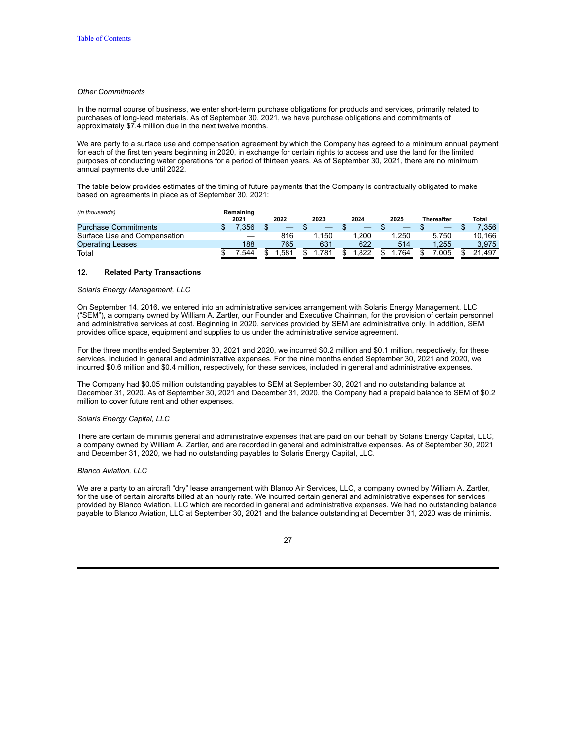*Other Commitments*

In the normal course of business, we enter short-term purchase obligations for products and services, primarily related to purchases of long-lead materials. As of September 30, 2021, we have purchase obligations and commitments of approximately $7.4 million due in the next twelve months.

We are party to a surface use and compensation agreement by which the Company has agreed to a minimum annual payment for each of the first ten years beginning in 2020, in exchange for certain rights to access and use the land for the limited purposes of conducting water operations for a period of thirteen years. As of September 30, 2021, there are no minimum annual payments due until 2022.

The table below provides estimates of the timing of future payments that the Company is contractually obligated to make based on agreements in place as of September 30, 2021:

| *(in thousands)* | Remaining 2021 | 2022 | 2023 | 2024 | 2025 | Thereafter | Total |
|---|---|---|---|---|---|---|---|
| Purchase Commitments | $ 7,356 | $ — | $ — | $ — | $ — | $ — | $ 7,356 |
| Surface Use and Compensation | — | 816 | 1,150 | 1,200 | 1,250 | 5,750 | 10,166 |
| Operating Leases | 188 | 765 | 631 | 622 | 514 | 1,255 | 3,975 |
| Total | $ 7,544 | $ 1,581 | $ 1,781 | $ 1,822 | $ 1,764 | $ 7,005 | $ 21,497 |

## 12. Related Party Transactions

*Solaris Energy Management, LLC*

On September 14, 2016, we entered into an administrative services arrangement with Solaris Energy Management, LLC ("SEM"), a company owned by William A. Zartler, our Founder and Executive Chairman, for the provision of certain personnel and administrative services at cost. Beginning in 2020, services provided by SEM are administrative only. In addition, SEM provides office space, equipment and supplies to us under the administrative service agreement.

For the three months ended September 30, 2021 and 2020, we incurred $0.2 million and $0.1 million, respectively, for these services, included in general and administrative expenses. For the nine months ended September 30, 2021 and 2020, we incurred $0.6 million and $0.4 million, respectively, for these services, included in general and administrative expenses.

The Company had $0.05 million outstanding payables to SEM at September 30, 2021 and no outstanding balance at December 31, 2020. As of September 30, 2021 and December 31, 2020, the Company had a prepaid balance to SEM of $0.2 million to cover future rent and other expenses.

*Solaris Energy Capital, LLC*

There are certain de minimis general and administrative expenses that are paid on our behalf by Solaris Energy Capital, LLC, a company owned by William A. Zartler, and are recorded in general and administrative expenses. As of September 30, 2021 and December 31, 2020, we had no outstanding payables to Solaris Energy Capital, LLC.

*Blanco Aviation, LLC*

We are a party to an aircraft "dry" lease arrangement with Blanco Air Services, LLC, a company owned by William A. Zartler, for the use of certain aircrafts billed at an hourly rate. We incurred certain general and administrative expenses for services provided by Blanco Aviation, LLC which are recorded in general and administrative expenses. We had no outstanding balance payable to Blanco Aviation, LLC at September 30, 2021 and the balance outstanding at December 31, 2020 was de minimis.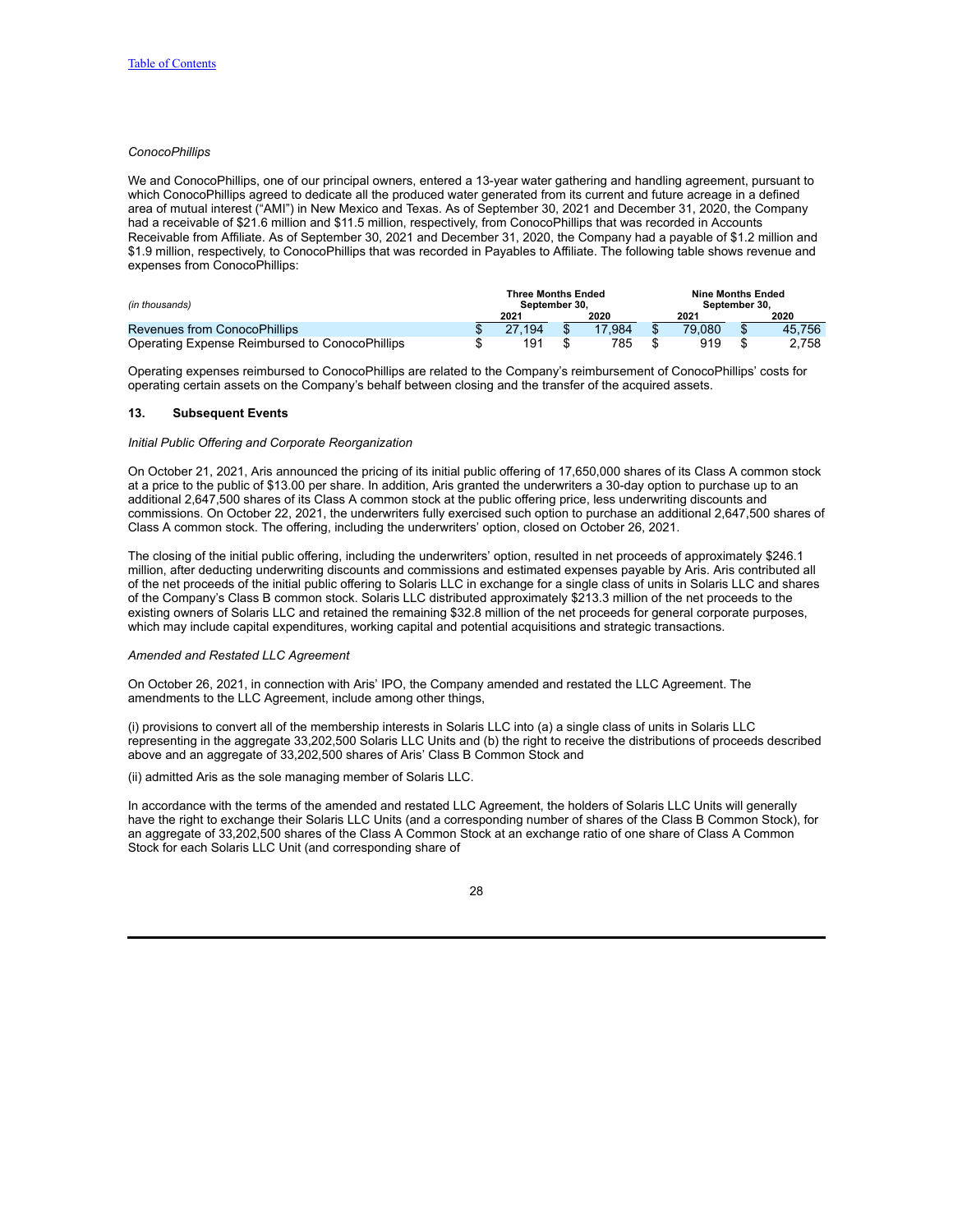*ConocoPhillips*

We and ConocoPhillips, one of our principal owners, entered a 13-year water gathering and handling agreement, pursuant to which ConocoPhillips agreed to dedicate all the produced water generated from its current and future acreage in a defined area of mutual interest ("AMI") in New Mexico and Texas. As of September 30, 2021 and December 31, 2020, the Company had a receivable of $21.6 million and $11.5 million, respectively, from ConocoPhillips that was recorded in Accounts Receivable from Affiliate. As of September 30, 2021 and December 31, 2020, the Company had a payable of $1.2 million and $1.9 million, respectively, to ConocoPhillips that was recorded in Payables to Affiliate. The following table shows revenue and expenses from ConocoPhillips:

| *(in thousands)* | Three Months Ended September 30, | | Nine Months Ended September 30, | |
|---|---|---|---|---|
| | 2021 | 2020 | 2021 | 2020 |
| Revenues from ConocoPhillips | $ 27,194 | $ 17,984 | $ 79,080 | $ 45,756 |
| Operating Expense Reimbursed to ConocoPhillips | $ 191 | $ 785 | $ 919 | $ 2,758 |

Operating expenses reimbursed to ConocoPhillips are related to the Company's reimbursement of ConocoPhillips' costs for operating certain assets on the Company's behalf between closing and the transfer of the acquired assets.

## 13. Subsequent Events

*Initial Public Offering and Corporate Reorganization*

On October 21, 2021, Aris announced the pricing of its initial public offering of 17,650,000 shares of its Class A common stock at a price to the public of $13.00 per share. In addition, Aris granted the underwriters a 30-day option to purchase up to an additional 2,647,500 shares of its Class A common stock at the public offering price, less underwriting discounts and commissions. On October 22, 2021, the underwriters fully exercised such option to purchase an additional 2,647,500 shares of Class A common stock. The offering, including the underwriters' option, closed on October 26, 2021.

The closing of the initial public offering, including the underwriters' option, resulted in net proceeds of approximately $246.1 million, after deducting underwriting discounts and commissions and estimated expenses payable by Aris. Aris contributed all of the net proceeds of the initial public offering to Solaris LLC in exchange for a single class of units in Solaris LLC and shares of the Company's Class B common stock. Solaris LLC distributed approximately $213.3 million of the net proceeds to the existing owners of Solaris LLC and retained the remaining $32.8 million of the net proceeds for general corporate purposes, which may include capital expenditures, working capital and potential acquisitions and strategic transactions.

*Amended and Restated LLC Agreement*

On October 26, 2021, in connection with Aris' IPO, the Company amended and restated the LLC Agreement. The amendments to the LLC Agreement, include among other things,

(i) provisions to convert all of the membership interests in Solaris LLC into (a) a single class of units in Solaris LLC representing in the aggregate 33,202,500 Solaris LLC Units and (b) the right to receive the distributions of proceeds described above and an aggregate of 33,202,500 shares of Aris' Class B Common Stock and

(ii) admitted Aris as the sole managing member of Solaris LLC.

In accordance with the terms of the amended and restated LLC Agreement, the holders of Solaris LLC Units will generally have the right to exchange their Solaris LLC Units (and a corresponding number of shares of the Class B Common Stock), for an aggregate of 33,202,500 shares of the Class A Common Stock at an exchange ratio of one share of Class A Common Stock for each Solaris LLC Unit (and corresponding share of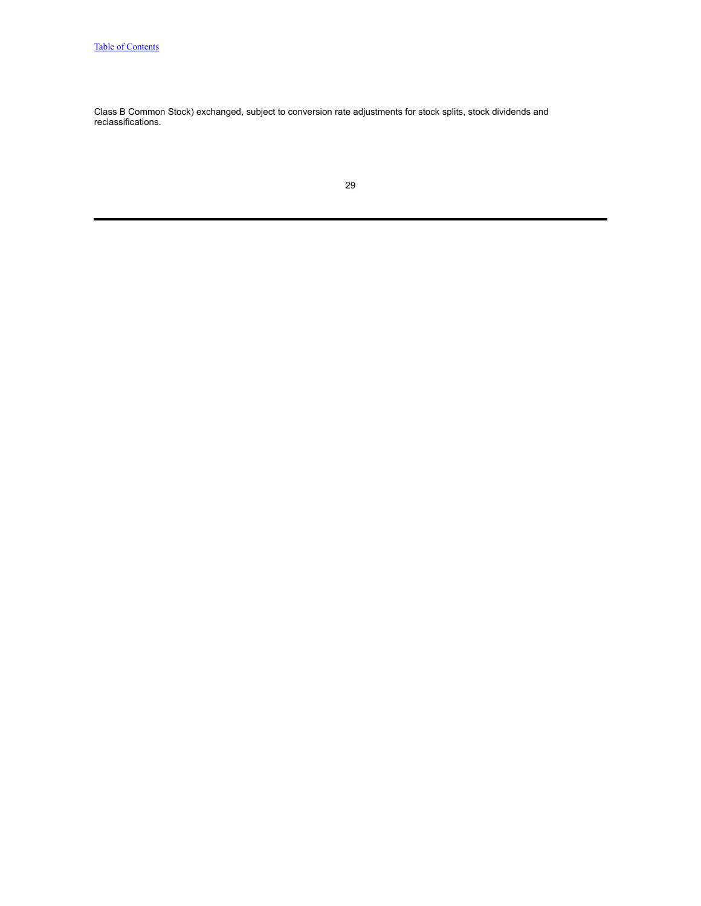Class B Common Stock) exchanged, subject to conversion rate adjustments for stock splits, stock dividends and reclassifications.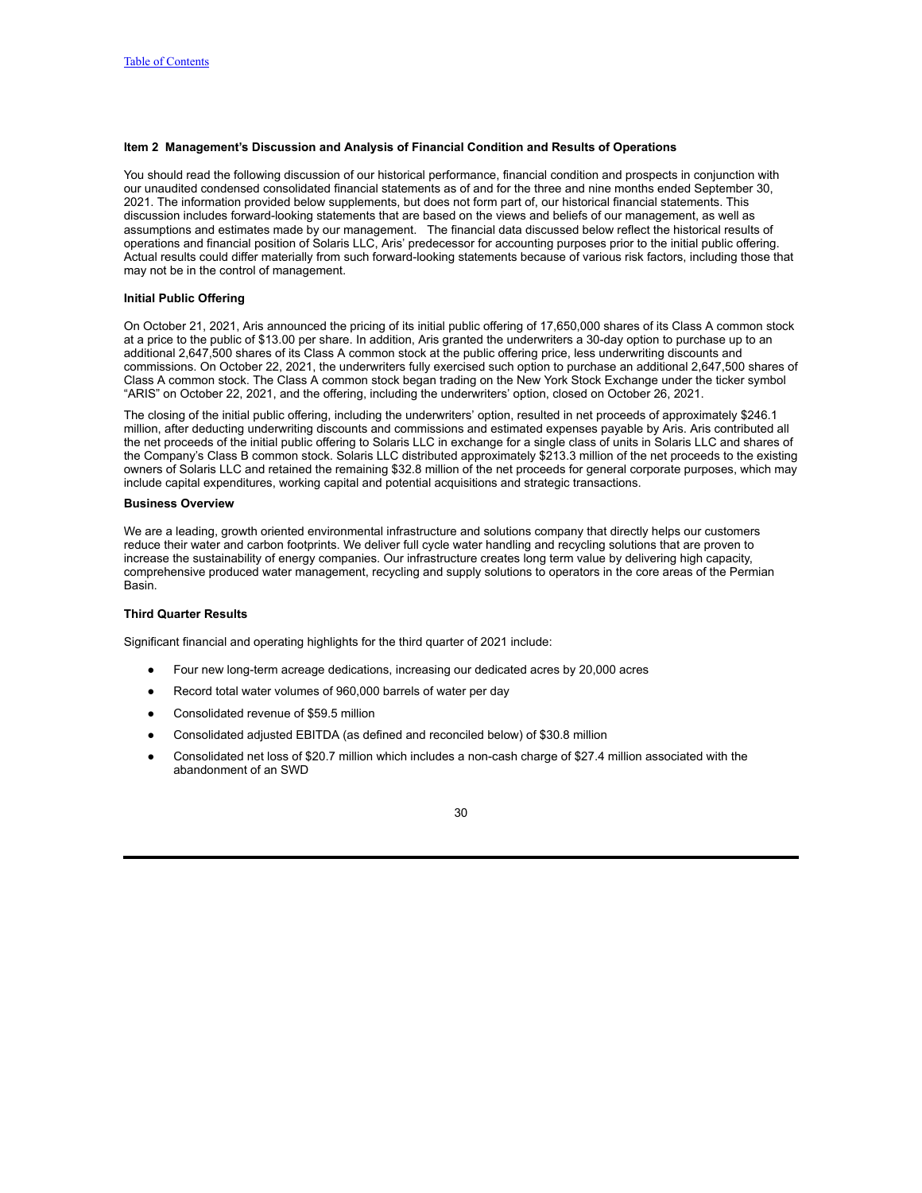## Item 2 Management's Discussion and Analysis of Financial Condition and Results of Operations

You should read the following discussion of our historical performance, financial condition and prospects in conjunction with our unaudited condensed consolidated financial statements as of and for the three and nine months ended September 30, 2021. The information provided below supplements, but does not form part of, our historical financial statements. This discussion includes forward-looking statements that are based on the views and beliefs of our management, as well as assumptions and estimates made by our management. The financial data discussed below reflect the historical results of operations and financial position of Solaris LLC, Aris' predecessor for accounting purposes prior to the initial public offering. Actual results could differ materially from such forward-looking statements because of various risk factors, including those that may not be in the control of management.

### Initial Public Offering

On October 21, 2021, Aris announced the pricing of its initial public offering of 17,650,000 shares of its Class A common stock at a price to the public of $13.00 per share. In addition, Aris granted the underwriters a 30-day option to purchase up to an additional 2,647,500 shares of its Class A common stock at the public offering price, less underwriting discounts and commissions. On October 22, 2021, the underwriters fully exercised such option to purchase an additional 2,647,500 shares of Class A common stock. The Class A common stock began trading on the New York Stock Exchange under the ticker symbol "ARIS" on October 22, 2021, and the offering, including the underwriters' option, closed on October 26, 2021.

The closing of the initial public offering, including the underwriters' option, resulted in net proceeds of approximately $246.1 million, after deducting underwriting discounts and commissions and estimated expenses payable by Aris. Aris contributed all the net proceeds of the initial public offering to Solaris LLC in exchange for a single class of units in Solaris LLC and shares of the Company's Class B common stock. Solaris LLC distributed approximately $213.3 million of the net proceeds to the existing owners of Solaris LLC and retained the remaining $32.8 million of the net proceeds for general corporate purposes, which may include capital expenditures, working capital and potential acquisitions and strategic transactions.

### Business Overview

We are a leading, growth oriented environmental infrastructure and solutions company that directly helps our customers reduce their water and carbon footprints. We deliver full cycle water handling and recycling solutions that are proven to increase the sustainability of energy companies. Our infrastructure creates long term value by delivering high capacity, comprehensive produced water management, recycling and supply solutions to operators in the core areas of the Permian Basin.

### Third Quarter Results

Significant financial and operating highlights for the third quarter of 2021 include:

- Four new long-term acreage dedications, increasing our dedicated acres by 20,000 acres
- Record total water volumes of 960,000 barrels of water per day
- Consolidated revenue of $59.5 million
- Consolidated adjusted EBITDA (as defined and reconciled below) of $30.8 million
- Consolidated net loss of $20.7 million which includes a non-cash charge of $27.4 million associated with the abandonment of an SWD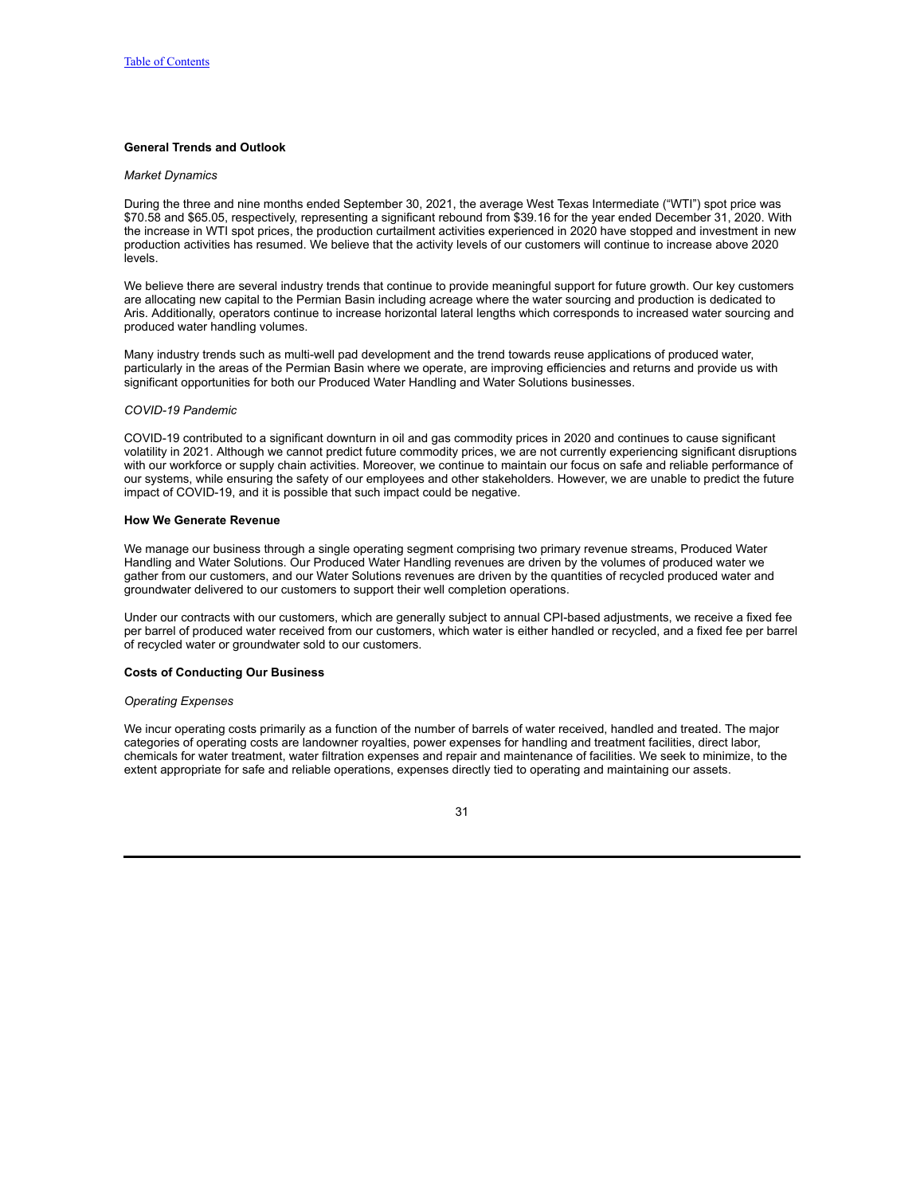### General Trends and Outlook

*Market Dynamics*

During the three and nine months ended September 30, 2021, the average West Texas Intermediate ("WTI") spot price was $70.58 and $65.05, respectively, representing a significant rebound from $39.16 for the year ended December 31, 2020. With the increase in WTI spot prices, the production curtailment activities experienced in 2020 have stopped and investment in new production activities has resumed. We believe that the activity levels of our customers will continue to increase above 2020 levels.

We believe there are several industry trends that continue to provide meaningful support for future growth. Our key customers are allocating new capital to the Permian Basin including acreage where the water sourcing and production is dedicated to Aris. Additionally, operators continue to increase horizontal lateral lengths which corresponds to increased water sourcing and produced water handling volumes.

Many industry trends such as multi-well pad development and the trend towards reuse applications of produced water, particularly in the areas of the Permian Basin where we operate, are improving efficiencies and returns and provide us with significant opportunities for both our Produced Water Handling and Water Solutions businesses.

*COVID-19 Pandemic*

COVID-19 contributed to a significant downturn in oil and gas commodity prices in 2020 and continues to cause significant volatility in 2021. Although we cannot predict future commodity prices, we are not currently experiencing significant disruptions with our workforce or supply chain activities. Moreover, we continue to maintain our focus on safe and reliable performance of our systems, while ensuring the safety of our employees and other stakeholders. However, we are unable to predict the future impact of COVID-19, and it is possible that such impact could be negative.

### How We Generate Revenue

We manage our business through a single operating segment comprising two primary revenue streams, Produced Water Handling and Water Solutions. Our Produced Water Handling revenues are driven by the volumes of produced water we gather from our customers, and our Water Solutions revenues are driven by the quantities of recycled produced water and groundwater delivered to our customers to support their well completion operations.

Under our contracts with our customers, which are generally subject to annual CPI-based adjustments, we receive a fixed fee per barrel of produced water received from our customers, which water is either handled or recycled, and a fixed fee per barrel of recycled water or groundwater sold to our customers.

### Costs of Conducting Our Business

*Operating Expenses*

We incur operating costs primarily as a function of the number of barrels of water received, handled and treated. The major categories of operating costs are landowner royalties, power expenses for handling and treatment facilities, direct labor, chemicals for water treatment, water filtration expenses and repair and maintenance of facilities. We seek to minimize, to the extent appropriate for safe and reliable operations, expenses directly tied to operating and maintaining our assets.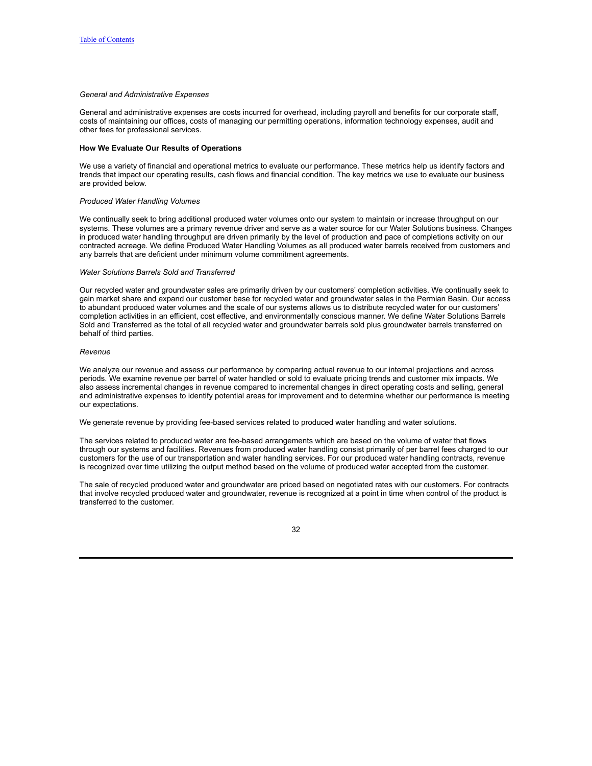*General and Administrative Expenses*

General and administrative expenses are costs incurred for overhead, including payroll and benefits for our corporate staff, costs of maintaining our offices, costs of managing our permitting operations, information technology expenses, audit and other fees for professional services.

**How We Evaluate Our Results of Operations**

We use a variety of financial and operational metrics to evaluate our performance. These metrics help us identify factors and trends that impact our operating results, cash flows and financial condition. The key metrics we use to evaluate our business are provided below.

*Produced Water Handling Volumes*

We continually seek to bring additional produced water volumes onto our system to maintain or increase throughput on our systems. These volumes are a primary revenue driver and serve as a water source for our Water Solutions business. Changes in produced water handling throughput are driven primarily by the level of production and pace of completions activity on our contracted acreage. We define Produced Water Handling Volumes as all produced water barrels received from customers and any barrels that are deficient under minimum volume commitment agreements.

*Water Solutions Barrels Sold and Transferred*

Our recycled water and groundwater sales are primarily driven by our customers' completion activities. We continually seek to gain market share and expand our customer base for recycled water and groundwater sales in the Permian Basin. Our access to abundant produced water volumes and the scale of our systems allows us to distribute recycled water for our customers' completion activities in an efficient, cost effective, and environmentally conscious manner. We define Water Solutions Barrels Sold and Transferred as the total of all recycled water and groundwater barrels sold plus groundwater barrels transferred on behalf of third parties.

*Revenue*

We analyze our revenue and assess our performance by comparing actual revenue to our internal projections and across periods. We examine revenue per barrel of water handled or sold to evaluate pricing trends and customer mix impacts. We also assess incremental changes in revenue compared to incremental changes in direct operating costs and selling, general and administrative expenses to identify potential areas for improvement and to determine whether our performance is meeting our expectations.

We generate revenue by providing fee-based services related to produced water handling and water solutions.

The services related to produced water are fee-based arrangements which are based on the volume of water that flows through our systems and facilities. Revenues from produced water handling consist primarily of per barrel fees charged to our customers for the use of our transportation and water handling services. For our produced water handling contracts, revenue is recognized over time utilizing the output method based on the volume of produced water accepted from the customer.

The sale of recycled produced water and groundwater are priced based on negotiated rates with our customers. For contracts that involve recycled produced water and groundwater, revenue is recognized at a point in time when control of the product is transferred to the customer.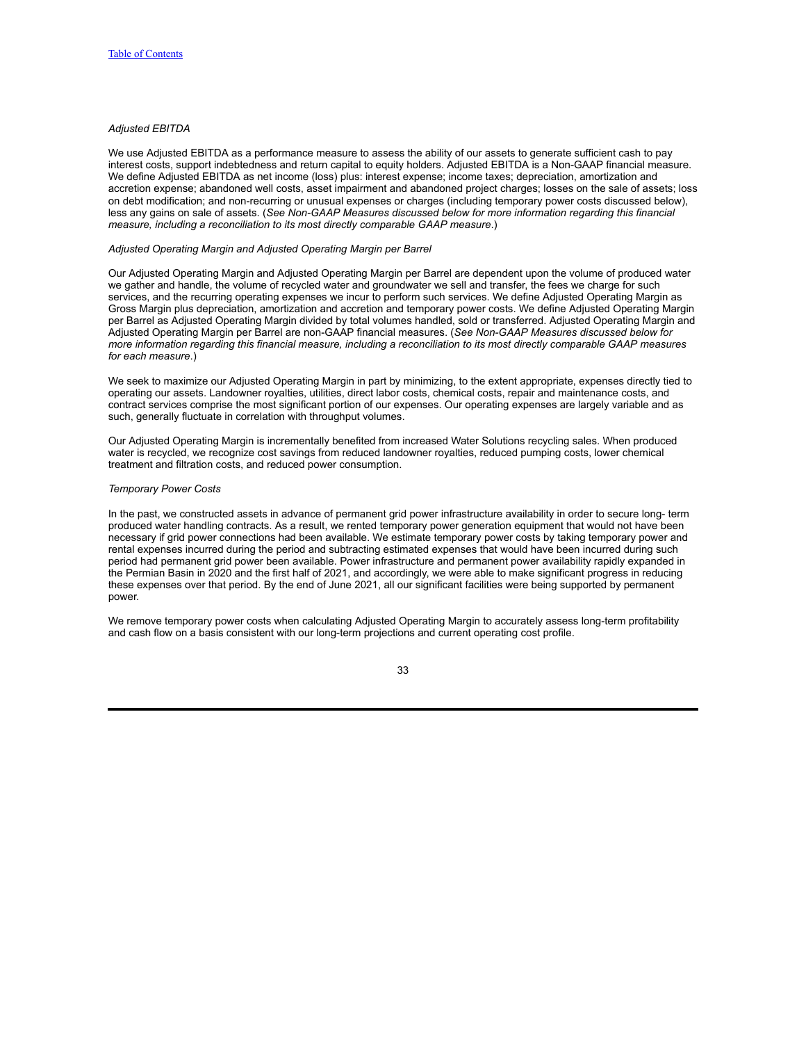*Adjusted EBITDA*

We use Adjusted EBITDA as a performance measure to assess the ability of our assets to generate sufficient cash to pay interest costs, support indebtedness and return capital to equity holders. Adjusted EBITDA is a Non-GAAP financial measure. We define Adjusted EBITDA as net income (loss) plus: interest expense; income taxes; depreciation, amortization and accretion expense; abandoned well costs, asset impairment and abandoned project charges; losses on the sale of assets; loss on debt modification; and non-recurring or unusual expenses or charges (including temporary power costs discussed below), less any gains on sale of assets. (*See Non-GAAP Measures discussed below for more information regarding this financial measure, including a reconciliation to its most directly comparable GAAP measure*.)

*Adjusted Operating Margin and Adjusted Operating Margin per Barrel*

Our Adjusted Operating Margin and Adjusted Operating Margin per Barrel are dependent upon the volume of produced water we gather and handle, the volume of recycled water and groundwater we sell and transfer, the fees we charge for such services, and the recurring operating expenses we incur to perform such services. We define Adjusted Operating Margin as Gross Margin plus depreciation, amortization and accretion and temporary power costs. We define Adjusted Operating Margin per Barrel as Adjusted Operating Margin divided by total volumes handled, sold or transferred. Adjusted Operating Margin and Adjusted Operating Margin per Barrel are non-GAAP financial measures. (*See Non-GAAP Measures discussed below for more information regarding this financial measure, including a reconciliation to its most directly comparable GAAP measures for each measure*.)

We seek to maximize our Adjusted Operating Margin in part by minimizing, to the extent appropriate, expenses directly tied to operating our assets. Landowner royalties, utilities, direct labor costs, chemical costs, repair and maintenance costs, and contract services comprise the most significant portion of our expenses. Our operating expenses are largely variable and as such, generally fluctuate in correlation with throughput volumes.

Our Adjusted Operating Margin is incrementally benefited from increased Water Solutions recycling sales. When produced water is recycled, we recognize cost savings from reduced landowner royalties, reduced pumping costs, lower chemical treatment and filtration costs, and reduced power consumption.

*Temporary Power Costs*

In the past, we constructed assets in advance of permanent grid power infrastructure availability in order to secure long- term produced water handling contracts. As a result, we rented temporary power generation equipment that would not have been necessary if grid power connections had been available. We estimate temporary power costs by taking temporary power and rental expenses incurred during the period and subtracting estimated expenses that would have been incurred during such period had permanent grid power been available. Power infrastructure and permanent power availability rapidly expanded in the Permian Basin in 2020 and the first half of 2021, and accordingly, we were able to make significant progress in reducing these expenses over that period. By the end of June 2021, all our significant facilities were being supported by permanent power.

We remove temporary power costs when calculating Adjusted Operating Margin to accurately assess long-term profitability and cash flow on a basis consistent with our long-term projections and current operating cost profile.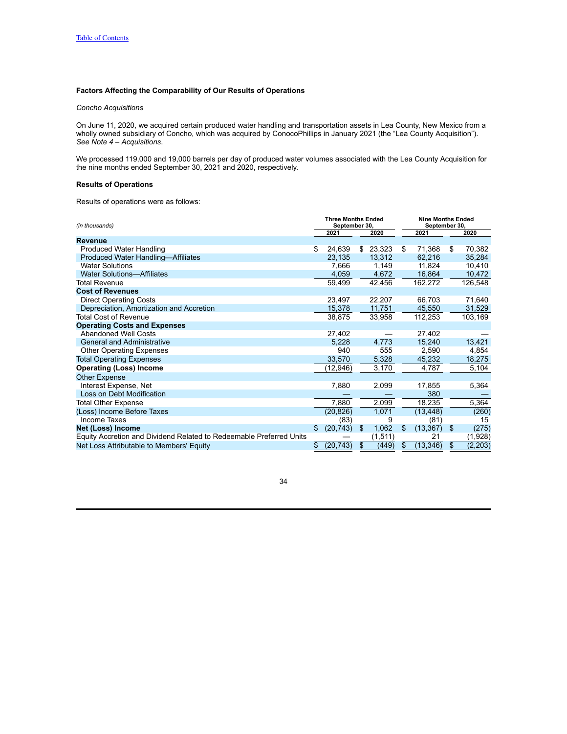[Table of Contents](#)

**Factors Affecting the Comparability of Our Results of Operations**

*Concho Acquisitions*

On June 11, 2020, we acquired certain produced water handling and transportation assets in Lea County, New Mexico from a wholly owned subsidiary of Concho, which was acquired by ConocoPhillips in January 2021 (the "Lea County Acquisition"). *See Note 4 – Acquisitions*.

We processed 119,000 and 19,000 barrels per day of produced water volumes associated with the Lea County Acquisition for the nine months ended September 30, 2021 and 2020, respectively.

**Results of Operations**

Results of operations were as follows:

| *(in thousands)* | Three Months Ended September 30, | | Nine Months Ended September 30, | |
|---|---|---|---|---|
| | 2021 | 2020 | 2021 | 2020 |
| **Revenue** | | | | |
| Produced Water Handling | $ 24,639 | $ 23,323 | $ 71,368 | $ 70,382 |
| Produced Water Handling—Affiliates | 23,135 | 13,312 | 62,216 | 35,284 |
| Water Solutions | 7,666 | 1,149 | 11,824 | 10,410 |
| Water Solutions—Affiliates | 4,059 | 4,672 | 16,864 | 10,472 |
| Total Revenue | 59,499 | 42,456 | 162,272 | 126,548 |
| **Cost of Revenues** | | | | |
| Direct Operating Costs | 23,497 | 22,207 | 66,703 | 71,640 |
| Depreciation, Amortization and Accretion | 15,378 | 11,751 | 45,550 | 31,529 |
| Total Cost of Revenue | 38,875 | 33,958 | 112,253 | 103,169 |
| **Operating Costs and Expenses** | | | | |
| Abandoned Well Costs | 27,402 | — | 27,402 | — |
| General and Administrative | 5,228 | 4,773 | 15,240 | 13,421 |
| Other Operating Expenses | 940 | 555 | 2,590 | 4,854 |
| Total Operating Expenses | 33,570 | 5,328 | 45,232 | 18,275 |
| **Operating (Loss) Income** | (12,946) | 3,170 | 4,787 | 5,104 |
| Other Expense | | | | |
| Interest Expense, Net | 7,880 | 2,099 | 17,855 | 5,364 |
| Loss on Debt Modification | — | — | 380 | — |
| Total Other Expense | 7,880 | 2,099 | 18,235 | 5,364 |
| (Loss) Income Before Taxes | (20,826) | 1,071 | (13,448) | (260) |
| Income Taxes | (83) | 9 | (81) | 15 |
| **Net (Loss) Income** | $ (20,743) | $ 1,062 | $ (13,367) | $ (275) |
| Equity Accretion and Dividend Related to Redeemable Preferred Units | — | (1,511) | 21 | (1,928) |
| Net Loss Attributable to Members' Equity | $ (20,743) | $ (449) | $ (13,346) | $ (2,203) |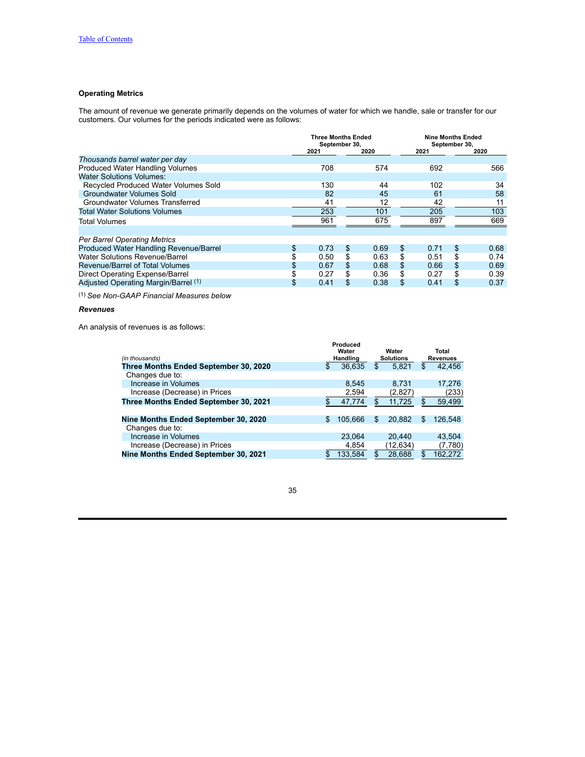**Operating Metrics**

The amount of revenue we generate primarily depends on the volumes of water for which we handle, sale or transfer for our customers. Our volumes for the periods indicated were as follows:

| | Three Months Ended September 30, | | Nine Months Ended September 30, | |
|---|---|---|---|---|
| | 2021 | 2020 | 2021 | 2020 |
| *Thousands barrel water per day* | | | | |
| Produced Water Handling Volumes | 708 | 574 | 692 | 566 |
| Water Solutions Volumes: | | | | |
| Recycled Produced Water Volumes Sold | 130 | 44 | 102 | 34 |
| Groundwater Volumes Sold | 82 | 45 | 61 | 58 |
| Groundwater Volumes Transferred | 41 | 12 | 42 | 11 |
| Total Water Solutions Volumes | 253 | 101 | 205 | 103 |
| Total Volumes | 961 | 675 | 897 | 669 |
| | | | | |
| *Per Barrel Operating Metrics* | | | | |
| Produced Water Handling Revenue/Barrel | $ 0.73 | $ 0.69 | $ 0.71 | $ 0.68 |
| Water Solutions Revenue/Barrel | $ 0.50 | $ 0.63 | $ 0.51 | $ 0.74 |
| Revenue/Barrel of Total Volumes | $ 0.67 | $ 0.68 | $ 0.66 | $ 0.69 |
| Direct Operating Expense/Barrel | $ 0.27 | $ 0.36 | $ 0.27 | $ 0.39 |
| Adjusted Operating Margin/Barrel [(1)] | $ 0.41 | $ 0.38 | $ 0.41 | $ 0.37 |

[(1)] *See Non-GAAP Financial Measures below*

***Revenues***

An analysis of revenues is as follows:

| *(in thousands)* | Produced Water Handling | Water Solutions | Total Revenues |
|---|---|---|---|
| **Three Months Ended September 30, 2020** | $ 36,635 | $ 5,821 | $ 42,456 |
| Changes due to: | | | |
| Increase in Volumes | 8,545 | 8,731 | 17,276 |
| Increase (Decrease) in Prices | 2,594 | (2,827) | (233) |
| **Three Months Ended September 30, 2021** | $ 47,774 | $ 11,725 | $ 59,499 |
| | | | |
| **Nine Months Ended September 30, 2020** | $ 105,666 | $ 20,882 | $ 126,548 |
| Changes due to: | | | |
| Increase in Volumes | 23,064 | 20,440 | 43,504 |
| Increase (Decrease) in Prices | 4,854 | (12,634) | (7,780) |
| **Nine Months Ended September 30, 2021** | $ 133,584 | $ 28,688 | $ 162,272 |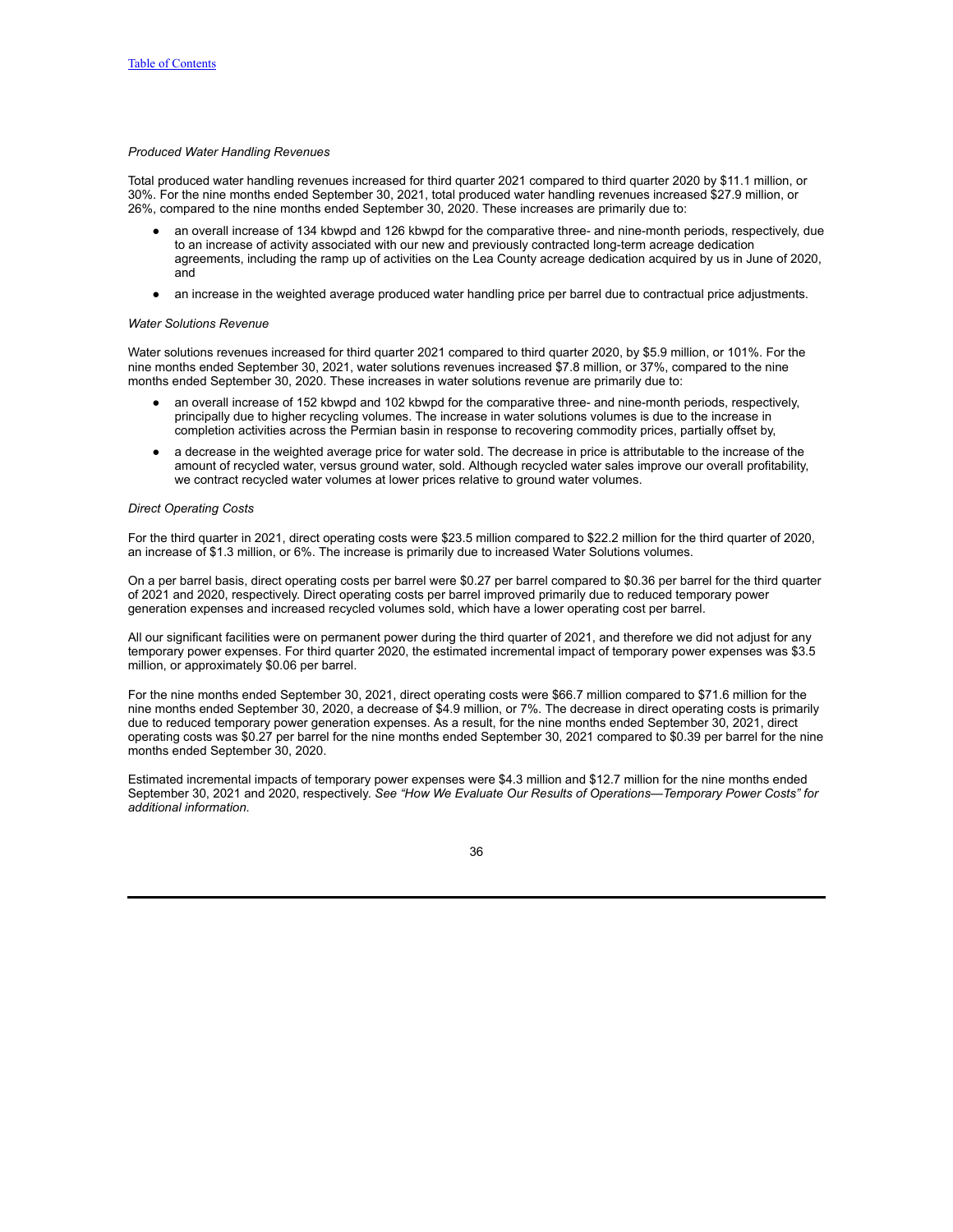*Produced Water Handling Revenues*

Total produced water handling revenues increased for third quarter 2021 compared to third quarter 2020 by $11.1 million, or 30%. For the nine months ended September 30, 2021, total produced water handling revenues increased $27.9 million, or 26%, compared to the nine months ended September 30, 2020. These increases are primarily due to:

- an overall increase of 134 kbwpd and 126 kbwpd for the comparative three- and nine-month periods, respectively, due to an increase of activity associated with our new and previously contracted long-term acreage dedication agreements, including the ramp up of activities on the Lea County acreage dedication acquired by us in June of 2020, and
- an increase in the weighted average produced water handling price per barrel due to contractual price adjustments.

*Water Solutions Revenue*

Water solutions revenues increased for third quarter 2021 compared to third quarter 2020, by $5.9 million, or 101%. For the nine months ended September 30, 2021, water solutions revenues increased $7.8 million, or 37%, compared to the nine months ended September 30, 2020. These increases in water solutions revenue are primarily due to:

- an overall increase of 152 kbwpd and 102 kbwpd for the comparative three- and nine-month periods, respectively, principally due to higher recycling volumes. The increase in water solutions volumes is due to the increase in completion activities across the Permian basin in response to recovering commodity prices, partially offset by,
- a decrease in the weighted average price for water sold. The decrease in price is attributable to the increase of the amount of recycled water, versus ground water, sold. Although recycled water sales improve our overall profitability, we contract recycled water volumes at lower prices relative to ground water volumes.

*Direct Operating Costs*

For the third quarter in 2021, direct operating costs were $23.5 million compared to $22.2 million for the third quarter of 2020, an increase of $1.3 million, or 6%. The increase is primarily due to increased Water Solutions volumes.

On a per barrel basis, direct operating costs per barrel were $0.27 per barrel compared to $0.36 per barrel for the third quarter of 2021 and 2020, respectively. Direct operating costs per barrel improved primarily due to reduced temporary power generation expenses and increased recycled volumes sold, which have a lower operating cost per barrel.

All our significant facilities were on permanent power during the third quarter of 2021, and therefore we did not adjust for any temporary power expenses. For third quarter 2020, the estimated incremental impact of temporary power expenses was $3.5 million, or approximately $0.06 per barrel.

For the nine months ended September 30, 2021, direct operating costs were $66.7 million compared to $71.6 million for the nine months ended September 30, 2020, a decrease of $4.9 million, or 7%. The decrease in direct operating costs is primarily due to reduced temporary power generation expenses. As a result, for the nine months ended September 30, 2021, direct operating costs was $0.27 per barrel for the nine months ended September 30, 2021 compared to $0.39 per barrel for the nine months ended September 30, 2020.

Estimated incremental impacts of temporary power expenses were $4.3 million and $12.7 million for the nine months ended September 30, 2021 and 2020, respectively. *See "How We Evaluate Our Results of Operations—Temporary Power Costs" for additional information.*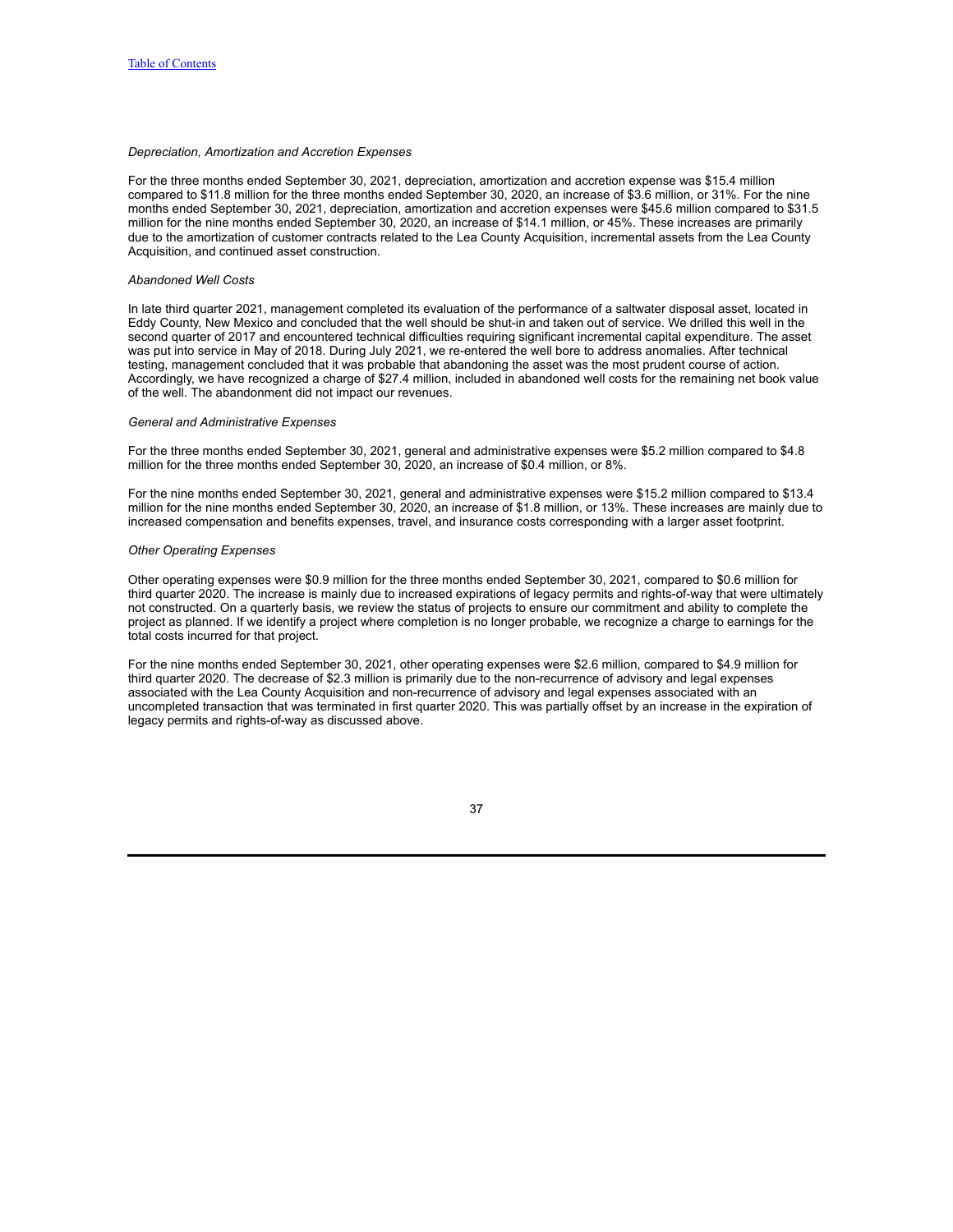*Depreciation, Amortization and Accretion Expenses*

For the three months ended September 30, 2021, depreciation, amortization and accretion expense was $15.4 million compared to $11.8 million for the three months ended September 30, 2020, an increase of $3.6 million, or 31%. For the nine months ended September 30, 2021, depreciation, amortization and accretion expenses were $45.6 million compared to $31.5 million for the nine months ended September 30, 2020, an increase of $14.1 million, or 45%. These increases are primarily due to the amortization of customer contracts related to the Lea County Acquisition, incremental assets from the Lea County Acquisition, and continued asset construction.

*Abandoned Well Costs*

In late third quarter 2021, management completed its evaluation of the performance of a saltwater disposal asset, located in Eddy County, New Mexico and concluded that the well should be shut-in and taken out of service. We drilled this well in the second quarter of 2017 and encountered technical difficulties requiring significant incremental capital expenditure. The asset was put into service in May of 2018. During July 2021, we re-entered the well bore to address anomalies. After technical testing, management concluded that it was probable that abandoning the asset was the most prudent course of action. Accordingly, we have recognized a charge of $27.4 million, included in abandoned well costs for the remaining net book value of the well. The abandonment did not impact our revenues.

*General and Administrative Expenses*

For the three months ended September 30, 2021, general and administrative expenses were $5.2 million compared to $4.8 million for the three months ended September 30, 2020, an increase of $0.4 million, or 8%.

For the nine months ended September 30, 2021, general and administrative expenses were $15.2 million compared to $13.4 million for the nine months ended September 30, 2020, an increase of $1.8 million, or 13%. These increases are mainly due to increased compensation and benefits expenses, travel, and insurance costs corresponding with a larger asset footprint.

*Other Operating Expenses*

Other operating expenses were $0.9 million for the three months ended September 30, 2021, compared to $0.6 million for third quarter 2020. The increase is mainly due to increased expirations of legacy permits and rights-of-way that were ultimately not constructed. On a quarterly basis, we review the status of projects to ensure our commitment and ability to complete the project as planned. If we identify a project where completion is no longer probable, we recognize a charge to earnings for the total costs incurred for that project.

For the nine months ended September 30, 2021, other operating expenses were $2.6 million, compared to $4.9 million for third quarter 2020. The decrease of $2.3 million is primarily due to the non-recurrence of advisory and legal expenses associated with the Lea County Acquisition and non-recurrence of advisory and legal expenses associated with an uncompleted transaction that was terminated in first quarter 2020. This was partially offset by an increase in the expiration of legacy permits and rights-of-way as discussed above.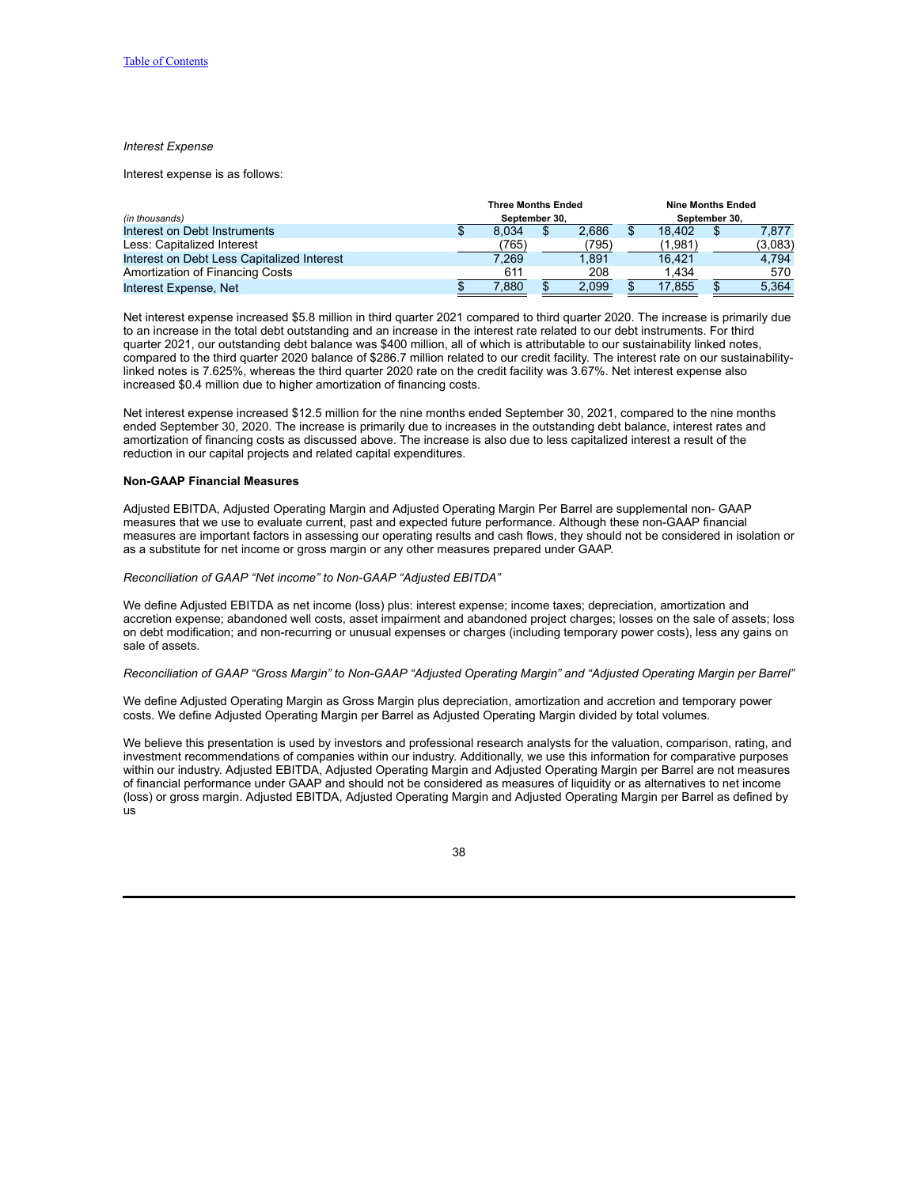*Interest Expense*

Interest expense is as follows:

| *(in thousands)* | Three Months Ended September 30, | | Nine Months Ended September 30, | |
|---|---|---|---|---|
| Interest on Debt Instruments | $ 8,034 | $ 2,686 | $ 18,402 | $ 7,877 |
| Less: Capitalized Interest | (765) | (795) | (1,981) | (3,083) |
| Interest on Debt Less Capitalized Interest | 7,269 | 1,891 | 16,421 | 4,794 |
| Amortization of Financing Costs | 611 | 208 | 1,434 | 570 |
| Interest Expense, Net | $ 7,880 | $ 2,099 | $ 17,855 | $ 5,364 |

Net interest expense increased $5.8 million in third quarter 2021 compared to third quarter 2020. The increase is primarily due to an increase in the total debt outstanding and an increase in the interest rate related to our debt instruments. For third quarter 2021, our outstanding debt balance was $400 million, all of which is attributable to our sustainability linked notes, compared to the third quarter 2020 balance of $286.7 million related to our credit facility. The interest rate on our sustainability-linked notes is 7.625%, whereas the third quarter 2020 rate on the credit facility was 3.67%. Net interest expense also increased $0.4 million due to higher amortization of financing costs.

Net interest expense increased $12.5 million for the nine months ended September 30, 2021, compared to the nine months ended September 30, 2020. The increase is primarily due to increases in the outstanding debt balance, interest rates and amortization of financing costs as discussed above. The increase is also due to less capitalized interest a result of the reduction in our capital projects and related capital expenditures.

**Non-GAAP Financial Measures**

Adjusted EBITDA, Adjusted Operating Margin and Adjusted Operating Margin Per Barrel are supplemental non- GAAP measures that we use to evaluate current, past and expected future performance. Although these non-GAAP financial measures are important factors in assessing our operating results and cash flows, they should not be considered in isolation or as a substitute for net income or gross margin or any other measures prepared under GAAP.

*Reconciliation of GAAP "Net income" to Non-GAAP "Adjusted EBITDA"*

We define Adjusted EBITDA as net income (loss) plus: interest expense; income taxes; depreciation, amortization and accretion expense; abandoned well costs, asset impairment and abandoned project charges; losses on the sale of assets; loss on debt modification; and non-recurring or unusual expenses or charges (including temporary power costs), less any gains on sale of assets.

*Reconciliation of GAAP "Gross Margin" to Non-GAAP "Adjusted Operating Margin" and "Adjusted Operating Margin per Barrel"*

We define Adjusted Operating Margin as Gross Margin plus depreciation, amortization and accretion and temporary power costs. We define Adjusted Operating Margin per Barrel as Adjusted Operating Margin divided by total volumes.

We believe this presentation is used by investors and professional research analysts for the valuation, comparison, rating, and investment recommendations of companies within our industry. Additionally, we use this information for comparative purposes within our industry. Adjusted EBITDA, Adjusted Operating Margin and Adjusted Operating Margin per Barrel are not measures of financial performance under GAAP and should not be considered as measures of liquidity or as alternatives to net income (loss) or gross margin. Adjusted EBITDA, Adjusted Operating Margin and Adjusted Operating Margin per Barrel as defined by us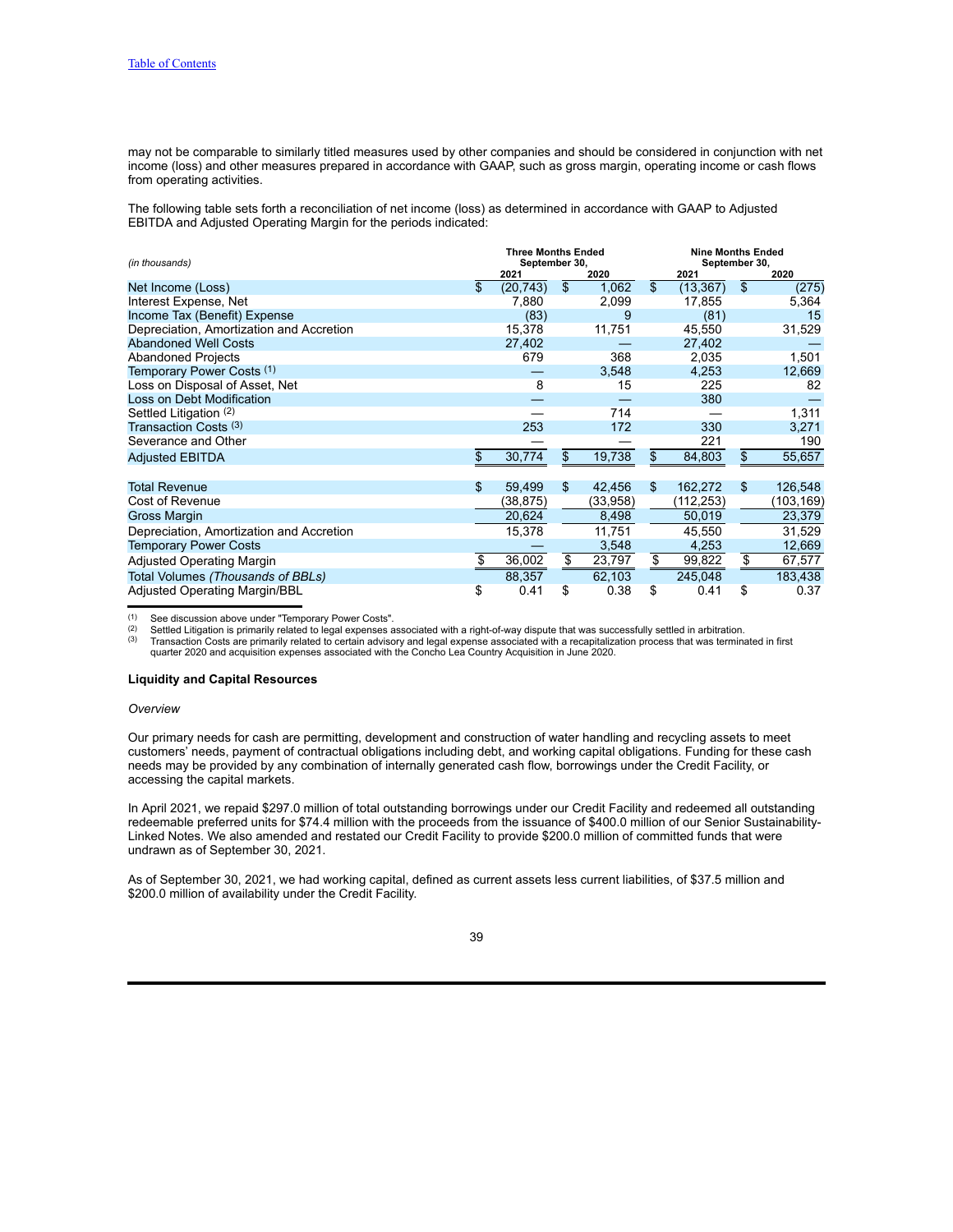may not be comparable to similarly titled measures used by other companies and should be considered in conjunction with net income (loss) and other measures prepared in accordance with GAAP, such as gross margin, operating income or cash flows from operating activities.

The following table sets forth a reconciliation of net income (loss) as determined in accordance with GAAP to Adjusted EBITDA and Adjusted Operating Margin for the periods indicated:

| *(in thousands)* | Three Months Ended September 30, | | Nine Months Ended September 30, | |
|---|---|---|---|---|
| | 2021 | 2020 | 2021 | 2020 |
| Net Income (Loss) | $ (20,743) | $ 1,062 | $ (13,367) | $ (275) |
| Interest Expense, Net | 7,880 | 2,099 | 17,855 | 5,364 |
| Income Tax (Benefit) Expense | (83) | 9 | (81) | 15 |
| Depreciation, Amortization and Accretion | 15,378 | 11,751 | 45,550 | 31,529 |
| Abandoned Well Costs | 27,402 | — | 27,402 | — |
| Abandoned Projects | 679 | 368 | 2,035 | 1,501 |
| Temporary Power Costs (1) | — | 3,548 | 4,253 | 12,669 |
| Loss on Disposal of Asset, Net | 8 | 15 | 225 | 82 |
| Loss on Debt Modification | — | — | 380 | — |
| Settled Litigation (2) | — | 714 | — | 1,311 |
| Transaction Costs (3) | 253 | 172 | 330 | 3,271 |
| Severance and Other | — | — | 221 | 190 |
| Adjusted EBITDA | $ 30,774 | $ 19,738 | $ 84,803 | $ 55,657 |
| | | | | |
| Total Revenue | $ 59,499 | $ 42,456 | $ 162,272 | $ 126,548 |
| Cost of Revenue | (38,875) | (33,958) | (112,253) | (103,169) |
| Gross Margin | 20,624 | 8,498 | 50,019 | 23,379 |
| Depreciation, Amortization and Accretion | 15,378 | 11,751 | 45,550 | 31,529 |
| Temporary Power Costs | — | 3,548 | 4,253 | 12,669 |
| Adjusted Operating Margin | $ 36,002 | $ 23,797 | $ 99,822 | $ 67,577 |
| Total Volumes *(Thousands of BBLs)* | 88,357 | 62,103 | 245,048 | 183,438 |
| Adjusted Operating Margin/BBL | $ 0.41 | $ 0.38 | $ 0.41 | $ 0.37 |

(1) See discussion above under "Temporary Power Costs".

(2) Settled Litigation is primarily related to legal expenses associated with a right-of-way dispute that was successfully settled in arbitration.

(3) Transaction Costs are primarily related to certain advisory and legal expense associated with a recapitalization process that was terminated in first quarter 2020 and acquisition expenses associated with the Concho Lea Country Acquisition in June 2020.

**Liquidity and Capital Resources**

*Overview*

Our primary needs for cash are permitting, development and construction of water handling and recycling assets to meet customers' needs, payment of contractual obligations including debt, and working capital obligations. Funding for these cash needs may be provided by any combination of internally generated cash flow, borrowings under the Credit Facility, or accessing the capital markets.

In April 2021, we repaid $297.0 million of total outstanding borrowings under our Credit Facility and redeemed all outstanding redeemable preferred units for $74.4 million with the proceeds from the issuance of $400.0 million of our Senior Sustainability-Linked Notes. We also amended and restated our Credit Facility to provide $200.0 million of committed funds that were undrawn as of September 30, 2021.

As of September 30, 2021, we had working capital, defined as current assets less current liabilities, of $37.5 million and $200.0 million of availability under the Credit Facility.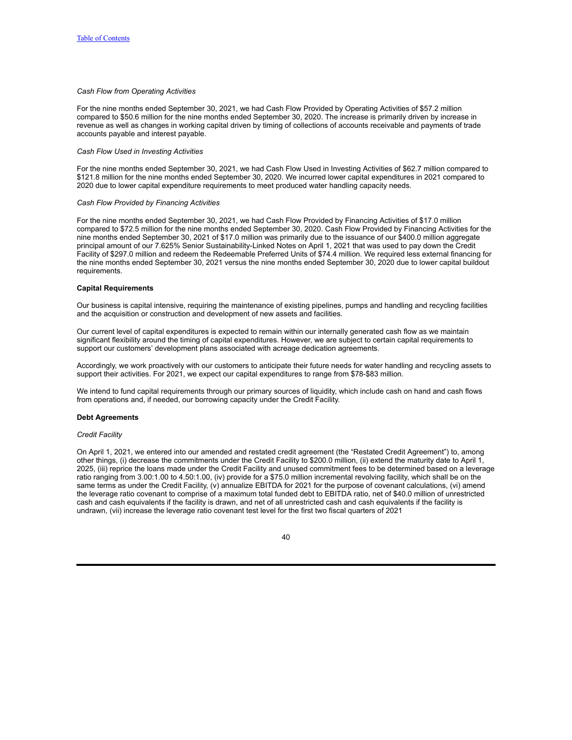*Cash Flow from Operating Activities*

For the nine months ended September 30, 2021, we had Cash Flow Provided by Operating Activities of $57.2 million compared to $50.6 million for the nine months ended September 30, 2020. The increase is primarily driven by increase in revenue as well as changes in working capital driven by timing of collections of accounts receivable and payments of trade accounts payable and interest payable.

*Cash Flow Used in Investing Activities*

For the nine months ended September 30, 2021, we had Cash Flow Used in Investing Activities of $62.7 million compared to $121.8 million for the nine months ended September 30, 2020. We incurred lower capital expenditures in 2021 compared to 2020 due to lower capital expenditure requirements to meet produced water handling capacity needs.

*Cash Flow Provided by Financing Activities*

For the nine months ended September 30, 2021, we had Cash Flow Provided by Financing Activities of $17.0 million compared to $72.5 million for the nine months ended September 30, 2020. Cash Flow Provided by Financing Activities for the nine months ended September 30, 2021 of $17.0 million was primarily due to the issuance of our $400.0 million aggregate principal amount of our 7.625% Senior Sustainability-Linked Notes on April 1, 2021 that was used to pay down the Credit Facility of $297.0 million and redeem the Redeemable Preferred Units of $74.4 million. We required less external financing for the nine months ended September 30, 2021 versus the nine months ended September 30, 2020 due to lower capital buildout requirements.

**Capital Requirements**

Our business is capital intensive, requiring the maintenance of existing pipelines, pumps and handling and recycling facilities and the acquisition or construction and development of new assets and facilities.

Our current level of capital expenditures is expected to remain within our internally generated cash flow as we maintain significant flexibility around the timing of capital expenditures. However, we are subject to certain capital requirements to support our customers' development plans associated with acreage dedication agreements.

Accordingly, we work proactively with our customers to anticipate their future needs for water handling and recycling assets to support their activities. For 2021, we expect our capital expenditures to range from $78-$83 million.

We intend to fund capital requirements through our primary sources of liquidity, which include cash on hand and cash flows from operations and, if needed, our borrowing capacity under the Credit Facility.

**Debt Agreements**

*Credit Facility*

On April 1, 2021, we entered into our amended and restated credit agreement (the "Restated Credit Agreement") to, among other things, (i) decrease the commitments under the Credit Facility to $200.0 million, (ii) extend the maturity date to April 1, 2025, (iii) reprice the loans made under the Credit Facility and unused commitment fees to be determined based on a leverage ratio ranging from 3.00:1.00 to 4.50:1.00, (iv) provide for a $75.0 million incremental revolving facility, which shall be on the same terms as under the Credit Facility, (v) annualize EBITDA for 2021 for the purpose of covenant calculations, (vi) amend the leverage ratio covenant to comprise of a maximum total funded debt to EBITDA ratio, net of $40.0 million of unrestricted cash and cash equivalents if the facility is drawn, and net of all unrestricted cash and cash equivalents if the facility is undrawn, (vii) increase the leverage ratio covenant test level for the first two fiscal quarters of 2021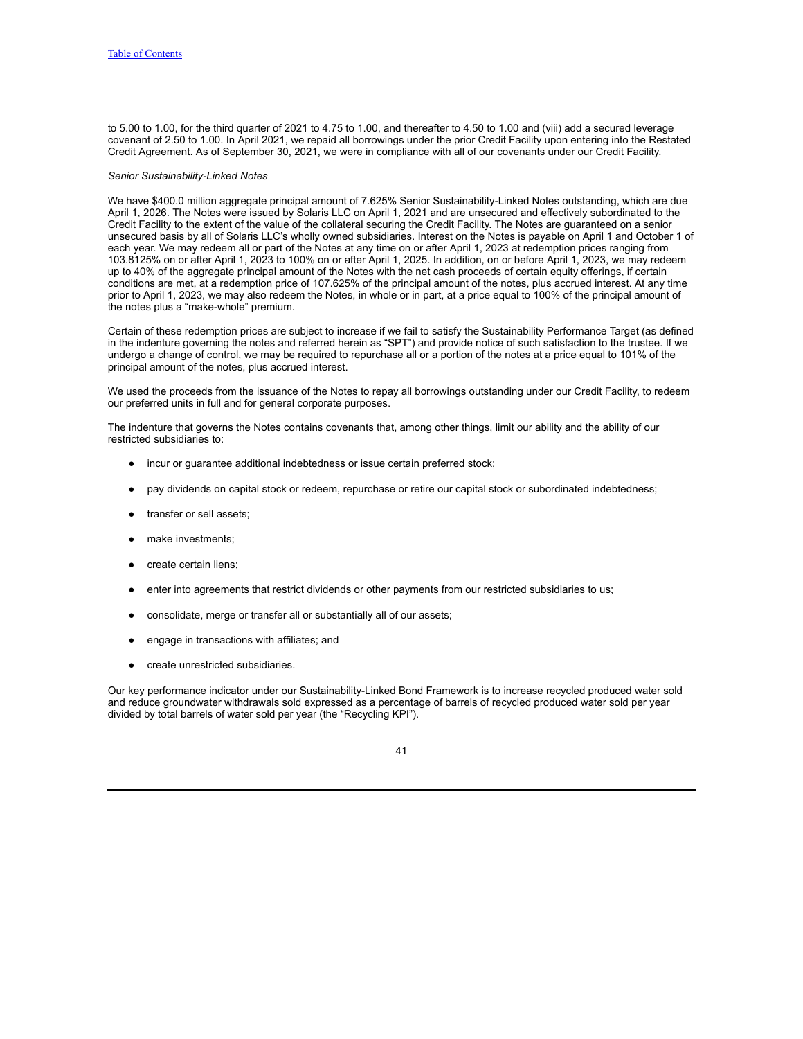to 5.00 to 1.00, for the third quarter of 2021 to 4.75 to 1.00, and thereafter to 4.50 to 1.00 and (viii) add a secured leverage covenant of 2.50 to 1.00. In April 2021, we repaid all borrowings under the prior Credit Facility upon entering into the Restated Credit Agreement. As of September 30, 2021, we were in compliance with all of our covenants under our Credit Facility.

*Senior Sustainability-Linked Notes*

We have $400.0 million aggregate principal amount of 7.625% Senior Sustainability-Linked Notes outstanding, which are due April 1, 2026. The Notes were issued by Solaris LLC on April 1, 2021 and are unsecured and effectively subordinated to the Credit Facility to the extent of the value of the collateral securing the Credit Facility. The Notes are guaranteed on a senior unsecured basis by all of Solaris LLC's wholly owned subsidiaries. Interest on the Notes is payable on April 1 and October 1 of each year. We may redeem all or part of the Notes at any time on or after April 1, 2023 at redemption prices ranging from 103.8125% on or after April 1, 2023 to 100% on or after April 1, 2025. In addition, on or before April 1, 2023, we may redeem up to 40% of the aggregate principal amount of the Notes with the net cash proceeds of certain equity offerings, if certain conditions are met, at a redemption price of 107.625% of the principal amount of the notes, plus accrued interest. At any time prior to April 1, 2023, we may also redeem the Notes, in whole or in part, at a price equal to 100% of the principal amount of the notes plus a "make-whole" premium.

Certain of these redemption prices are subject to increase if we fail to satisfy the Sustainability Performance Target (as defined in the indenture governing the notes and referred herein as "SPT") and provide notice of such satisfaction to the trustee. If we undergo a change of control, we may be required to repurchase all or a portion of the notes at a price equal to 101% of the principal amount of the notes, plus accrued interest.

We used the proceeds from the issuance of the Notes to repay all borrowings outstanding under our Credit Facility, to redeem our preferred units in full and for general corporate purposes.

The indenture that governs the Notes contains covenants that, among other things, limit our ability and the ability of our restricted subsidiaries to:

- incur or guarantee additional indebtedness or issue certain preferred stock;
- pay dividends on capital stock or redeem, repurchase or retire our capital stock or subordinated indebtedness;
- transfer or sell assets;
- make investments;
- create certain liens;
- enter into agreements that restrict dividends or other payments from our restricted subsidiaries to us;
- consolidate, merge or transfer all or substantially all of our assets;
- engage in transactions with affiliates; and
- create unrestricted subsidiaries.

Our key performance indicator under our Sustainability-Linked Bond Framework is to increase recycled produced water sold and reduce groundwater withdrawals sold expressed as a percentage of barrels of recycled produced water sold per year divided by total barrels of water sold per year (the "Recycling KPI").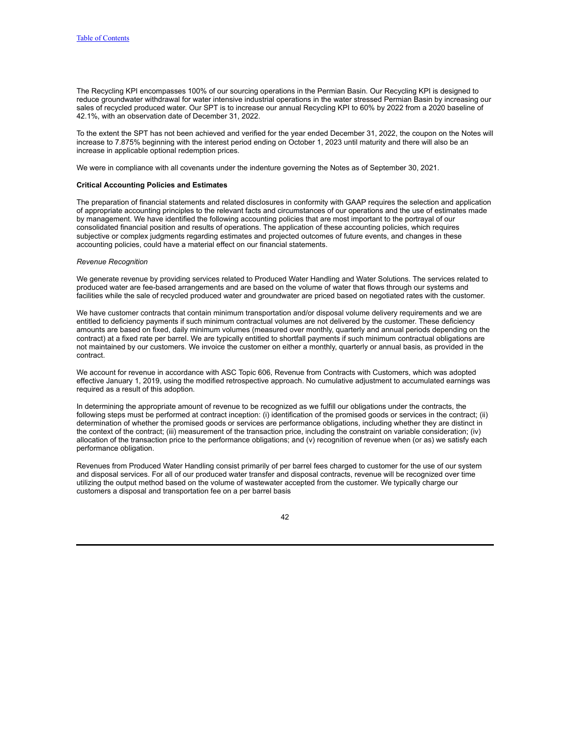The Recycling KPI encompasses 100% of our sourcing operations in the Permian Basin. Our Recycling KPI is designed to reduce groundwater withdrawal for water intensive industrial operations in the water stressed Permian Basin by increasing our sales of recycled produced water. Our SPT is to increase our annual Recycling KPI to 60% by 2022 from a 2020 baseline of 42.1%, with an observation date of December 31, 2022.

To the extent the SPT has not been achieved and verified for the year ended December 31, 2022, the coupon on the Notes will increase to 7.875% beginning with the interest period ending on October 1, 2023 until maturity and there will also be an increase in applicable optional redemption prices.

We were in compliance with all covenants under the indenture governing the Notes as of September 30, 2021.

**Critical Accounting Policies and Estimates**

The preparation of financial statements and related disclosures in conformity with GAAP requires the selection and application of appropriate accounting principles to the relevant facts and circumstances of our operations and the use of estimates made by management. We have identified the following accounting policies that are most important to the portrayal of our consolidated financial position and results of operations. The application of these accounting policies, which requires subjective or complex judgments regarding estimates and projected outcomes of future events, and changes in these accounting policies, could have a material effect on our financial statements.

*Revenue Recognition*

We generate revenue by providing services related to Produced Water Handling and Water Solutions. The services related to produced water are fee-based arrangements and are based on the volume of water that flows through our systems and facilities while the sale of recycled produced water and groundwater are priced based on negotiated rates with the customer.

We have customer contracts that contain minimum transportation and/or disposal volume delivery requirements and we are entitled to deficiency payments if such minimum contractual volumes are not delivered by the customer. These deficiency amounts are based on fixed, daily minimum volumes (measured over monthly, quarterly and annual periods depending on the contract) at a fixed rate per barrel. We are typically entitled to shortfall payments if such minimum contractual obligations are not maintained by our customers. We invoice the customer on either a monthly, quarterly or annual basis, as provided in the contract.

We account for revenue in accordance with ASC Topic 606, Revenue from Contracts with Customers, which was adopted effective January 1, 2019, using the modified retrospective approach. No cumulative adjustment to accumulated earnings was required as a result of this adoption.

In determining the appropriate amount of revenue to be recognized as we fulfill our obligations under the contracts, the following steps must be performed at contract inception: (i) identification of the promised goods or services in the contract; (ii) determination of whether the promised goods or services are performance obligations, including whether they are distinct in the context of the contract; (iii) measurement of the transaction price, including the constraint on variable consideration; (iv) allocation of the transaction price to the performance obligations; and (v) recognition of revenue when (or as) we satisfy each performance obligation.

Revenues from Produced Water Handling consist primarily of per barrel fees charged to customer for the use of our system and disposal services. For all of our produced water transfer and disposal contracts, revenue will be recognized over time utilizing the output method based on the volume of wastewater accepted from the customer. We typically charge our customers a disposal and transportation fee on a per barrel basis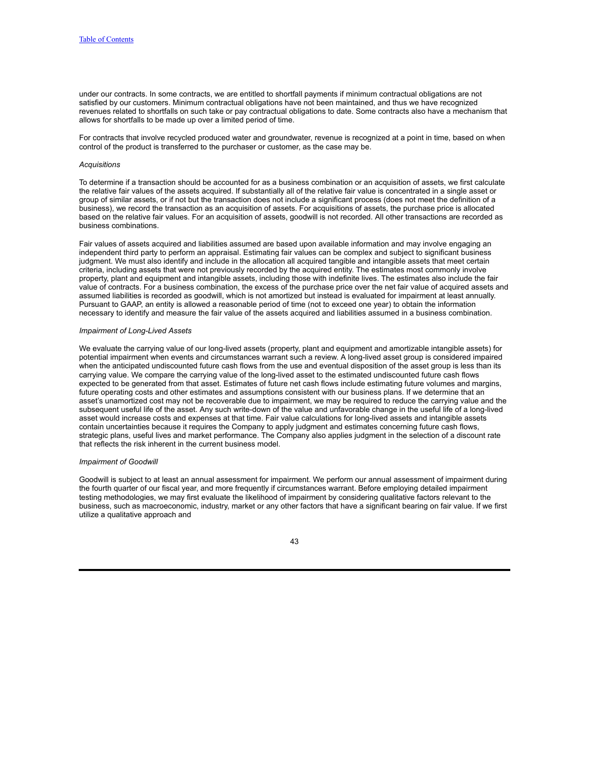under our contracts. In some contracts, we are entitled to shortfall payments if minimum contractual obligations are not satisfied by our customers. Minimum contractual obligations have not been maintained, and thus we have recognized revenues related to shortfalls on such take or pay contractual obligations to date. Some contracts also have a mechanism that allows for shortfalls to be made up over a limited period of time.

For contracts that involve recycled produced water and groundwater, revenue is recognized at a point in time, based on when control of the product is transferred to the purchaser or customer, as the case may be.

*Acquisitions*

To determine if a transaction should be accounted for as a business combination or an acquisition of assets, we first calculate the relative fair values of the assets acquired. If substantially all of the relative fair value is concentrated in a single asset or group of similar assets, or if not but the transaction does not include a significant process (does not meet the definition of a business), we record the transaction as an acquisition of assets. For acquisitions of assets, the purchase price is allocated based on the relative fair values. For an acquisition of assets, goodwill is not recorded. All other transactions are recorded as business combinations.

Fair values of assets acquired and liabilities assumed are based upon available information and may involve engaging an independent third party to perform an appraisal. Estimating fair values can be complex and subject to significant business judgment. We must also identify and include in the allocation all acquired tangible and intangible assets that meet certain criteria, including assets that were not previously recorded by the acquired entity. The estimates most commonly involve property, plant and equipment and intangible assets, including those with indefinite lives. The estimates also include the fair value of contracts. For a business combination, the excess of the purchase price over the net fair value of acquired assets and assumed liabilities is recorded as goodwill, which is not amortized but instead is evaluated for impairment at least annually. Pursuant to GAAP, an entity is allowed a reasonable period of time (not to exceed one year) to obtain the information necessary to identify and measure the fair value of the assets acquired and liabilities assumed in a business combination.

*Impairment of Long-Lived Assets*

We evaluate the carrying value of our long-lived assets (property, plant and equipment and amortizable intangible assets) for potential impairment when events and circumstances warrant such a review. A long-lived asset group is considered impaired when the anticipated undiscounted future cash flows from the use and eventual disposition of the asset group is less than its carrying value. We compare the carrying value of the long-lived asset to the estimated undiscounted future cash flows expected to be generated from that asset. Estimates of future net cash flows include estimating future volumes and margins, future operating costs and other estimates and assumptions consistent with our business plans. If we determine that an asset's unamortized cost may not be recoverable due to impairment, we may be required to reduce the carrying value and the subsequent useful life of the asset. Any such write-down of the value and unfavorable change in the useful life of a long-lived asset would increase costs and expenses at that time. Fair value calculations for long-lived assets and intangible assets contain uncertainties because it requires the Company to apply judgment and estimates concerning future cash flows, strategic plans, useful lives and market performance. The Company also applies judgment in the selection of a discount rate that reflects the risk inherent in the current business model.

*Impairment of Goodwill*

Goodwill is subject to at least an annual assessment for impairment. We perform our annual assessment of impairment during the fourth quarter of our fiscal year, and more frequently if circumstances warrant. Before employing detailed impairment testing methodologies, we may first evaluate the likelihood of impairment by considering qualitative factors relevant to the business, such as macroeconomic, industry, market or any other factors that have a significant bearing on fair value. If we first utilize a qualitative approach and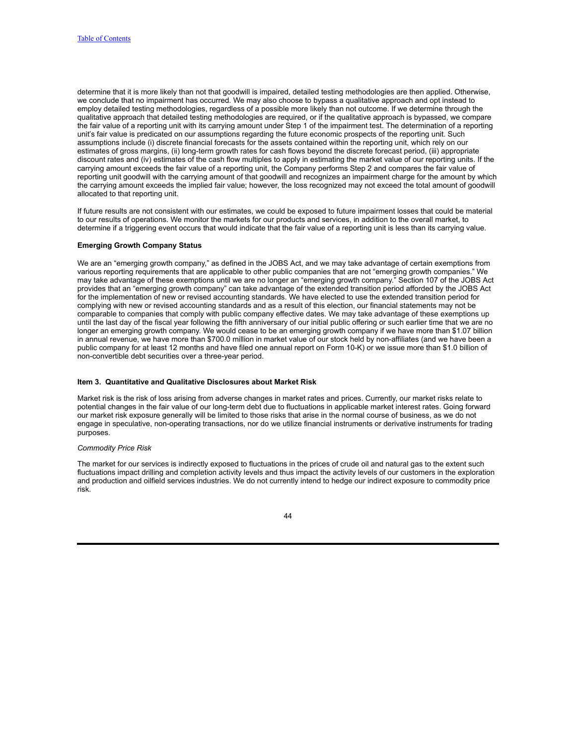determine that it is more likely than not that goodwill is impaired, detailed testing methodologies are then applied. Otherwise, we conclude that no impairment has occurred. We may also choose to bypass a qualitative approach and opt instead to employ detailed testing methodologies, regardless of a possible more likely than not outcome. If we determine through the qualitative approach that detailed testing methodologies are required, or if the qualitative approach is bypassed, we compare the fair value of a reporting unit with its carrying amount under Step 1 of the impairment test. The determination of a reporting unit's fair value is predicated on our assumptions regarding the future economic prospects of the reporting unit. Such assumptions include (i) discrete financial forecasts for the assets contained within the reporting unit, which rely on our estimates of gross margins, (ii) long-term growth rates for cash flows beyond the discrete forecast period, (iii) appropriate discount rates and (iv) estimates of the cash flow multiples to apply in estimating the market value of our reporting units. If the carrying amount exceeds the fair value of a reporting unit, the Company performs Step 2 and compares the fair value of reporting unit goodwill with the carrying amount of that goodwill and recognizes an impairment charge for the amount by which the carrying amount exceeds the implied fair value; however, the loss recognized may not exceed the total amount of goodwill allocated to that reporting unit.

If future results are not consistent with our estimates, we could be exposed to future impairment losses that could be material to our results of operations. We monitor the markets for our products and services, in addition to the overall market, to determine if a triggering event occurs that would indicate that the fair value of a reporting unit is less than its carrying value.

**Emerging Growth Company Status**

We are an "emerging growth company," as defined in the JOBS Act, and we may take advantage of certain exemptions from various reporting requirements that are applicable to other public companies that are not "emerging growth companies." We may take advantage of these exemptions until we are no longer an "emerging growth company." Section 107 of the JOBS Act provides that an "emerging growth company" can take advantage of the extended transition period afforded by the JOBS Act for the implementation of new or revised accounting standards. We have elected to use the extended transition period for complying with new or revised accounting standards and as a result of this election, our financial statements may not be comparable to companies that comply with public company effective dates. We may take advantage of these exemptions up until the last day of the fiscal year following the fifth anniversary of our initial public offering or such earlier time that we are no longer an emerging growth company. We would cease to be an emerging growth company if we have more than $1.07 billion in annual revenue, we have more than $700.0 million in market value of our stock held by non-affiliates (and we have been a public company for at least 12 months and have filed one annual report on Form 10-K) or we issue more than $1.0 billion of non-convertible debt securities over a three-year period.

## Item 3. Quantitative and Qualitative Disclosures about Market Risk

Market risk is the risk of loss arising from adverse changes in market rates and prices. Currently, our market risks relate to potential changes in the fair value of our long-term debt due to fluctuations in applicable market interest rates. Going forward our market risk exposure generally will be limited to those risks that arise in the normal course of business, as we do not engage in speculative, non-operating transactions, nor do we utilize financial instruments or derivative instruments for trading purposes.

*Commodity Price Risk*

The market for our services is indirectly exposed to fluctuations in the prices of crude oil and natural gas to the extent such fluctuations impact drilling and completion activity levels and thus impact the activity levels of our customers in the exploration and production and oilfield services industries. We do not currently intend to hedge our indirect exposure to commodity price risk.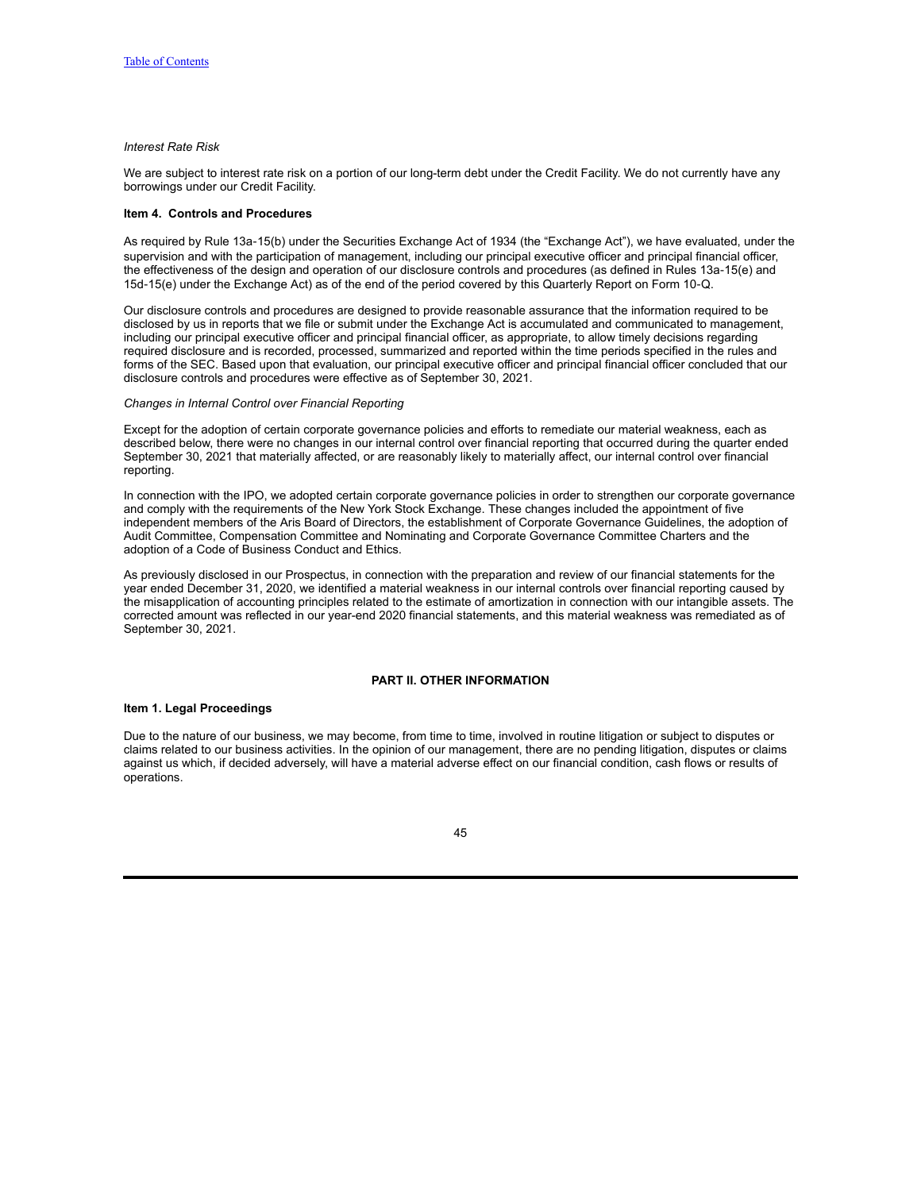*Interest Rate Risk*

We are subject to interest rate risk on a portion of our long-term debt under the Credit Facility. We do not currently have any borrowings under our Credit Facility.

### Item 4. Controls and Procedures

As required by Rule 13a-15(b) under the Securities Exchange Act of 1934 (the "Exchange Act"), we have evaluated, under the supervision and with the participation of management, including our principal executive officer and principal financial officer, the effectiveness of the design and operation of our disclosure controls and procedures (as defined in Rules 13a-15(e) and 15d-15(e) under the Exchange Act) as of the end of the period covered by this Quarterly Report on Form 10-Q.

Our disclosure controls and procedures are designed to provide reasonable assurance that the information required to be disclosed by us in reports that we file or submit under the Exchange Act is accumulated and communicated to management, including our principal executive officer and principal financial officer, as appropriate, to allow timely decisions regarding required disclosure and is recorded, processed, summarized and reported within the time periods specified in the rules and forms of the SEC. Based upon that evaluation, our principal executive officer and principal financial officer concluded that our disclosure controls and procedures were effective as of September 30, 2021.

*Changes in Internal Control over Financial Reporting*

Except for the adoption of certain corporate governance policies and efforts to remediate our material weakness, each as described below, there were no changes in our internal control over financial reporting that occurred during the quarter ended September 30, 2021 that materially affected, or are reasonably likely to materially affect, our internal control over financial reporting.

In connection with the IPO, we adopted certain corporate governance policies in order to strengthen our corporate governance and comply with the requirements of the New York Stock Exchange. These changes included the appointment of five independent members of the Aris Board of Directors, the establishment of Corporate Governance Guidelines, the adoption of Audit Committee, Compensation Committee and Nominating and Corporate Governance Committee Charters and the adoption of a Code of Business Conduct and Ethics.

As previously disclosed in our Prospectus, in connection with the preparation and review of our financial statements for the year ended December 31, 2020, we identified a material weakness in our internal controls over financial reporting caused by the misapplication of accounting principles related to the estimate of amortization in connection with our intangible assets. The corrected amount was reflected in our year-end 2020 financial statements, and this material weakness was remediated as of September 30, 2021.

## PART II. OTHER INFORMATION

### Item 1. Legal Proceedings

Due to the nature of our business, we may become, from time to time, involved in routine litigation or subject to disputes or claims related to our business activities. In the opinion of our management, there are no pending litigation, disputes or claims against us which, if decided adversely, will have a material adverse effect on our financial condition, cash flows or results of operations.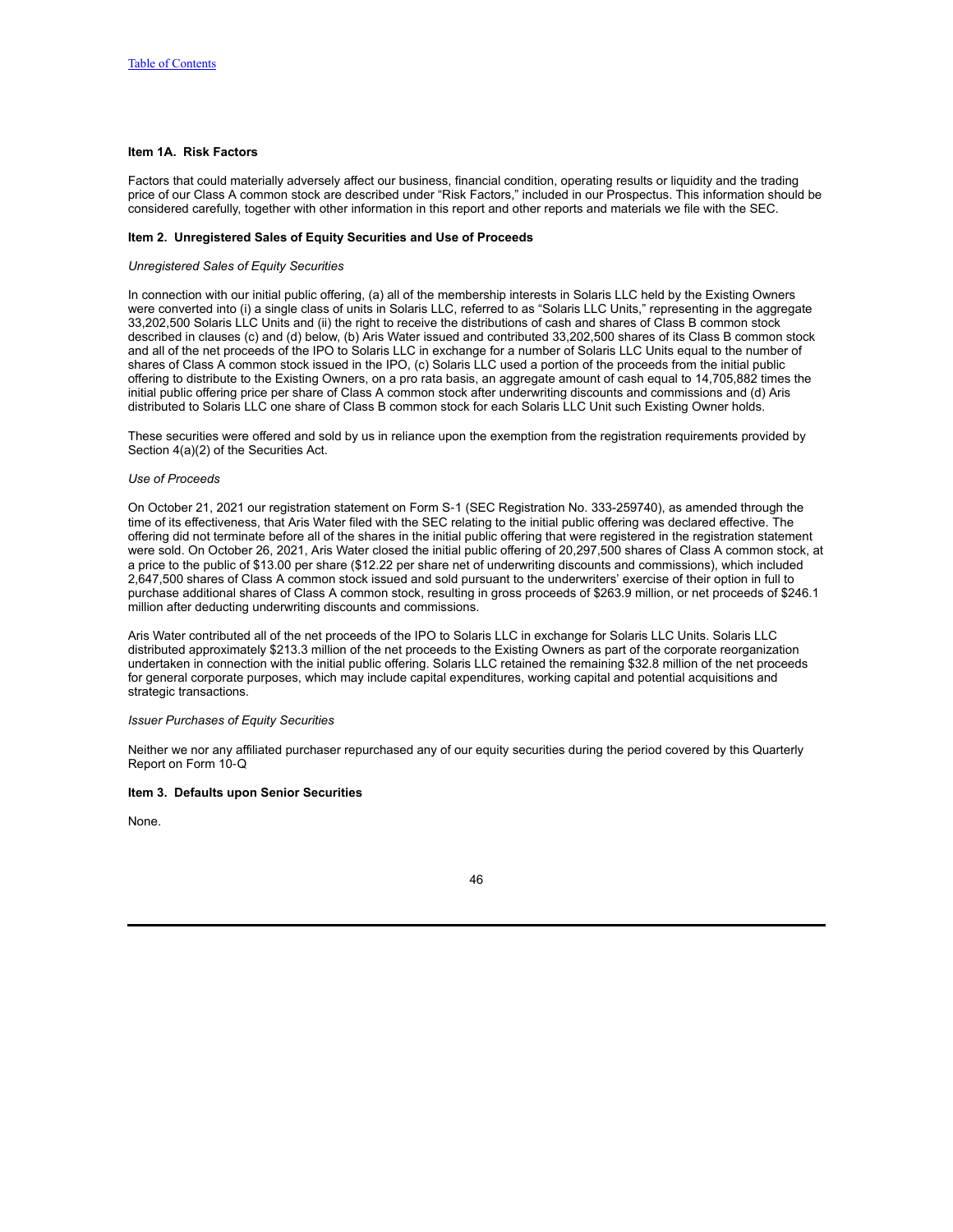### Item 1A. Risk Factors

Factors that could materially adversely affect our business, financial condition, operating results or liquidity and the trading price of our Class A common stock are described under "Risk Factors," included in our Prospectus. This information should be considered carefully, together with other information in this report and other reports and materials we file with the SEC.

### Item 2. Unregistered Sales of Equity Securities and Use of Proceeds

*Unregistered Sales of Equity Securities*

In connection with our initial public offering, (a) all of the membership interests in Solaris LLC held by the Existing Owners were converted into (i) a single class of units in Solaris LLC, referred to as "Solaris LLC Units," representing in the aggregate 33,202,500 Solaris LLC Units and (ii) the right to receive the distributions of cash and shares of Class B common stock described in clauses (c) and (d) below, (b) Aris Water issued and contributed 33,202,500 shares of its Class B common stock and all of the net proceeds of the IPO to Solaris LLC in exchange for a number of Solaris LLC Units equal to the number of shares of Class A common stock issued in the IPO, (c) Solaris LLC used a portion of the proceeds from the initial public offering to distribute to the Existing Owners, on a pro rata basis, an aggregate amount of cash equal to 14,705,882 times the initial public offering price per share of Class A common stock after underwriting discounts and commissions and (d) Aris distributed to Solaris LLC one share of Class B common stock for each Solaris LLC Unit such Existing Owner holds.

These securities were offered and sold by us in reliance upon the exemption from the registration requirements provided by Section 4(a)(2) of the Securities Act.

*Use of Proceeds*

On October 21, 2021 our registration statement on Form S-1 (SEC Registration No. 333-259740), as amended through the time of its effectiveness, that Aris Water filed with the SEC relating to the initial public offering was declared effective. The offering did not terminate before all of the shares in the initial public offering that were registered in the registration statement were sold. On October 26, 2021, Aris Water closed the initial public offering of 20,297,500 shares of Class A common stock, at a price to the public of $13.00 per share ($12.22 per share net of underwriting discounts and commissions), which included 2,647,500 shares of Class A common stock issued and sold pursuant to the underwriters' exercise of their option in full to purchase additional shares of Class A common stock, resulting in gross proceeds of $263.9 million, or net proceeds of $246.1 million after deducting underwriting discounts and commissions.

Aris Water contributed all of the net proceeds of the IPO to Solaris LLC in exchange for Solaris LLC Units. Solaris LLC distributed approximately $213.3 million of the net proceeds to the Existing Owners as part of the corporate reorganization undertaken in connection with the initial public offering. Solaris LLC retained the remaining $32.8 million of the net proceeds for general corporate purposes, which may include capital expenditures, working capital and potential acquisitions and strategic transactions.

*Issuer Purchases of Equity Securities*

Neither we nor any affiliated purchaser repurchased any of our equity securities during the period covered by this Quarterly Report on Form 10-Q

### Item 3. Defaults upon Senior Securities

None.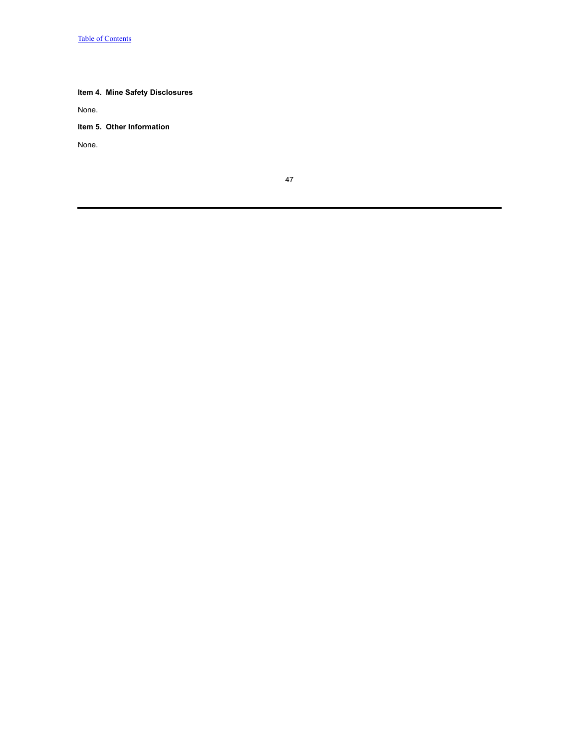**Item 4. Mine Safety Disclosures**

None.

**Item 5. Other Information**

None.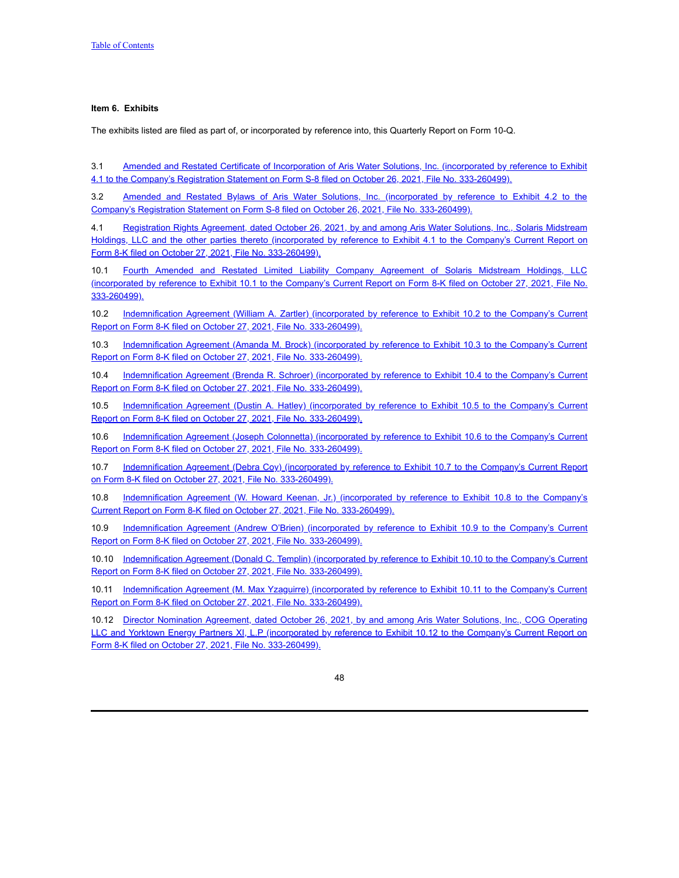Table of Contents

### Item 6. Exhibits

The exhibits listed are filed as part of, or incorporated by reference into, this Quarterly Report on Form 10-Q.

3.1 Amended and Restated Certificate of Incorporation of Aris Water Solutions, Inc. (incorporated by reference to Exhibit 4.1 to the Company's Registration Statement on Form S-8 filed on October 26, 2021, File No. 333-260499).

3.2 Amended and Restated Bylaws of Aris Water Solutions, Inc. (incorporated by reference to Exhibit 4.2 to the Company's Registration Statement on Form S-8 filed on October 26, 2021, File No. 333-260499).

4.1 Registration Rights Agreement, dated October 26, 2021, by and among Aris Water Solutions, Inc., Solaris Midstream Holdings, LLC and the other parties thereto (incorporated by reference to Exhibit 4.1 to the Company's Current Report on Form 8-K filed on October 27, 2021, File No. 333-260499).

10.1 Fourth Amended and Restated Limited Liability Company Agreement of Solaris Midstream Holdings, LLC (incorporated by reference to Exhibit 10.1 to the Company's Current Report on Form 8-K filed on October 27, 2021, File No. 333-260499).

10.2 Indemnification Agreement (William A. Zartler) (incorporated by reference to Exhibit 10.2 to the Company's Current Report on Form 8-K filed on October 27, 2021, File No. 333-260499).

10.3 Indemnification Agreement (Amanda M. Brock) (incorporated by reference to Exhibit 10.3 to the Company's Current Report on Form 8-K filed on October 27, 2021, File No. 333-260499).

10.4 Indemnification Agreement (Brenda R. Schroer) (incorporated by reference to Exhibit 10.4 to the Company's Current Report on Form 8-K filed on October 27, 2021, File No. 333-260499).

10.5 Indemnification Agreement (Dustin A. Hatley) (incorporated by reference to Exhibit 10.5 to the Company's Current Report on Form 8-K filed on October 27, 2021, File No. 333-260499).

10.6 Indemnification Agreement (Joseph Colonnetta) (incorporated by reference to Exhibit 10.6 to the Company's Current Report on Form 8-K filed on October 27, 2021, File No. 333-260499).

10.7 Indemnification Agreement (Debra Coy) (incorporated by reference to Exhibit 10.7 to the Company's Current Report on Form 8-K filed on October 27, 2021, File No. 333-260499).

10.8 Indemnification Agreement (W. Howard Keenan, Jr.) (incorporated by reference to Exhibit 10.8 to the Company's Current Report on Form 8-K filed on October 27, 2021, File No. 333-260499).

10.9 Indemnification Agreement (Andrew O'Brien) (incorporated by reference to Exhibit 10.9 to the Company's Current Report on Form 8-K filed on October 27, 2021, File No. 333-260499).

10.10 Indemnification Agreement (Donald C. Templin) (incorporated by reference to Exhibit 10.10 to the Company's Current Report on Form 8-K filed on October 27, 2021, File No. 333-260499).

10.11 Indemnification Agreement (M. Max Yzaguirre) (incorporated by reference to Exhibit 10.11 to the Company's Current Report on Form 8-K filed on October 27, 2021, File No. 333-260499).

10.12 Director Nomination Agreement, dated October 26, 2021, by and among Aris Water Solutions, Inc., COG Operating LLC and Yorktown Energy Partners XI, L.P (incorporated by reference to Exhibit 10.12 to the Company's Current Report on Form 8-K filed on October 27, 2021, File No. 333-260499).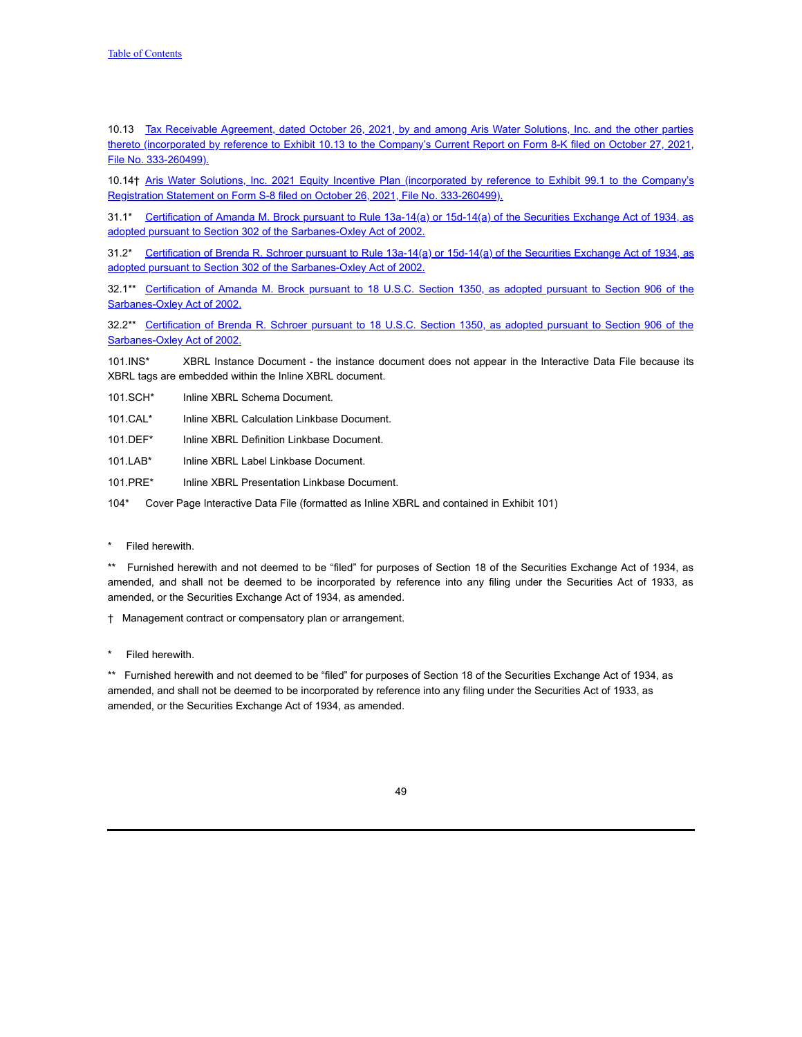10.13 Tax Receivable Agreement, dated October 26, 2021, by and among Aris Water Solutions, Inc. and the other parties thereto (incorporated by reference to Exhibit 10.13 to the Company's Current Report on Form 8-K filed on October 27, 2021, File No. 333-260499).

10.14† Aris Water Solutions, Inc. 2021 Equity Incentive Plan (incorporated by reference to Exhibit 99.1 to the Company's Registration Statement on Form S-8 filed on October 26, 2021, File No. 333-260499).

31.1* Certification of Amanda M. Brock pursuant to Rule 13a-14(a) or 15d-14(a) of the Securities Exchange Act of 1934, as adopted pursuant to Section 302 of the Sarbanes-Oxley Act of 2002.

31.2* Certification of Brenda R. Schroer pursuant to Rule 13a-14(a) or 15d-14(a) of the Securities Exchange Act of 1934, as adopted pursuant to Section 302 of the Sarbanes-Oxley Act of 2002.

32.1** Certification of Amanda M. Brock pursuant to 18 U.S.C. Section 1350, as adopted pursuant to Section 906 of the Sarbanes-Oxley Act of 2002.

32.2** Certification of Brenda R. Schroer pursuant to 18 U.S.C. Section 1350, as adopted pursuant to Section 906 of the Sarbanes-Oxley Act of 2002.

101.INS* XBRL Instance Document - the instance document does not appear in the Interactive Data File because its XBRL tags are embedded within the Inline XBRL document.

101.SCH* Inline XBRL Schema Document.

101.CAL* Inline XBRL Calculation Linkbase Document.

101.DEF* Inline XBRL Definition Linkbase Document.

101.LAB* Inline XBRL Label Linkbase Document.

101.PRE* Inline XBRL Presentation Linkbase Document.

104* Cover Page Interactive Data File (formatted as Inline XBRL and contained in Exhibit 101)

\* Filed herewith.

** Furnished herewith and not deemed to be "filed" for purposes of Section 18 of the Securities Exchange Act of 1934, as amended, and shall not be deemed to be incorporated by reference into any filing under the Securities Act of 1933, as amended, or the Securities Exchange Act of 1934, as amended.

† Management contract or compensatory plan or arrangement.

\* Filed herewith.

** Furnished herewith and not deemed to be "filed" for purposes of Section 18 of the Securities Exchange Act of 1934, as amended, and shall not be deemed to be incorporated by reference into any filing under the Securities Act of 1933, as amended, or the Securities Exchange Act of 1934, as amended.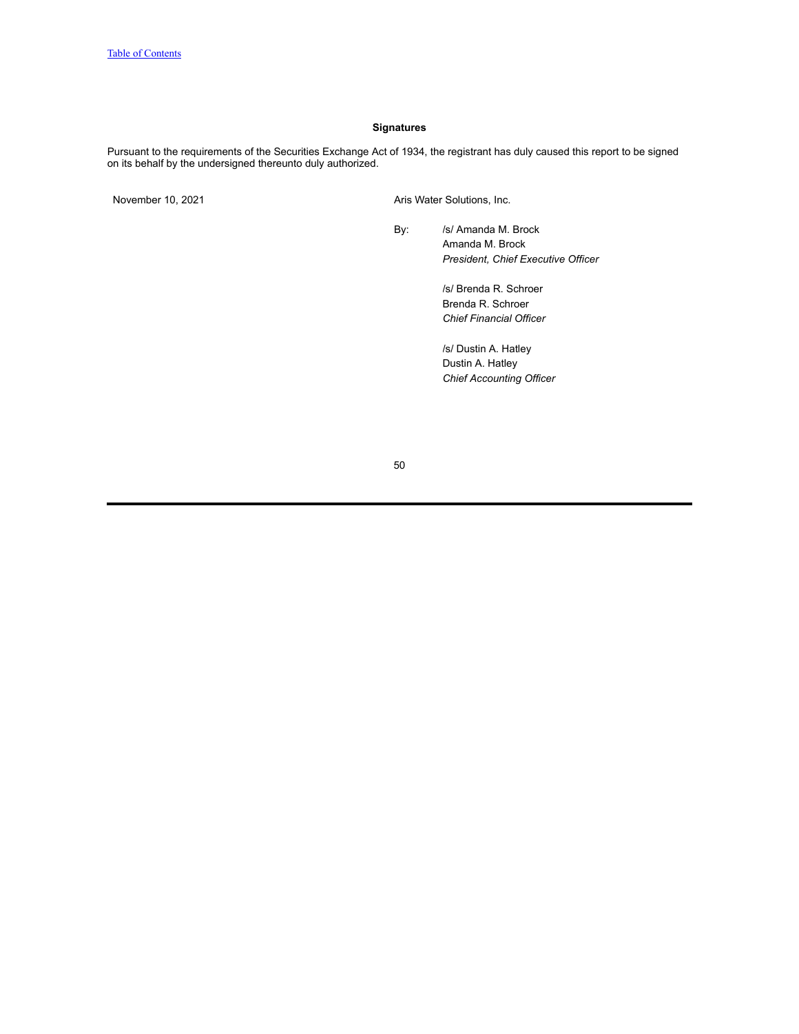**Signatures**

Pursuant to the requirements of the Securities Exchange Act of 1934, the registrant has duly caused this report to be signed on its behalf by the undersigned thereunto duly authorized.

November 10, 2021

Aris Water Solutions, Inc.

By: /s/ Amanda M. Brock
Amanda M. Brock
*President, Chief Executive Officer*

/s/ Brenda R. Schroer
Brenda R. Schroer
*Chief Financial Officer*

/s/ Dustin A. Hatley
Dustin A. Hatley
*Chief Accounting Officer*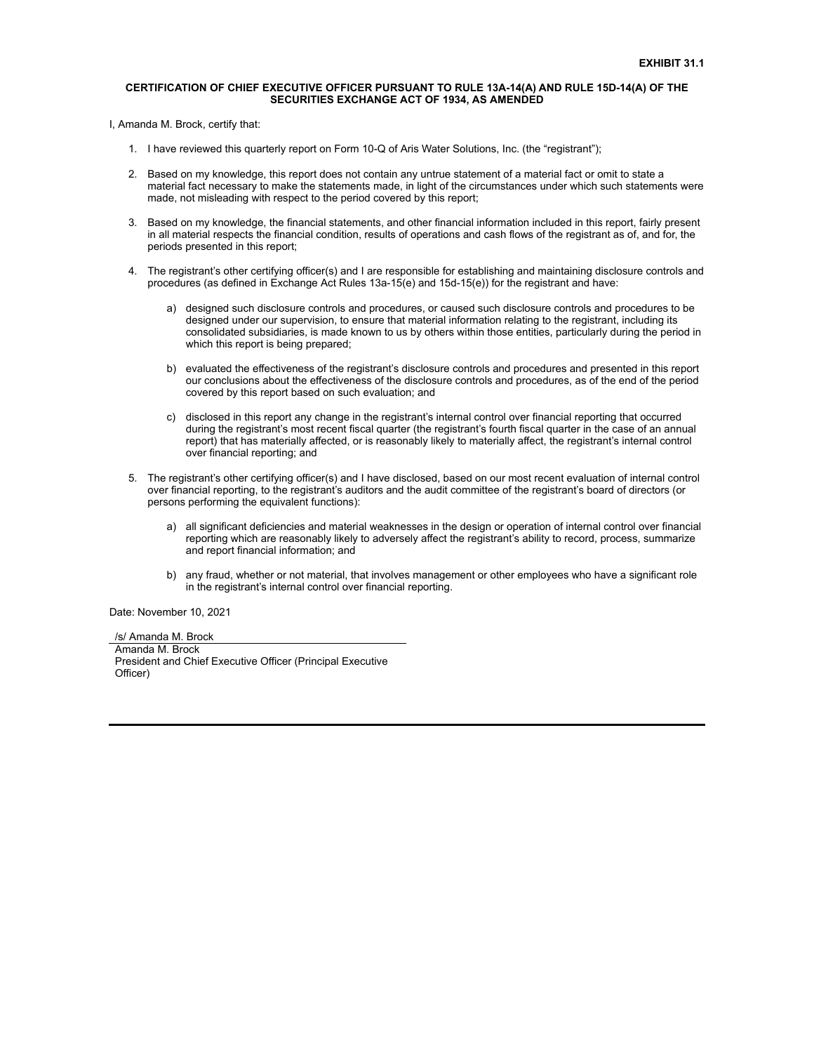**EXHIBIT 31.1**

**CERTIFICATION OF CHIEF EXECUTIVE OFFICER PURSUANT TO RULE 13A-14(A) AND RULE 15D-14(A) OF THE SECURITIES EXCHANGE ACT OF 1934, AS AMENDED**

I, Amanda M. Brock, certify that:

1. I have reviewed this quarterly report on Form 10-Q of Aris Water Solutions, Inc. (the "registrant");

2. Based on my knowledge, this report does not contain any untrue statement of a material fact or omit to state a material fact necessary to make the statements made, in light of the circumstances under which such statements were made, not misleading with respect to the period covered by this report;

3. Based on my knowledge, the financial statements, and other financial information included in this report, fairly present in all material respects the financial condition, results of operations and cash flows of the registrant as of, and for, the periods presented in this report;

4. The registrant's other certifying officer(s) and I are responsible for establishing and maintaining disclosure controls and procedures (as defined in Exchange Act Rules 13a-15(e) and 15d-15(e)) for the registrant and have:

   a) designed such disclosure controls and procedures, or caused such disclosure controls and procedures to be designed under our supervision, to ensure that material information relating to the registrant, including its consolidated subsidiaries, is made known to us by others within those entities, particularly during the period in which this report is being prepared;

   b) evaluated the effectiveness of the registrant's disclosure controls and procedures and presented in this report our conclusions about the effectiveness of the disclosure controls and procedures, as of the end of the period covered by this report based on such evaluation; and

   c) disclosed in this report any change in the registrant's internal control over financial reporting that occurred during the registrant's most recent fiscal quarter (the registrant's fourth fiscal quarter in the case of an annual report) that has materially affected, or is reasonably likely to materially affect, the registrant's internal control over financial reporting; and

5. The registrant's other certifying officer(s) and I have disclosed, based on our most recent evaluation of internal control over financial reporting, to the registrant's auditors and the audit committee of the registrant's board of directors (or persons performing the equivalent functions):

   a) all significant deficiencies and material weaknesses in the design or operation of internal control over financial reporting which are reasonably likely to adversely affect the registrant's ability to record, process, summarize and report financial information; and

   b) any fraud, whether or not material, that involves management or other employees who have a significant role in the registrant's internal control over financial reporting.

Date: November 10, 2021

/s/ Amanda M. Brock
Amanda M. Brock
President and Chief Executive Officer (Principal Executive Officer)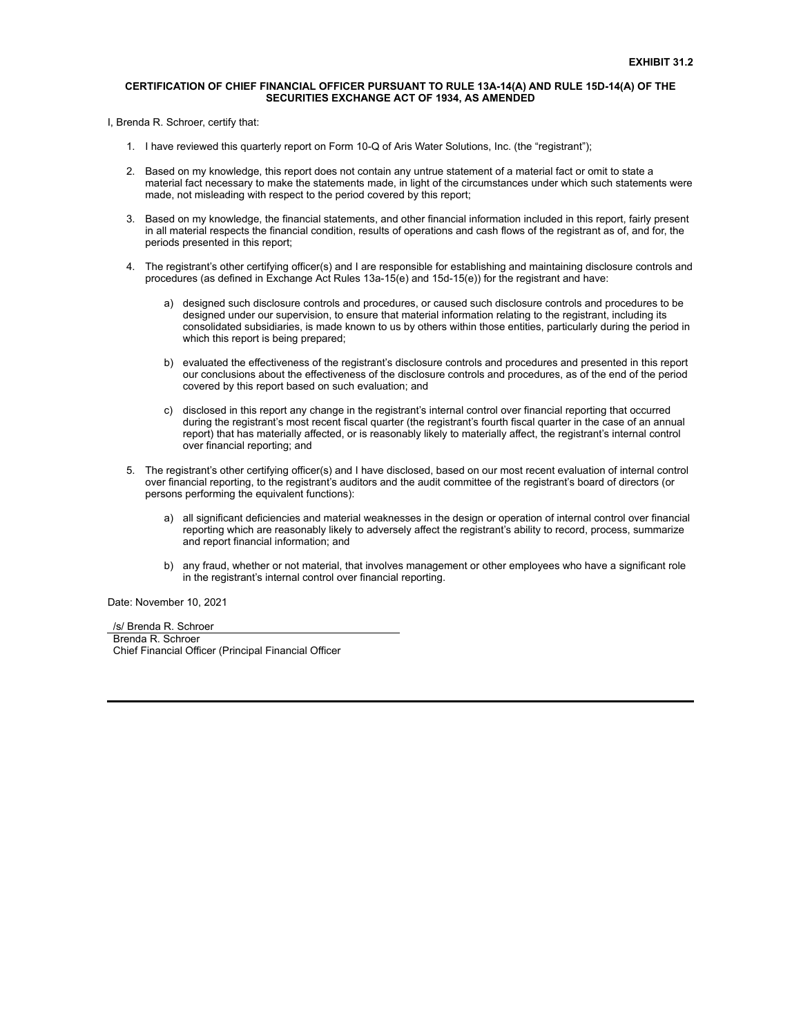**EXHIBIT 31.2**

**CERTIFICATION OF CHIEF FINANCIAL OFFICER PURSUANT TO RULE 13A-14(A) AND RULE 15D-14(A) OF THE SECURITIES EXCHANGE ACT OF 1934, AS AMENDED**

I, Brenda R. Schroer, certify that:

1. I have reviewed this quarterly report on Form 10-Q of Aris Water Solutions, Inc. (the "registrant");

2. Based on my knowledge, this report does not contain any untrue statement of a material fact or omit to state a material fact necessary to make the statements made, in light of the circumstances under which such statements were made, not misleading with respect to the period covered by this report;

3. Based on my knowledge, the financial statements, and other financial information included in this report, fairly present in all material respects the financial condition, results of operations and cash flows of the registrant as of, and for, the periods presented in this report;

4. The registrant's other certifying officer(s) and I are responsible for establishing and maintaining disclosure controls and procedures (as defined in Exchange Act Rules 13a-15(e) and 15d-15(e)) for the registrant and have:

   a) designed such disclosure controls and procedures, or caused such disclosure controls and procedures to be designed under our supervision, to ensure that material information relating to the registrant, including its consolidated subsidiaries, is made known to us by others within those entities, particularly during the period in which this report is being prepared;

   b) evaluated the effectiveness of the registrant's disclosure controls and procedures and presented in this report our conclusions about the effectiveness of the disclosure controls and procedures, as of the end of the period covered by this report based on such evaluation; and

   c) disclosed in this report any change in the registrant's internal control over financial reporting that occurred during the registrant's most recent fiscal quarter (the registrant's fourth fiscal quarter in the case of an annual report) that has materially affected, or is reasonably likely to materially affect, the registrant's internal control over financial reporting; and

5. The registrant's other certifying officer(s) and I have disclosed, based on our most recent evaluation of internal control over financial reporting, to the registrant's auditors and the audit committee of the registrant's board of directors (or persons performing the equivalent functions):

   a) all significant deficiencies and material weaknesses in the design or operation of internal control over financial reporting which are reasonably likely to adversely affect the registrant's ability to record, process, summarize and report financial information; and

   b) any fraud, whether or not material, that involves management or other employees who have a significant role in the registrant's internal control over financial reporting.

Date: November 10, 2021

/s/ Brenda R. Schroer

Brenda R. Schroer
Chief Financial Officer (Principal Financial Officer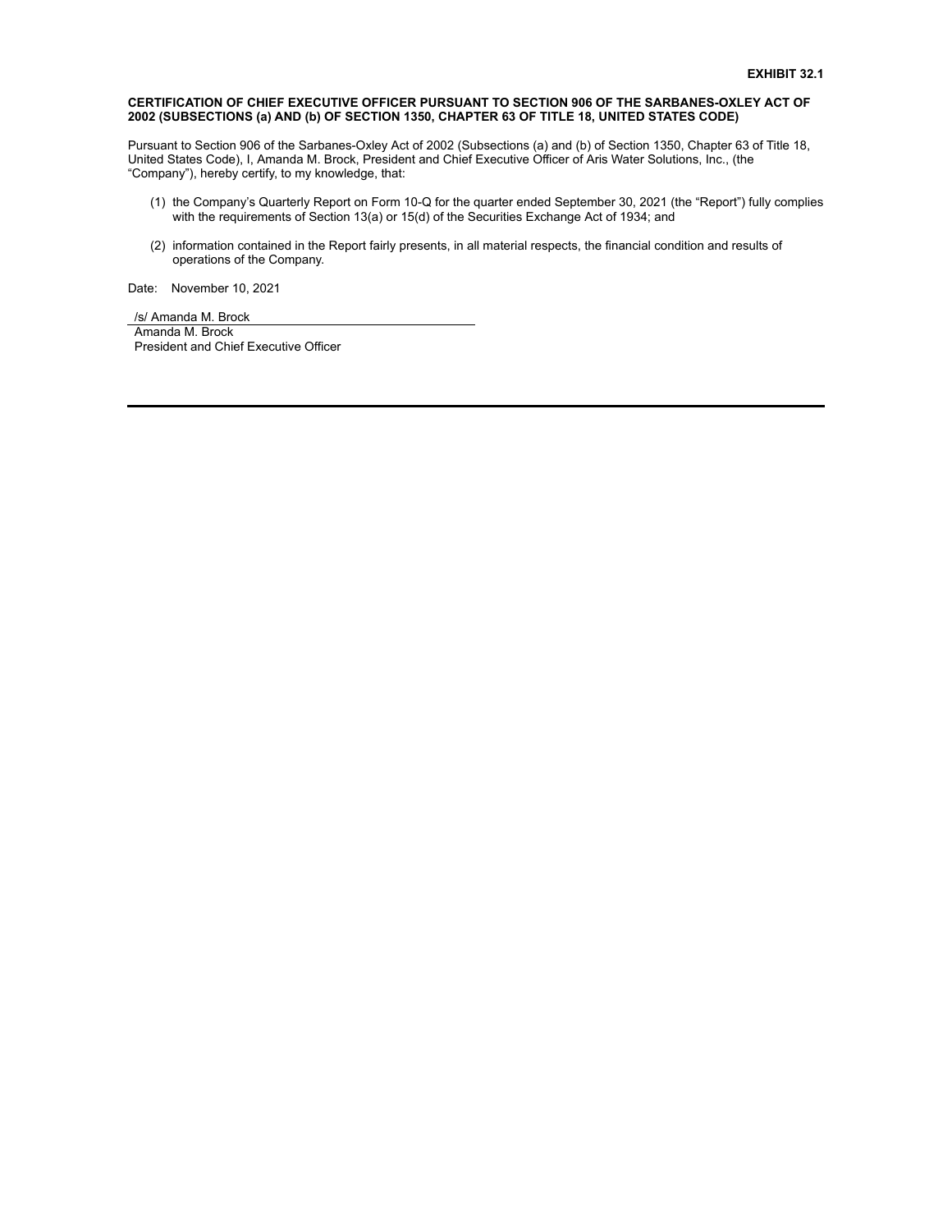**EXHIBIT 32.1**

**CERTIFICATION OF CHIEF EXECUTIVE OFFICER PURSUANT TO SECTION 906 OF THE SARBANES-OXLEY ACT OF 2002 (SUBSECTIONS (a) AND (b) OF SECTION 1350, CHAPTER 63 OF TITLE 18, UNITED STATES CODE)**

Pursuant to Section 906 of the Sarbanes-Oxley Act of 2002 (Subsections (a) and (b) of Section 1350, Chapter 63 of Title 18, United States Code), I, Amanda M. Brock, President and Chief Executive Officer of Aris Water Solutions, Inc., (the "Company"), hereby certify, to my knowledge, that:

(1) the Company's Quarterly Report on Form 10-Q for the quarter ended September 30, 2021 (the "Report") fully complies with the requirements of Section 13(a) or 15(d) of the Securities Exchange Act of 1934; and

(2) information contained in the Report fairly presents, in all material respects, the financial condition and results of operations of the Company.

Date: November 10, 2021

/s/ Amanda M. Brock
Amanda M. Brock
President and Chief Executive Officer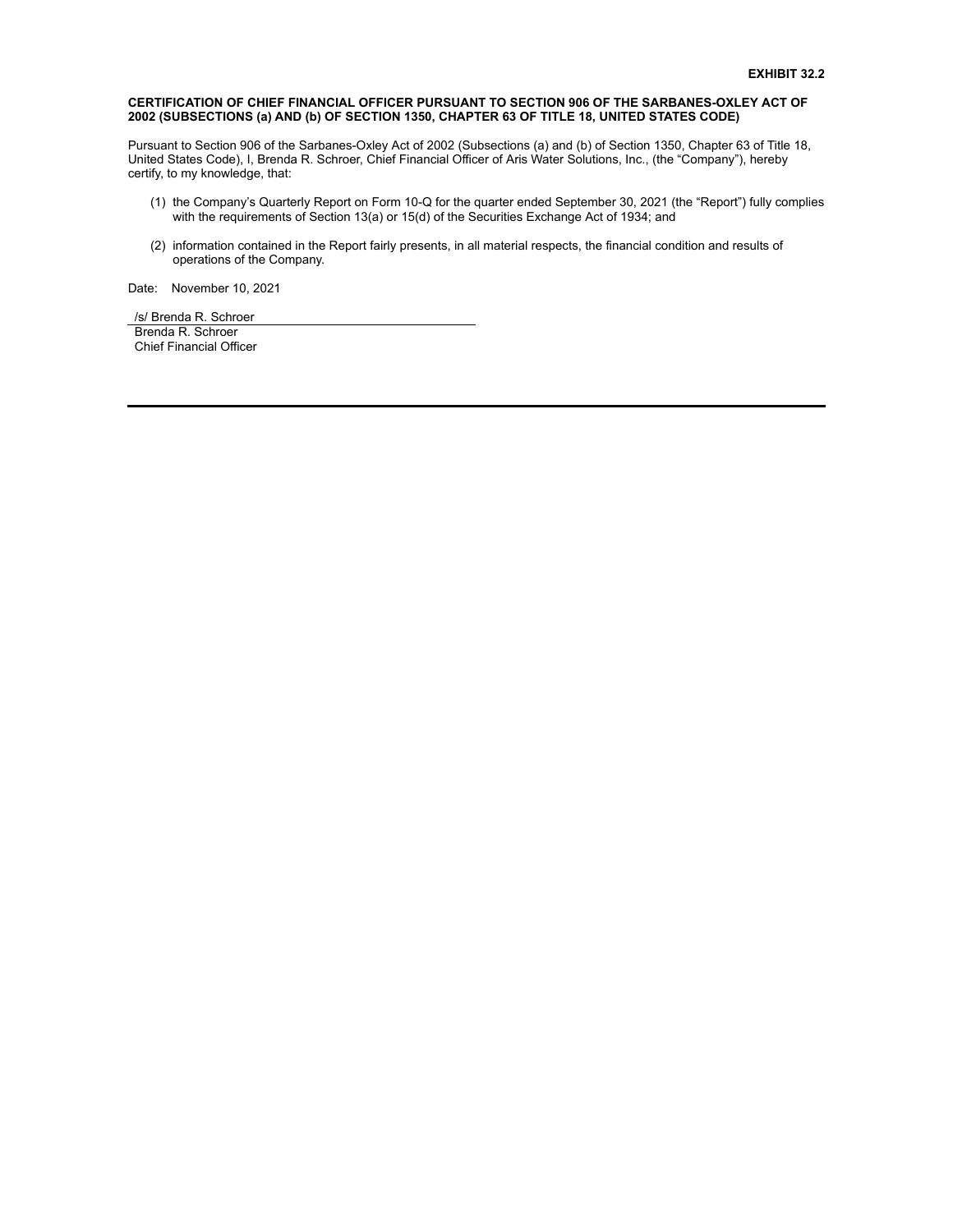**EXHIBIT 32.2**

**CERTIFICATION OF CHIEF FINANCIAL OFFICER PURSUANT TO SECTION 906 OF THE SARBANES-OXLEY ACT OF 2002 (SUBSECTIONS (a) AND (b) OF SECTION 1350, CHAPTER 63 OF TITLE 18, UNITED STATES CODE)**

Pursuant to Section 906 of the Sarbanes-Oxley Act of 2002 (Subsections (a) and (b) of Section 1350, Chapter 63 of Title 18, United States Code), I, Brenda R. Schroer, Chief Financial Officer of Aris Water Solutions, Inc., (the "Company"), hereby certify, to my knowledge, that:

(1) the Company's Quarterly Report on Form 10-Q for the quarter ended September 30, 2021 (the "Report") fully complies with the requirements of Section 13(a) or 15(d) of the Securities Exchange Act of 1934; and

(2) information contained in the Report fairly presents, in all material respects, the financial condition and results of operations of the Company.

Date: November 10, 2021

/s/ Brenda R. Schroer
Brenda R. Schroer
Chief Financial Officer